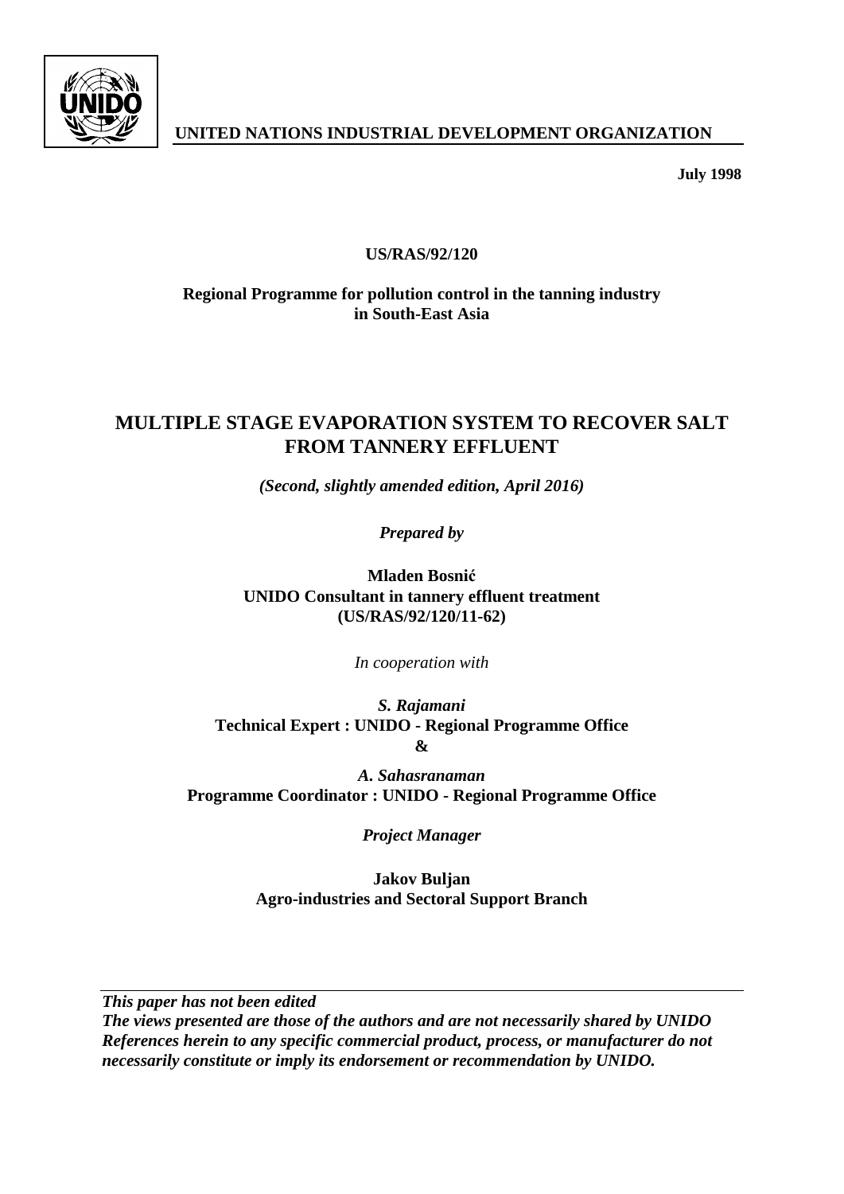**UNITED NATIONS INDUSTRIAL DEVELOPMENT ORGANIZATION**

**July 1998**

**US/RAS/92/120**

**Regional Programme for pollution control in the tanning industry in South-East Asia**

# MULTIPLE STAGE EVAPORATION SYSTEM TO RECOVER SALT FROM TANNERY EFFLUENT

***(Second, slightly amended edition, April 2016)***

***Prepared by***

**Mladen Bosnić**
**UNIDO Consultant in tannery effluent treatment**
**(US/RAS/92/120/11-62)**

*In cooperation with*

***S. Rajamani***
**Technical Expert : UNIDO - Regional Programme Office**
**&**

***A. Sahasranaman***
**Programme Coordinator : UNIDO - Regional Programme Office**

***Project Manager***

**Jakov Buljan**
**Agro-industries and Sectoral Support Branch**

---

***This paper has not been edited***
***The views presented are those of the authors and are not necessarily shared by UNIDO***
***References herein to any specific commercial product, process, or manufacturer do not necessarily constitute or imply its endorsement or recommendation by UNIDO.***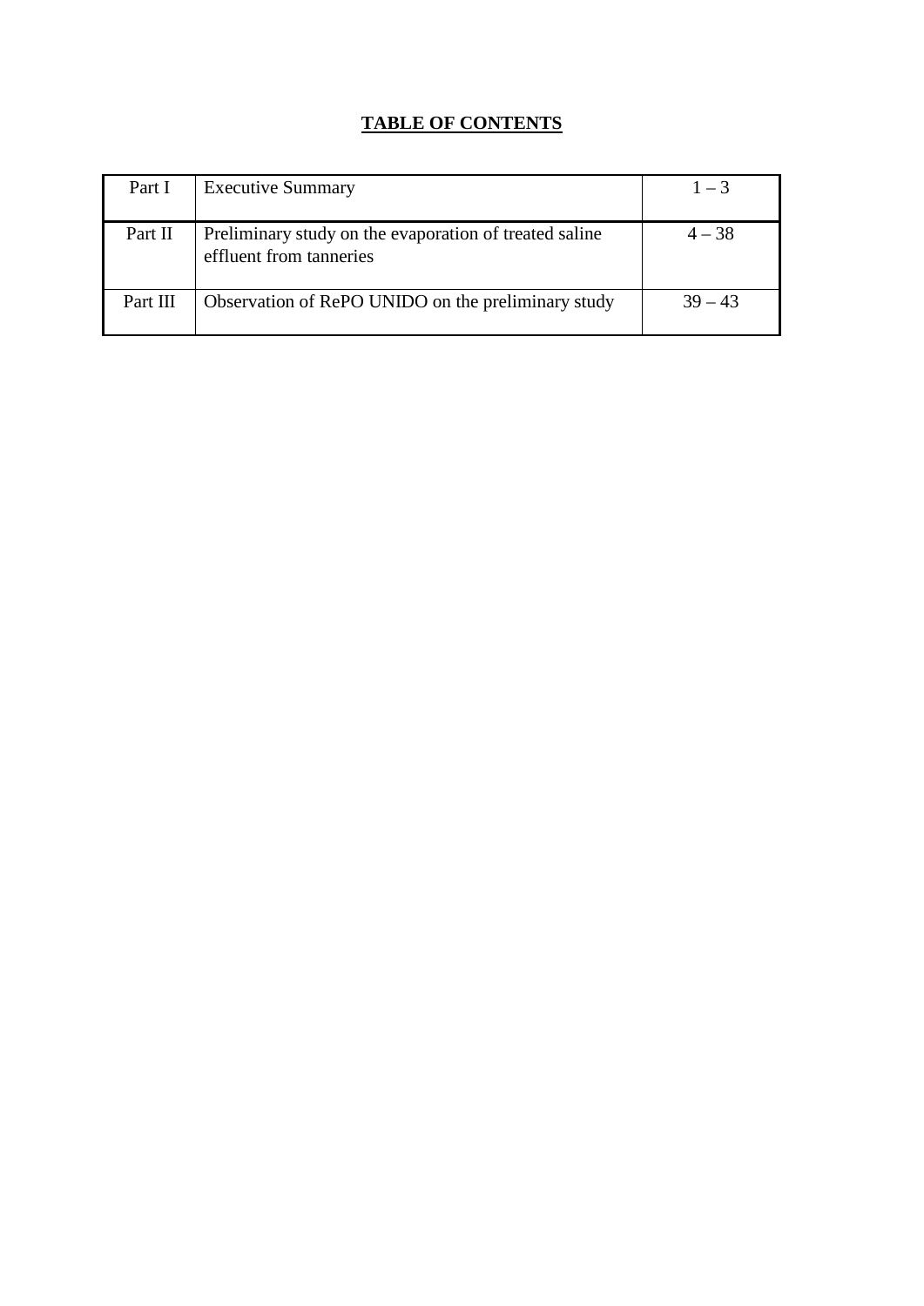**TABLE OF CONTENTS**

| | | |
|---|---|---|
| Part I | Executive Summary | 1 – 3 |
| Part II | Preliminary study on the evaporation of treated saline effluent from tanneries | 4 – 38 |
| Part III | Observation of RePO UNIDO on the preliminary study | 39 – 43 |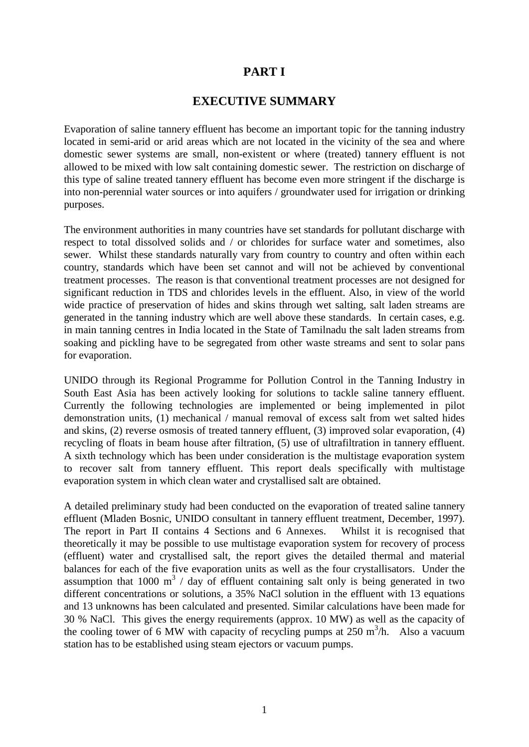# PART I

## EXECUTIVE SUMMARY

Evaporation of saline tannery effluent has become an important topic for the tanning industry located in semi-arid or arid areas which are not located in the vicinity of the sea and where domestic sewer systems are small, non-existent or where (treated) tannery effluent is not allowed to be mixed with low salt containing domestic sewer. The restriction on discharge of this type of saline treated tannery effluent has become even more stringent if the discharge is into non-perennial water sources or into aquifers / groundwater used for irrigation or drinking purposes.

The environment authorities in many countries have set standards for pollutant discharge with respect to total dissolved solids and / or chlorides for surface water and sometimes, also sewer. Whilst these standards naturally vary from country to country and often within each country, standards which have been set cannot and will not be achieved by conventional treatment processes. The reason is that conventional treatment processes are not designed for significant reduction in TDS and chlorides levels in the effluent. Also, in view of the world wide practice of preservation of hides and skins through wet salting, salt laden streams are generated in the tanning industry which are well above these standards. In certain cases, e.g. in main tanning centres in India located in the State of Tamilnadu the salt laden streams from soaking and pickling have to be segregated from other waste streams and sent to solar pans for evaporation.

UNIDO through its Regional Programme for Pollution Control in the Tanning Industry in South East Asia has been actively looking for solutions to tackle saline tannery effluent. Currently the following technologies are implemented or being implemented in pilot demonstration units, (1) mechanical / manual removal of excess salt from wet salted hides and skins, (2) reverse osmosis of treated tannery effluent, (3) improved solar evaporation, (4) recycling of floats in beam house after filtration, (5) use of ultrafiltration in tannery effluent. A sixth technology which has been under consideration is the multistage evaporation system to recover salt from tannery effluent. This report deals specifically with multistage evaporation system in which clean water and crystallised salt are obtained.

A detailed preliminary study had been conducted on the evaporation of treated saline tannery effluent (Mladen Bosnic, UNIDO consultant in tannery effluent treatment, December, 1997). The report in Part II contains 4 Sections and 6 Annexes. Whilst it is recognised that theoretically it may be possible to use multistage evaporation system for recovery of process (effluent) water and crystallised salt, the report gives the detailed thermal and material balances for each of the five evaporation units as well as the four crystallisators. Under the assumption that 1000 $m^3$ / day of effluent containing salt only is being generated in two different concentrations or solutions, a 35% NaCl solution in the effluent with 13 equations and 13 unknowns has been calculated and presented. Similar calculations have been made for 30 % NaCl. This gives the energy requirements (approx. 10 MW) as well as the capacity of the cooling tower of 6 MW with capacity of recycling pumps at 250 $m^3$/h. Also a vacuum station has to be established using steam ejectors or vacuum pumps.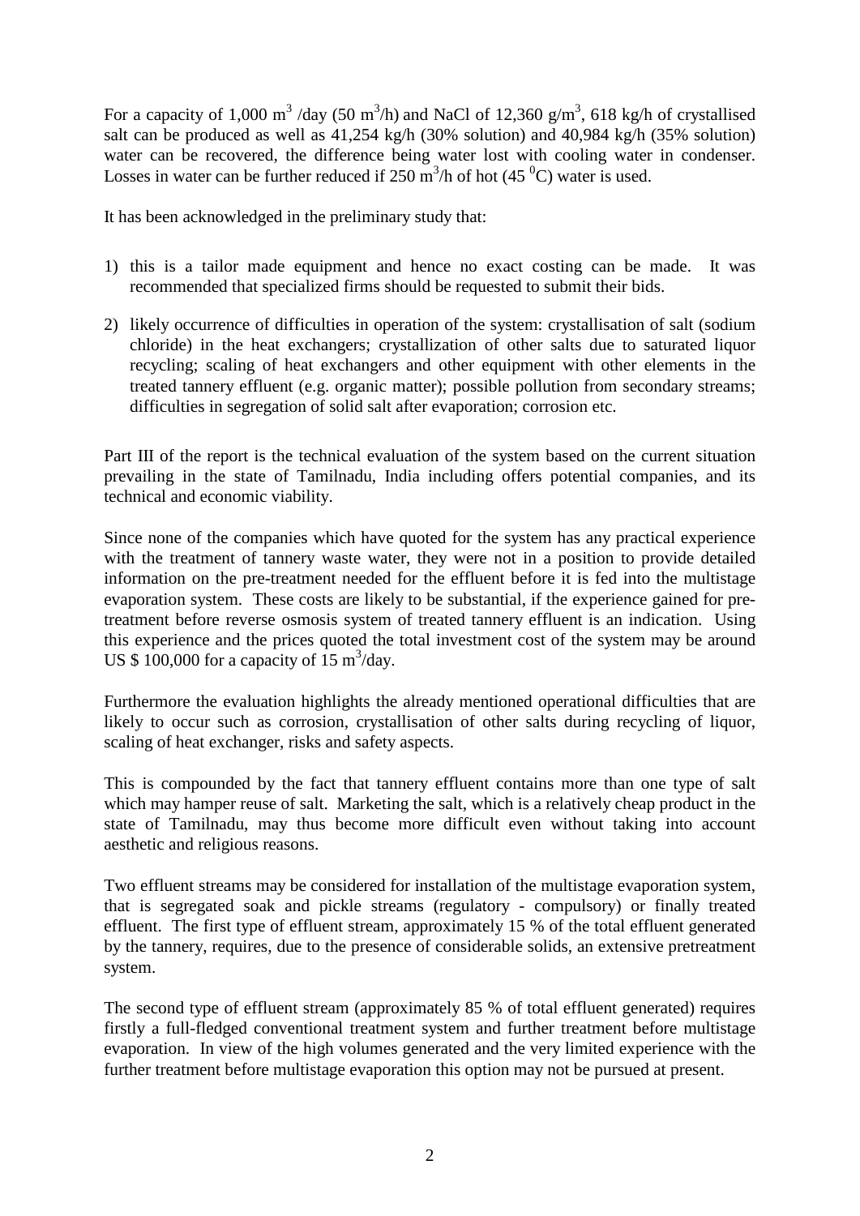For a capacity of 1,000 $m^3$ /day (50 $m^3$/h) and NaCl of 12,360 g/$m^3$, 618 kg/h of crystallised salt can be produced as well as 41,254 kg/h (30% solution) and 40,984 kg/h (35% solution) water can be recovered, the difference being water lost with cooling water in condenser. Losses in water can be further reduced if 250 $m^3$/h of hot (45 $^0$C) water is used.

It has been acknowledged in the preliminary study that:

1) this is a tailor made equipment and hence no exact costing can be made. It was recommended that specialized firms should be requested to submit their bids.
2) likely occurrence of difficulties in operation of the system: crystallisation of salt (sodium chloride) in the heat exchangers; crystallization of other salts due to saturated liquor recycling; scaling of heat exchangers and other equipment with other elements in the treated tannery effluent (e.g. organic matter); possible pollution from secondary streams; difficulties in segregation of solid salt after evaporation; corrosion etc.

Part III of the report is the technical evaluation of the system based on the current situation prevailing in the state of Tamilnadu, India including offers potential companies, and its technical and economic viability.

Since none of the companies which have quoted for the system has any practical experience with the treatment of tannery waste water, they were not in a position to provide detailed information on the pre-treatment needed for the effluent before it is fed into the multistage evaporation system. These costs are likely to be substantial, if the experience gained for pre-treatment before reverse osmosis system of treated tannery effluent is an indication. Using this experience and the prices quoted the total investment cost of the system may be around US $ 100,000 for a capacity of 15 $m^3$/day.

Furthermore the evaluation highlights the already mentioned operational difficulties that are likely to occur such as corrosion, crystallisation of other salts during recycling of liquor, scaling of heat exchanger, risks and safety aspects.

This is compounded by the fact that tannery effluent contains more than one type of salt which may hamper reuse of salt. Marketing the salt, which is a relatively cheap product in the state of Tamilnadu, may thus become more difficult even without taking into account aesthetic and religious reasons.

Two effluent streams may be considered for installation of the multistage evaporation system, that is segregated soak and pickle streams (regulatory - compulsory) or finally treated effluent. The first type of effluent stream, approximately 15 % of the total effluent generated by the tannery, requires, due to the presence of considerable solids, an extensive pretreatment system.

The second type of effluent stream (approximately 85 % of total effluent generated) requires firstly a full-fledged conventional treatment system and further treatment before multistage evaporation. In view of the high volumes generated and the very limited experience with the further treatment before multistage evaporation this option may not be pursued at present.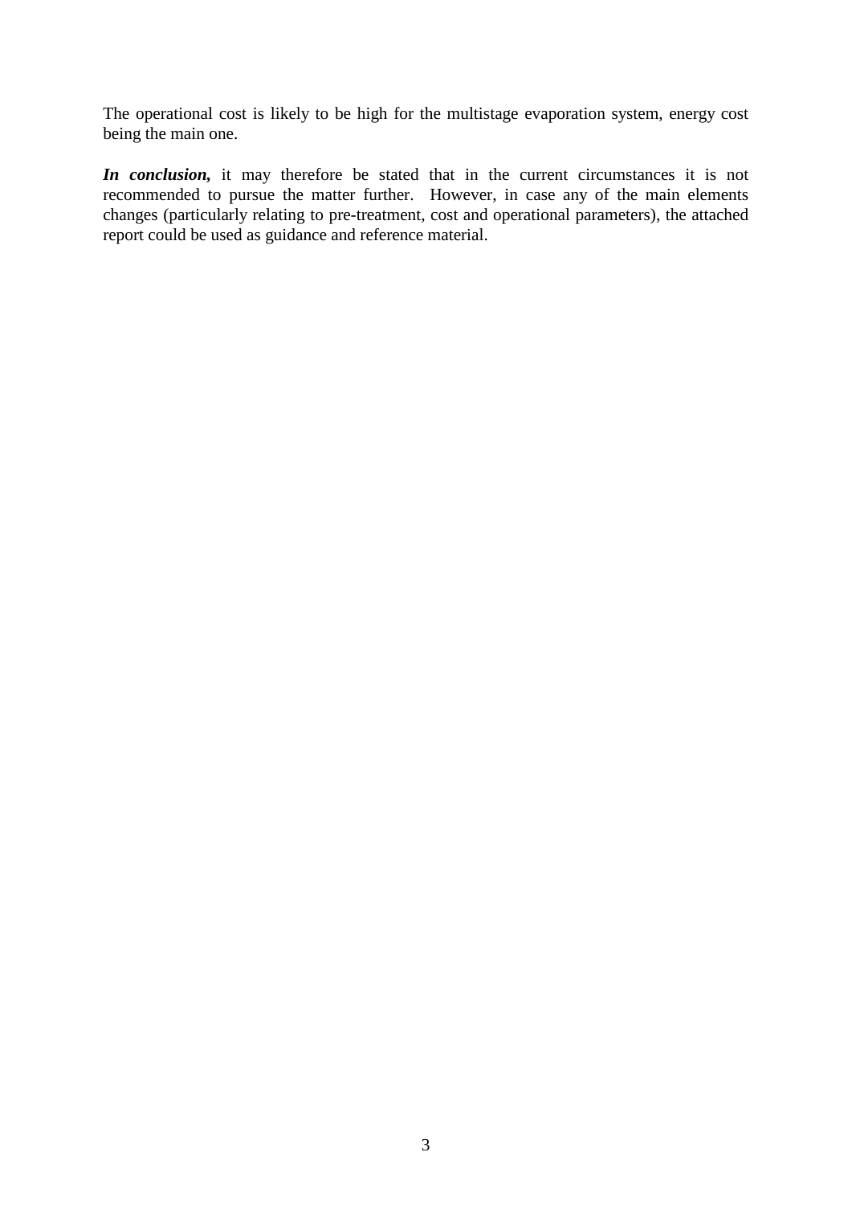The operational cost is likely to be high for the multistage evaporation system, energy cost being the main one.

***In conclusion,*** it may therefore be stated that in the current circumstances it is not recommended to pursue the matter further. However, in case any of the main elements changes (particularly relating to pre-treatment, cost and operational parameters), the attached report could be used as guidance and reference material.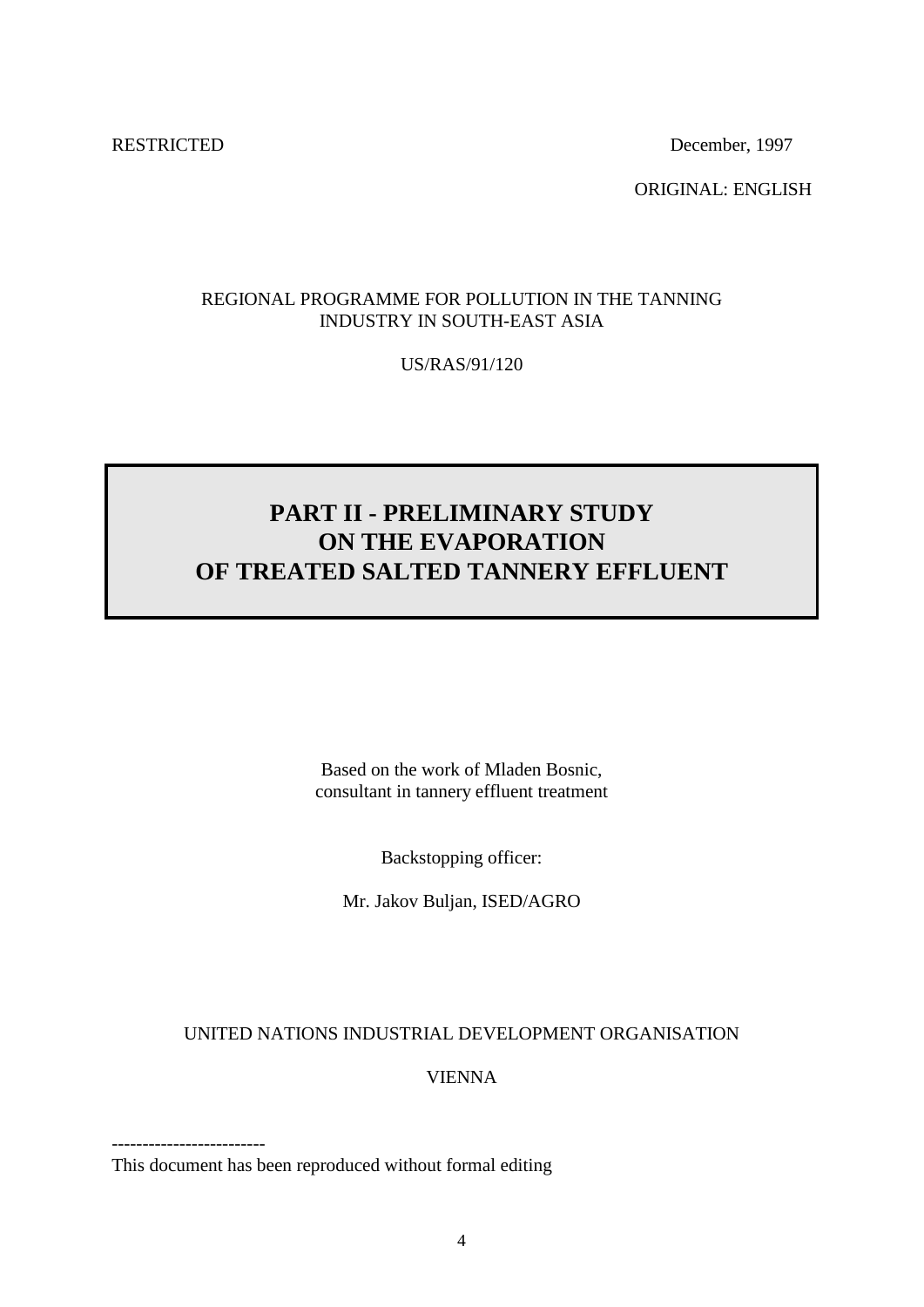RESTRICTED December, 1997

ORIGINAL: ENGLISH

REGIONAL PROGRAMME FOR POLLUTION IN THE TANNING INDUSTRY IN SOUTH-EAST ASIA

US/RAS/91/120

# PART II - PRELIMINARY STUDY ON THE EVAPORATION OF TREATED SALTED TANNERY EFFLUENT

Based on the work of Mladen Bosnic,
consultant in tannery effluent treatment

Backstopping officer:

Mr. Jakov Buljan, ISED/AGRO

UNITED NATIONS INDUSTRIAL DEVELOPMENT ORGANISATION

VIENNA

------------------------

This document has been reproduced without formal editing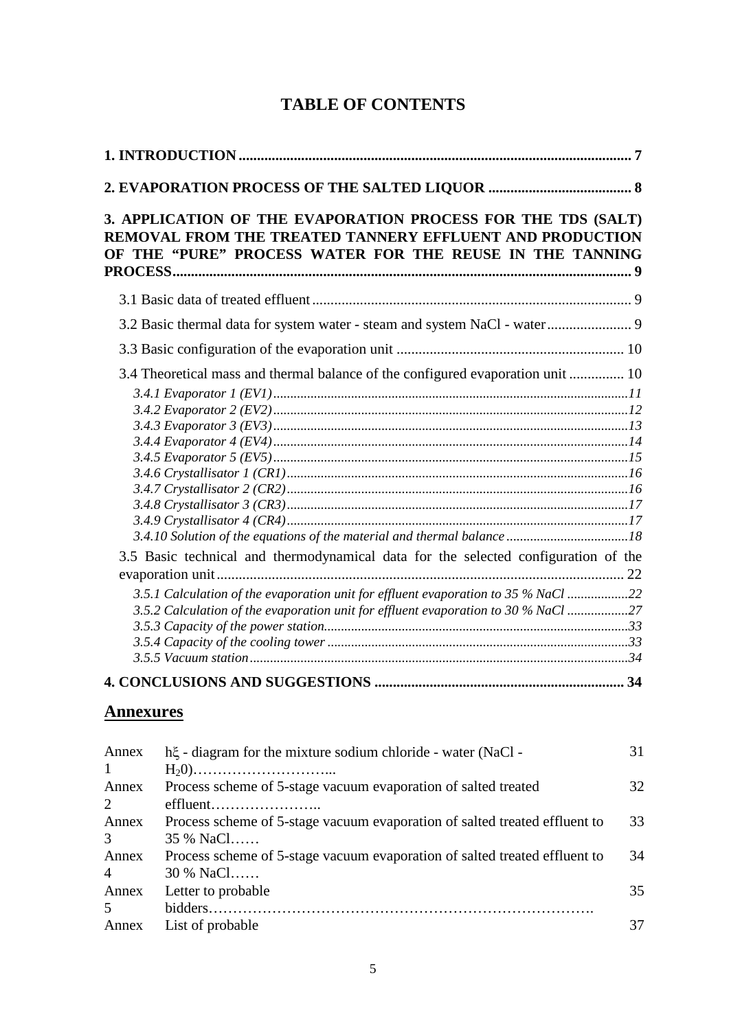# TABLE OF CONTENTS

**1. INTRODUCTION** .......... **7**

**2. EVAPORATION PROCESS OF THE SALTED LIQUOR** .......... **8**

**3. APPLICATION OF THE EVAPORATION PROCESS FOR THE TDS (SALT) REMOVAL FROM THE TREATED TANNERY EFFLUENT AND PRODUCTION OF THE "PURE" PROCESS WATER FOR THE REUSE IN THE TANNING PROCESS** .......... **9**

- 3.1 Basic data of treated effluent .......... 9
- 3.2 Basic thermal data for system water - steam and system NaCl - water .......... 9
- 3.3 Basic configuration of the evaporation unit .......... 10
- 3.4 Theoretical mass and thermal balance of the configured evaporation unit .......... 10
  - *3.4.1 Evaporator 1 (EV1)* .......... *11*
  - *3.4.2 Evaporator 2 (EV2)* .......... *12*
  - *3.4.3 Evaporator 3 (EV3)* .......... *13*
  - *3.4.4 Evaporator 4 (EV4)* .......... *14*
  - *3.4.5 Evaporator 5 (EV5)* .......... *15*
  - *3.4.6 Crystallisator 1 (CR1)* .......... *16*
  - *3.4.7 Crystallisator 2 (CR2)* .......... *16*
  - *3.4.8 Crystallisator 3 (CR3)* .......... *17*
  - *3.4.9 Crystallisator 4 (CR4)* .......... *17*
  - *3.4.10 Solution of the equations of the material and thermal balance* .......... *18*
- 3.5 Basic technical and thermodynamical data for the selected configuration of the evaporation unit .......... 22
  - *3.5.1 Calculation of the evaporation unit for effluent evaporation to 35 % NaCl* .......... *22*
  - *3.5.2 Calculation of the evaporation unit for effluent evaporation to 30 % NaCl* .......... *27*
  - *3.5.3 Capacity of the power station* .......... *33*
  - *3.5.4 Capacity of the cooling tower* .......... *33*
  - *3.5.5 Vacuum station* .......... *34*

**4. CONCLUSIONS AND SUGGESTIONS** .......... **34**

## Annexures

| | | |
|---|---|---|
| Annex 1 | hξ - diagram for the mixture sodium chloride - water ($NaCl$ - $H_20$)……………………... | 31 |
| Annex 2 | Process scheme of 5-stage vacuum evaporation of salted treated effluent………………….. | 32 |
| Annex 3 | Process scheme of 5-stage vacuum evaporation of salted treated effluent to 35 % NaCl…… | 33 |
| Annex 4 | Process scheme of 5-stage vacuum evaporation of salted treated effluent to 30 % NaCl…… | 34 |
| Annex 5 | Letter to probable bidders……………………………………………………………………. | 35 |
| Annex | List of probable | 37 |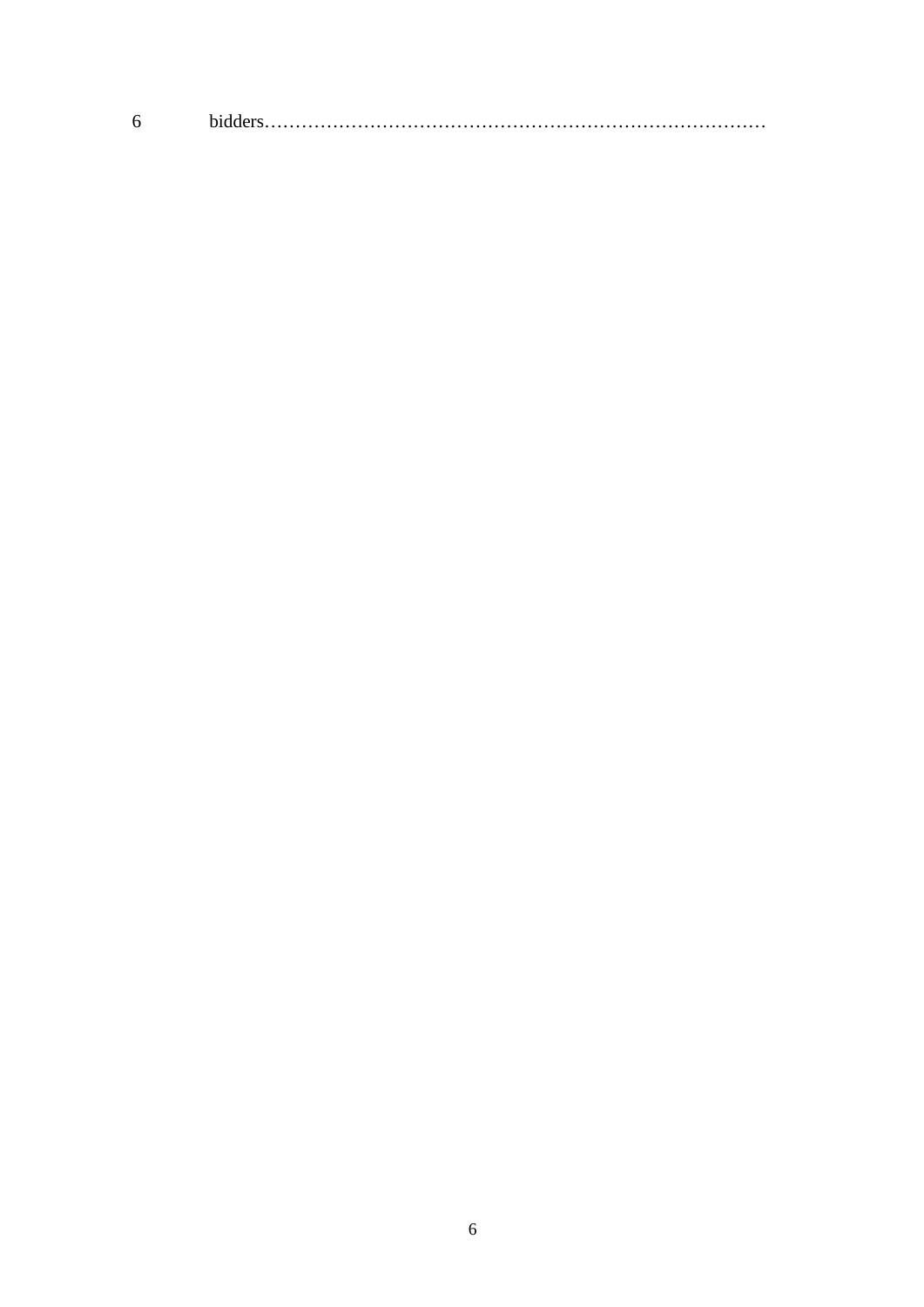6 bidders………………………………………………………………………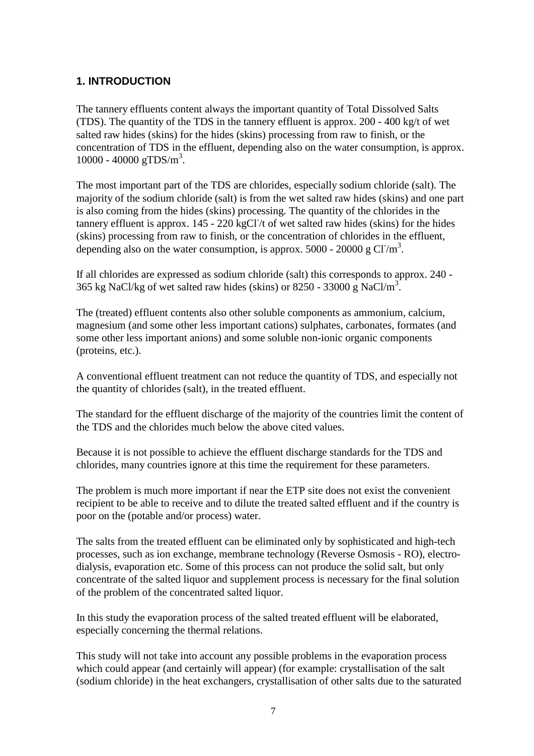## 1. INTRODUCTION

The tannery effluents content always the important quantity of Total Dissolved Salts (TDS). The quantity of the TDS in the tannery effluent is approx. 200 - 400 kg/t of wet salted raw hides (skins) for the hides (skins) processing from raw to finish, or the concentration of TDS in the effluent, depending also on the water consumption, is approx. 10000 - 40000 gTDS/$m^3$.

The most important part of the TDS are chlorides, especially sodium chloride (salt). The majority of the sodium chloride (salt) is from the wet salted raw hides (skins) and one part is also coming from the hides (skins) processing. The quantity of the chlorides in the tannery effluent is approx. 145 - 220 kg$Cl^-$/t of wet salted raw hides (skins) for the hides (skins) processing from raw to finish, or the concentration of chlorides in the effluent, depending also on the water consumption, is approx. 5000 - 20000 g $Cl^-$/$m^3$.

If all chlorides are expressed as sodium chloride (salt) this corresponds to approx. 240 - 365 kg NaCl/kg of wet salted raw hides (skins) or 8250 - 33000 g NaCl/$m^3$.

The (treated) effluent contents also other soluble components as ammonium, calcium, magnesium (and some other less important cations) sulphates, carbonates, formates (and some other less important anions) and some soluble non-ionic organic components (proteins, etc.).

A conventional effluent treatment can not reduce the quantity of TDS, and especially not the quantity of chlorides (salt), in the treated effluent.

The standard for the effluent discharge of the majority of the countries limit the content of the TDS and the chlorides much below the above cited values.

Because it is not possible to achieve the effluent discharge standards for the TDS and chlorides, many countries ignore at this time the requirement for these parameters.

The problem is much more important if near the ETP site does not exist the convenient recipient to be able to receive and to dilute the treated salted effluent and if the country is poor on the (potable and/or process) water.

The salts from the treated effluent can be eliminated only by sophisticated and high-tech processes, such as ion exchange, membrane technology (Reverse Osmosis - RO), electro-dialysis, evaporation etc. Some of this process can not produce the solid salt, but only concentrate of the salted liquor and supplement process is necessary for the final solution of the problem of the concentrated salted liquor.

In this study the evaporation process of the salted treated effluent will be elaborated, especially concerning the thermal relations.

This study will not take into account any possible problems in the evaporation process which could appear (and certainly will appear) (for example: crystallisation of the salt (sodium chloride) in the heat exchangers, crystallisation of other salts due to the saturated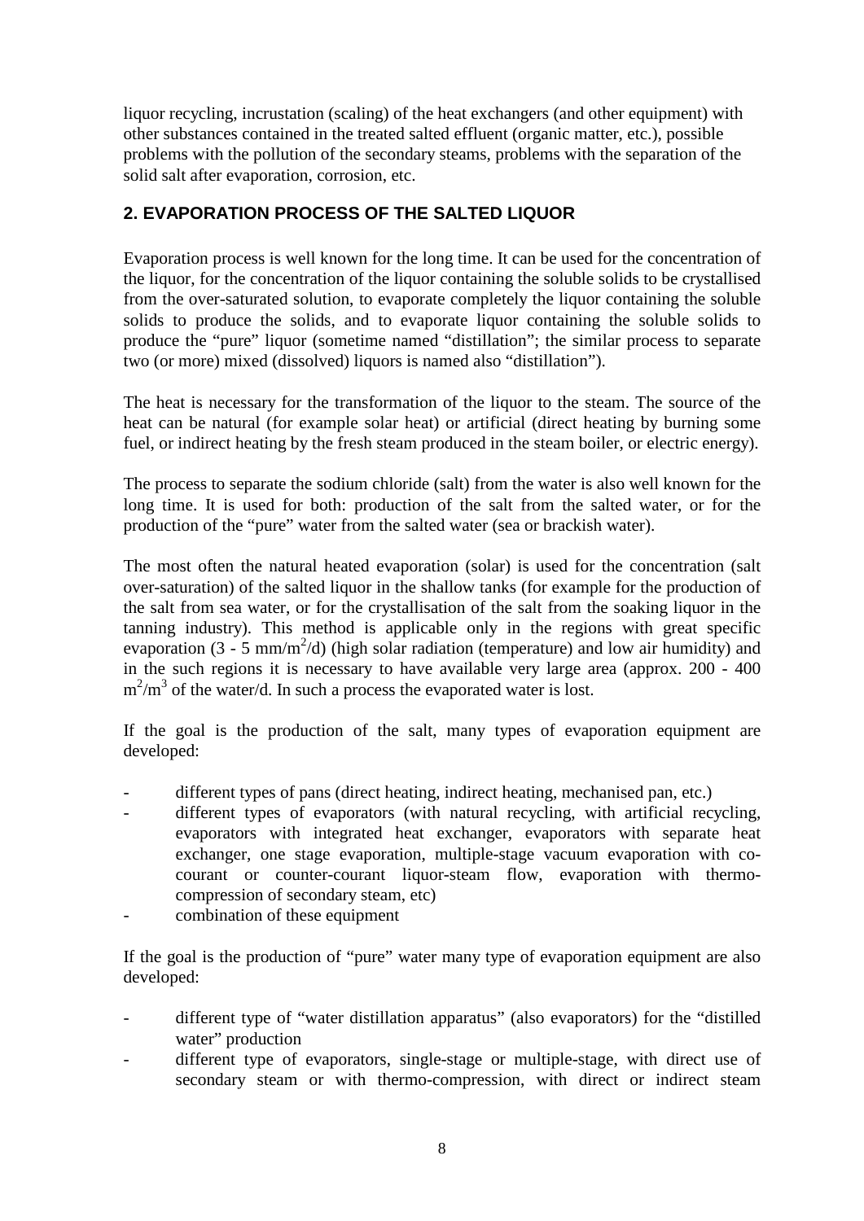liquor recycling, incrustation (scaling) of the heat exchangers (and other equipment) with other substances contained in the treated salted effluent (organic matter, etc.), possible problems with the pollution of the secondary steams, problems with the separation of the solid salt after evaporation, corrosion, etc.

## 2. EVAPORATION PROCESS OF THE SALTED LIQUOR

Evaporation process is well known for the long time. It can be used for the concentration of the liquor, for the concentration of the liquor containing the soluble solids to be crystallised from the over-saturated solution, to evaporate completely the liquor containing the soluble solids to produce the solids, and to evaporate liquor containing the soluble solids to produce the "pure" liquor (sometime named "distillation"; the similar process to separate two (or more) mixed (dissolved) liquors is named also "distillation").

The heat is necessary for the transformation of the liquor to the steam. The source of the heat can be natural (for example solar heat) or artificial (direct heating by burning some fuel, or indirect heating by the fresh steam produced in the steam boiler, or electric energy).

The process to separate the sodium chloride (salt) from the water is also well known for the long time. It is used for both: production of the salt from the salted water, or for the production of the "pure" water from the salted water (sea or brackish water).

The most often the natural heated evaporation (solar) is used for the concentration (salt over-saturation) of the salted liquor in the shallow tanks (for example for the production of the salt from sea water, or for the crystallisation of the salt from the soaking liquor in the tanning industry). This method is applicable only in the regions with great specific evaporation (3 - 5 $mm/m^2/d$) (high solar radiation (temperature) and low air humidity) and in the such regions it is necessary to have available very large area (approx. 200 - 400 $m^2/m^3$ of the water/d. In such a process the evaporated water is lost.

If the goal is the production of the salt, many types of evaporation equipment are developed:

- different types of pans (direct heating, indirect heating, mechanised pan, etc.)
- different types of evaporators (with natural recycling, with artificial recycling, evaporators with integrated heat exchanger, evaporators with separate heat exchanger, one stage evaporation, multiple-stage vacuum evaporation with co-courant or counter-courant liquor-steam flow, evaporation with thermo-compression of secondary steam, etc)
- combination of these equipment

If the goal is the production of "pure" water many type of evaporation equipment are also developed:

- different type of "water distillation apparatus" (also evaporators) for the "distilled water" production
- different type of evaporators, single-stage or multiple-stage, with direct use of secondary steam or with thermo-compression, with direct or indirect steam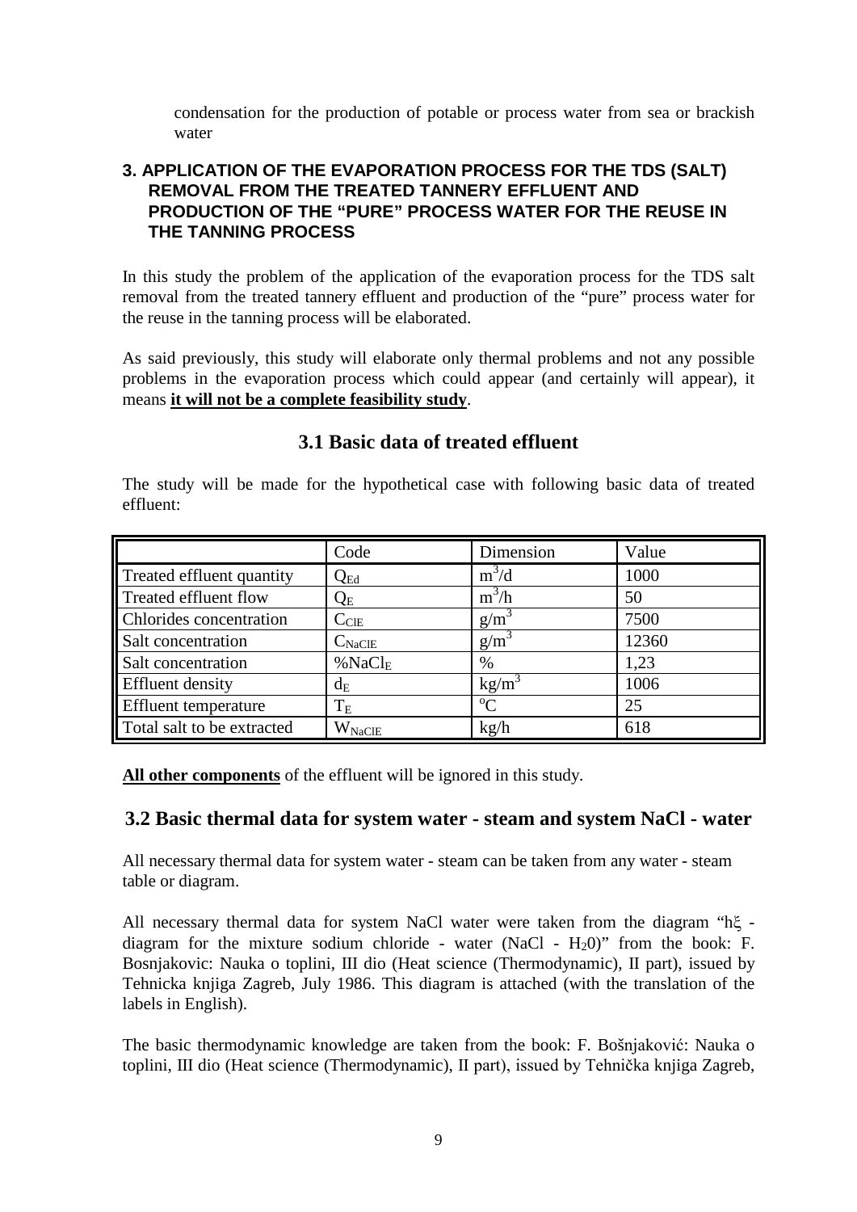condensation for the production of potable or process water from sea or brackish water

## 3. APPLICATION OF THE EVAPORATION PROCESS FOR THE TDS (SALT) REMOVAL FROM THE TREATED TANNERY EFFLUENT AND PRODUCTION OF THE "PURE" PROCESS WATER FOR THE REUSE IN THE TANNING PROCESS

In this study the problem of the application of the evaporation process for the TDS salt removal from the treated tannery effluent and production of the "pure" process water for the reuse in the tanning process will be elaborated.

As said previously, this study will elaborate only thermal problems and not any possible problems in the evaporation process which could appear (and certainly will appear), it means **it will not be a complete feasibility study**.

### 3.1 Basic data of treated effluent

The study will be made for the hypothetical case with following basic data of treated effluent:

| | Code | Dimension | Value |
|---|---|---|---|
| Treated effluent quantity | $Q_{Ed}$ | $m^3/d$ | 1000 |
| Treated effluent flow | $Q_E$ | $m^3/h$ | 50 |
| Chlorides concentration | $C_{ClE}$ | $g/m^3$ | 7500 |
| Salt concentration | $C_{NaClE}$ | $g/m^3$ | 12360 |
| Salt concentration | $\%NaCl_E$ | % | 1,23 |
| Effluent density | $d_E$ | $kg/m^3$ | 1006 |
| Effluent temperature | $T_E$ | °C | 25 |
| Total salt to be extracted | $W_{NaClE}$ | kg/h | 618 |

**All other components** of the effluent will be ignored in this study.

### 3.2 Basic thermal data for system water - steam and system NaCl - water

All necessary thermal data for system water - steam can be taken from any water - steam table or diagram.

All necessary thermal data for system NaCl water were taken from the diagram "hξ - diagram for the mixture sodium chloride - water (NaCl - $H_20$)" from the book: F. Bosnjakovic: Nauka o toplini, III dio (Heat science (Thermodynamic), II part), issued by Tehnicka knjiga Zagreb, July 1986. This diagram is attached (with the translation of the labels in English).

The basic thermodynamic knowledge are taken from the book: F. Bošnjaković: Nauka o toplini, III dio (Heat science (Thermodynamic), II part), issued by Tehnička knjiga Zagreb,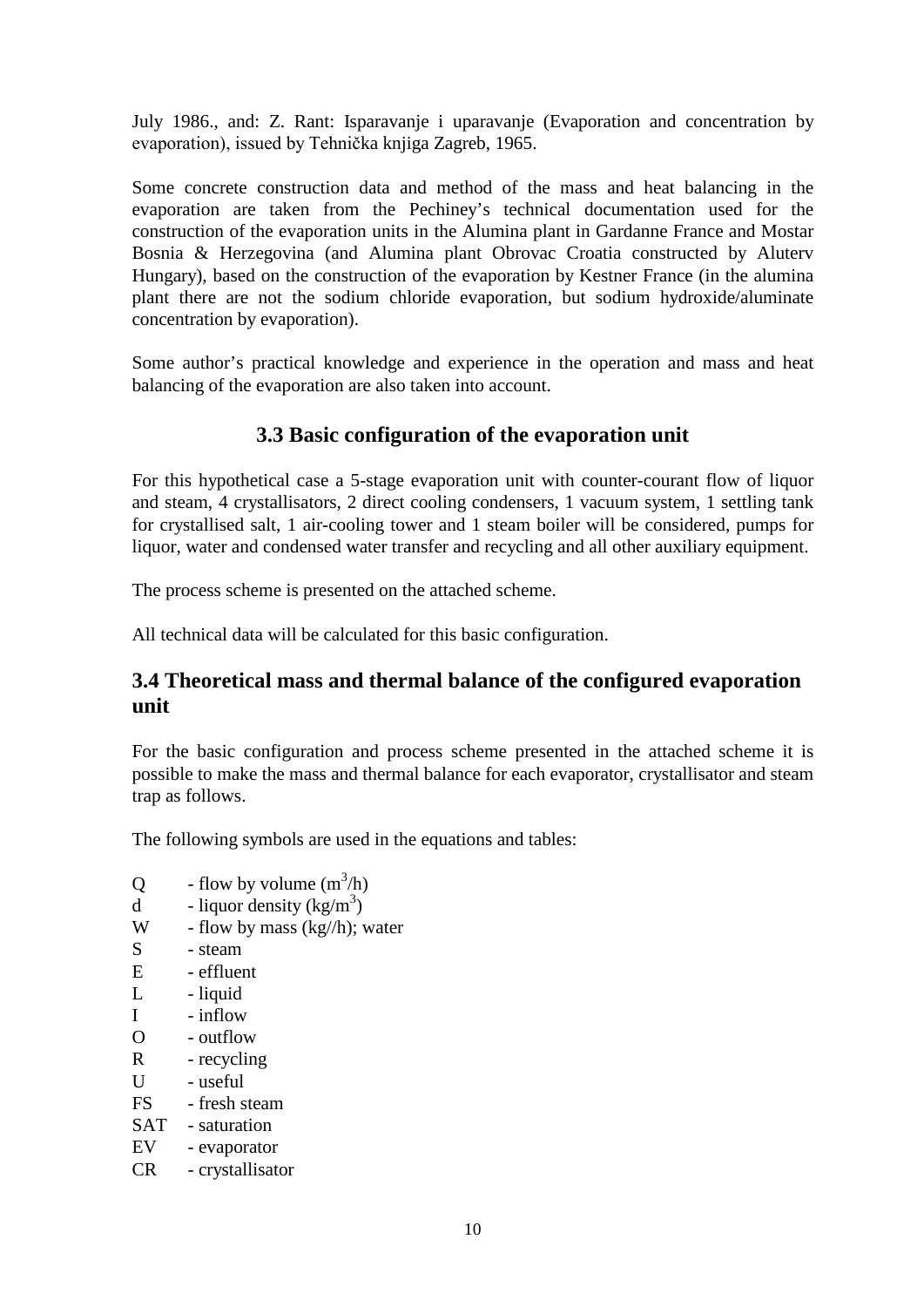July 1986., and: Z. Rant: Isparavanje i uparavanje (Evaporation and concentration by evaporation), issued by Tehnička knjiga Zagreb, 1965.

Some concrete construction data and method of the mass and heat balancing in the evaporation are taken from the Pechiney's technical documentation used for the construction of the evaporation units in the Alumina plant in Gardanne France and Mostar Bosnia & Herzegovina (and Alumina plant Obrovac Croatia constructed by Aluterv Hungary), based on the construction of the evaporation by Kestner France (in the alumina plant there are not the sodium chloride evaporation, but sodium hydroxide/aluminate concentration by evaporation).

Some author's practical knowledge and experience in the operation and mass and heat balancing of the evaporation are also taken into account.

### 3.3 Basic configuration of the evaporation unit

For this hypothetical case a 5-stage evaporation unit with counter-courant flow of liquor and steam, 4 crystallisators, 2 direct cooling condensers, 1 vacuum system, 1 settling tank for crystallised salt, 1 air-cooling tower and 1 steam boiler will be considered, pumps for liquor, water and condensed water transfer and recycling and all other auxiliary equipment.

The process scheme is presented on the attached scheme.

All technical data will be calculated for this basic configuration.

## 3.4 Theoretical mass and thermal balance of the configured evaporation unit

For the basic configuration and process scheme presented in the attached scheme it is possible to make the mass and thermal balance for each evaporator, crystallisator and steam trap as follows.

The following symbols are used in the equations and tables:

- Q - flow by volume ($m^3/h$)
- d - liquor density ($kg/m^3$)
- W - flow by mass (kg//h); water
- S - steam
- E - effluent
- L - liquid
- I - inflow
- O - outflow
- R - recycling
- U - useful
- FS - fresh steam
- SAT - saturation
- EV - evaporator
- CR - crystallisator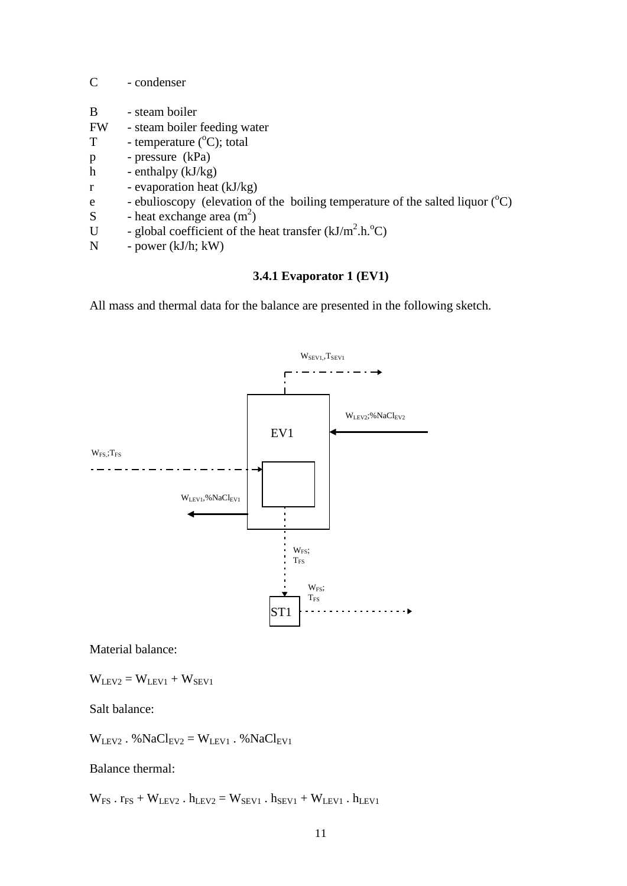C - condenser

B - steam boiler
FW - steam boiler feeding water
T - temperature ($^oC$); total
p - pressure (kPa)
h - enthalpy (kJ/kg)
r - evaporation heat (kJ/kg)
e - ebulioscopy (elevation of the boiling temperature of the salted liquor ($^oC$)
S - heat exchange area ($m^2$)
U - global coefficient of the heat transfer ($kJ/m^2.h.^oC$)
N - power (kJ/h; kW)

### 3.4.1 Evaporator 1 (EV1)

All mass and thermal data for the balance are presented in the following sketch.

$W_{SEV1}, T_{SEV1}$

$W_{LEV2}$;$\%NaCl_{EV2}$

EV1

$W_{FS}$;$T_{FS}$

$W_{LEV1}$,$\%NaCl_{EV1}$

$W_{FS}$; $T_{FS}$

$W_{FS}$; $T_{FS}$

ST1

Material balance:

$$W_{LEV2} = W_{LEV1} + W_{SEV1}$$

Salt balance:

$$W_{LEV2} \cdot \%NaCl_{EV2} = W_{LEV1} \cdot \%NaCl_{EV1}$$

Balance thermal:

$$W_{FS} \cdot r_{FS} + W_{LEV2} \cdot h_{LEV2} = W_{SEV1} \cdot h_{SEV1} + W_{LEV1} \cdot h_{LEV1}$$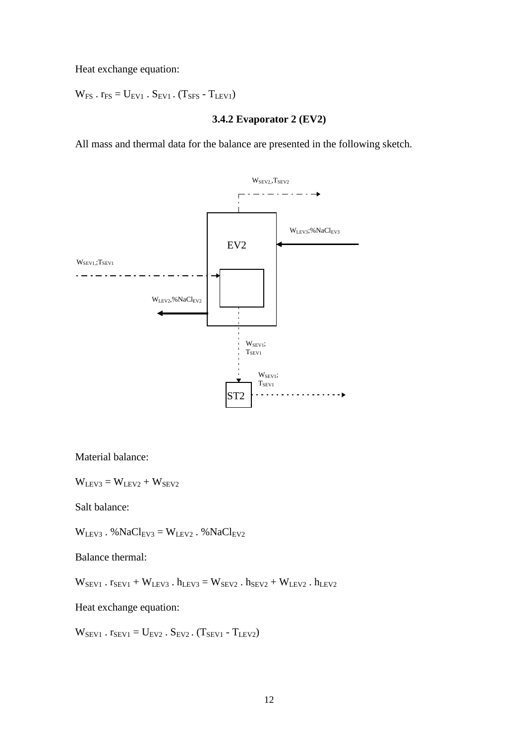Heat exchange equation:

$$W_{FS} \cdot r_{FS} = U_{EV1} \cdot S_{EV1} \cdot (T_{SFS} - T_{LEV1})$$

### 3.4.2 Evaporator 2 (EV2)

All mass and thermal data for the balance are presented in the following sketch.

Material balance:

$$W_{LEV3} = W_{LEV2} + W_{SEV2}$$

Salt balance:

$$W_{LEV3} \cdot \%NaCl_{EV3} = W_{LEV2} \cdot \%NaCl_{EV2}$$

Balance thermal:

$$W_{SEV1} \cdot r_{SEV1} + W_{LEV3} \cdot h_{LEV3} = W_{SEV2} \cdot h_{SEV2} + W_{LEV2} \cdot h_{LEV2}$$

Heat exchange equation:

$$W_{SEV1} \cdot r_{SEV1} = U_{EV2} \cdot S_{EV2} \cdot (T_{SEV1} - T_{LEV2})$$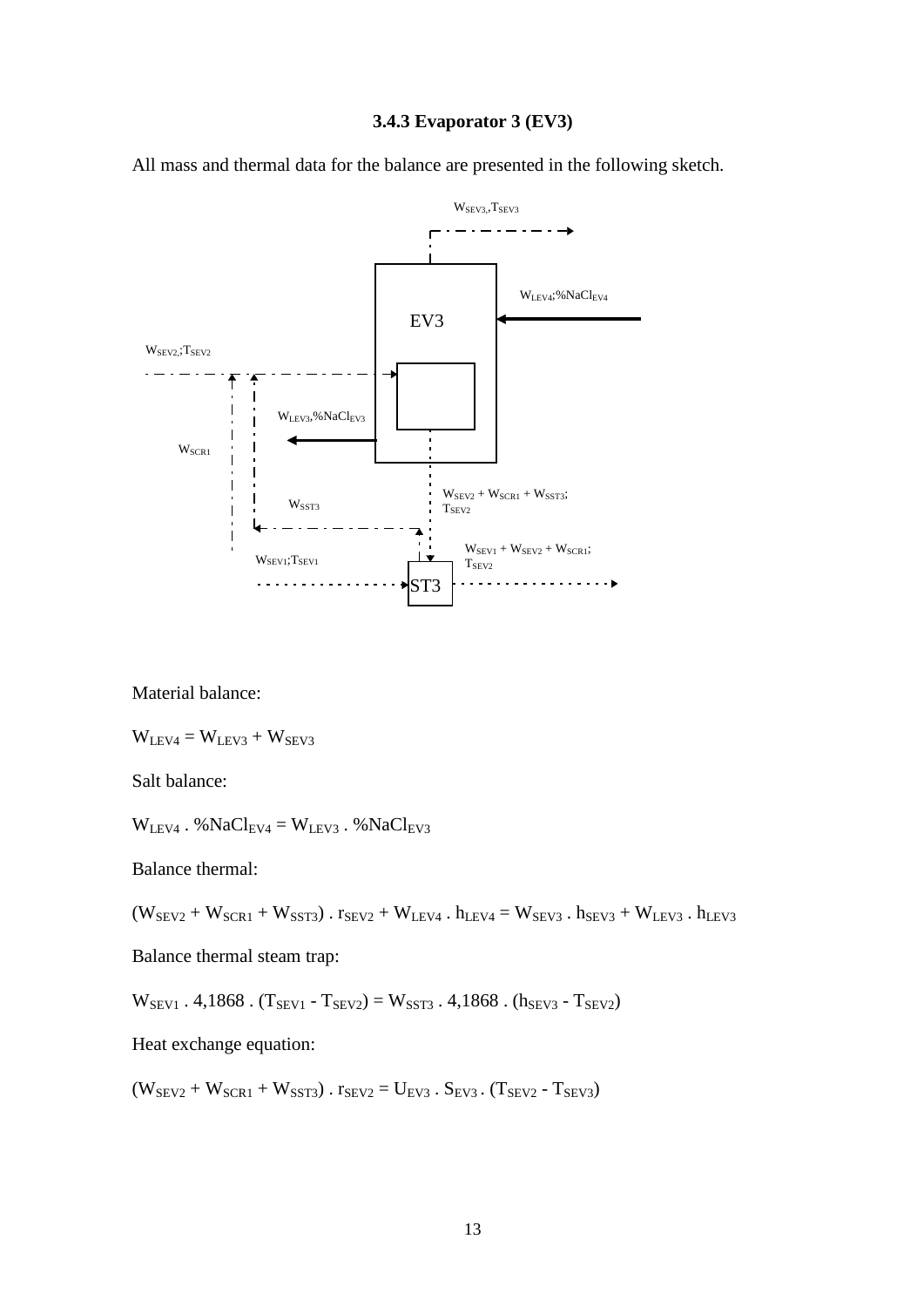### 3.4.3 Evaporator 3 (EV3)

All mass and thermal data for the balance are presented in the following sketch.

Material balance:

$$W_{LEV4} = W_{LEV3} + W_{SEV3}$$

Salt balance:

$$W_{LEV4} \,.\, \%NaCl_{EV4} = W_{LEV3} \,.\, \%NaCl_{EV3}$$

Balance thermal:

$$(W_{SEV2} + W_{SCR1} + W_{SST3}) \,.\, r_{SEV2} + W_{LEV4} \,.\, h_{LEV4} = W_{SEV3} \,.\, h_{SEV3} + W_{LEV3} \,.\, h_{LEV3}$$

Balance thermal steam trap:

$$W_{SEV1} \,.\, 4{,}1868 \,.\, (T_{SEV1} - T_{SEV2}) = W_{SST3} \,.\, 4{,}1868 \,.\, (h_{SEV3} - T_{SEV2})$$

Heat exchange equation:

$$(W_{SEV2} + W_{SCR1} + W_{SST3}) \,.\, r_{SEV2} = U_{EV3} \,.\, S_{EV3} \,.\, (T_{SEV2} - T_{SEV3})$$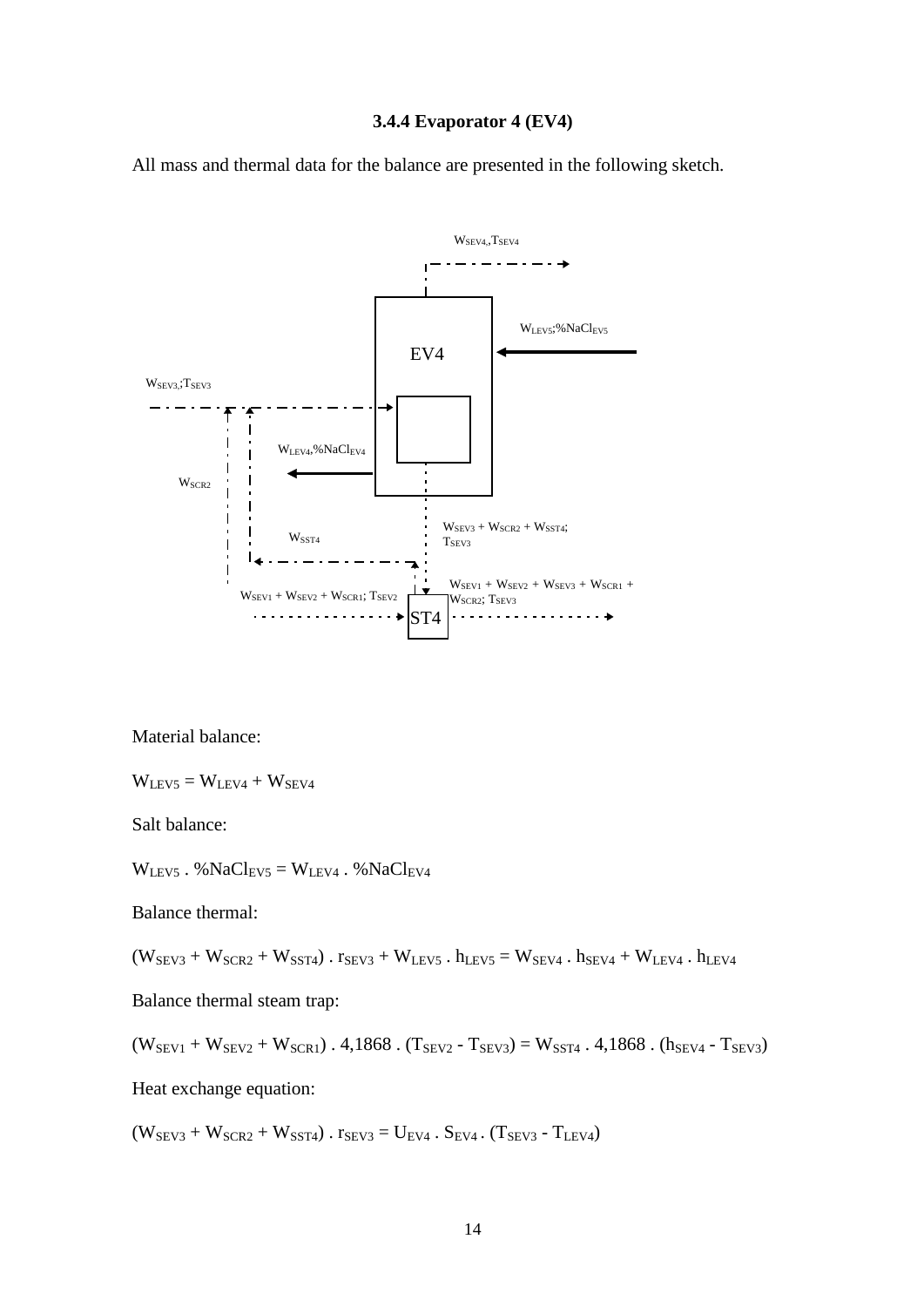### 3.4.4 Evaporator 4 (EV4)

All mass and thermal data for the balance are presented in the following sketch.

Material balance:

$$W_{LEV5} = W_{LEV4} + W_{SEV4}$$

Salt balance:

$$W_{LEV5} \cdot \%NaCl_{EV5} = W_{LEV4} \cdot \%NaCl_{EV4}$$

Balance thermal:

$$(W_{SEV3} + W_{SCR2} + W_{SST4}) \cdot r_{SEV3} + W_{LEV5} \cdot h_{LEV5} = W_{SEV4} \cdot h_{SEV4} + W_{LEV4} \cdot h_{LEV4}$$

Balance thermal steam trap:

$$(W_{SEV1} + W_{SEV2} + W_{SCR1}) \cdot 4{,}1868 \cdot (T_{SEV2} - T_{SEV3}) = W_{SST4} \cdot 4{,}1868 \cdot (h_{SEV4} - T_{SEV3})$$

Heat exchange equation:

$$(W_{SEV3} + W_{SCR2} + W_{SST4}) \cdot r_{SEV3} = U_{EV4} \cdot S_{EV4} \cdot (T_{SEV3} - T_{LEV4})$$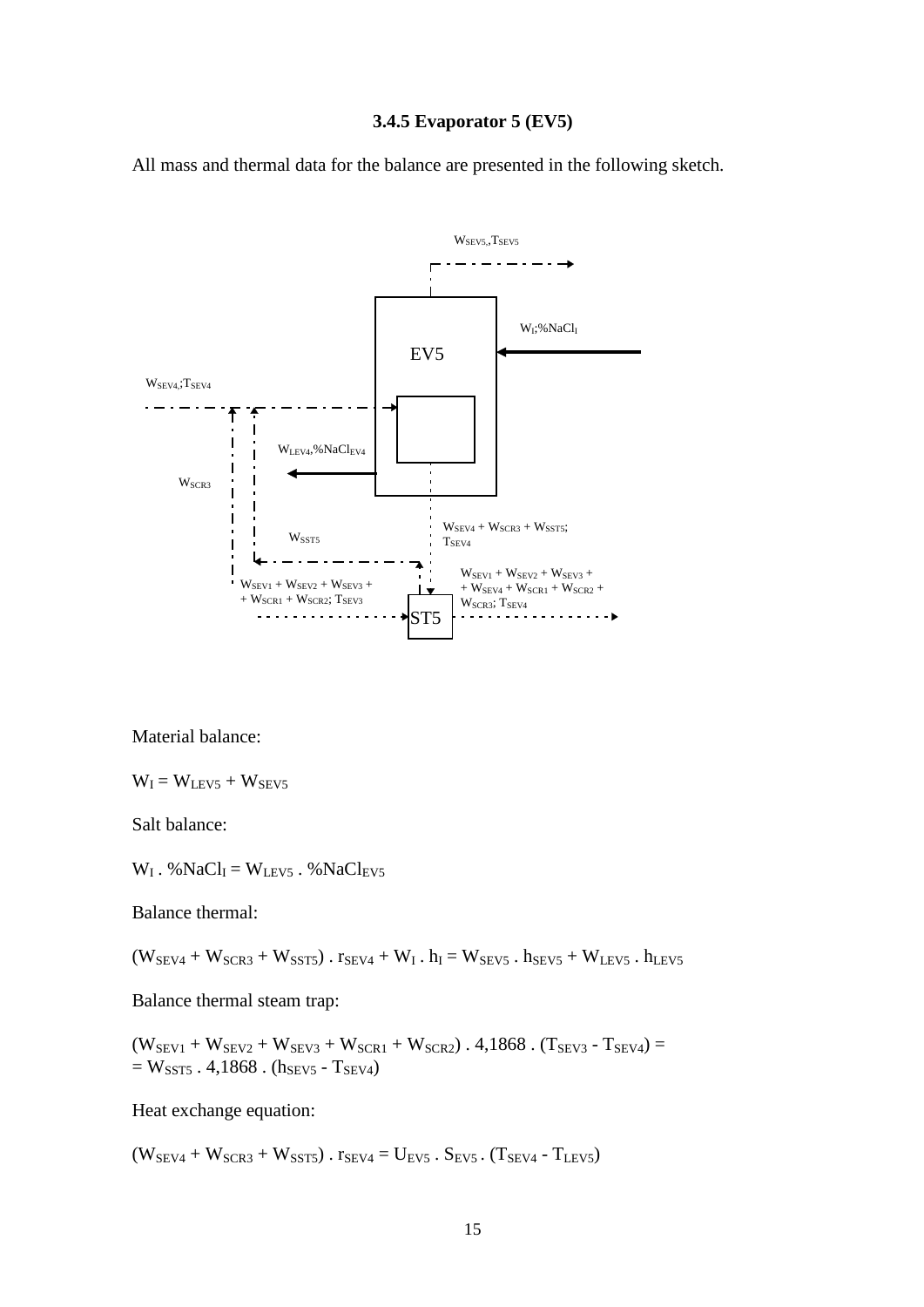### 3.4.5 Evaporator 5 (EV5)

All mass and thermal data for the balance are presented in the following sketch.

Material balance:

$$W_I = W_{LEV5} + W_{SEV5}$$

Salt balance:

$$W_I \,.\, \%NaCl_I = W_{LEV5} \,.\, \%NaCl_{EV5}$$

Balance thermal:

$$(W_{SEV4} + W_{SCR3} + W_{SST5}) \,.\, r_{SEV4} + W_I \,.\, h_I = W_{SEV5} \,.\, h_{SEV5} + W_{LEV5} \,.\, h_{LEV5}$$

Balance thermal steam trap:

$$(W_{SEV1} + W_{SEV2} + W_{SEV3} + W_{SCR1} + W_{SCR2}) \,.\, 4{,}1868 \,.\, (T_{SEV3} - T_{SEV4}) = $$
$$= W_{SST5} \,.\, 4{,}1868 \,.\, (h_{SEV5} - T_{SEV4})$$

Heat exchange equation:

$$(W_{SEV4} + W_{SCR3} + W_{SST5}) \,.\, r_{SEV4} = U_{EV5} \,.\, S_{EV5} \,.\, (T_{SEV4} - T_{LEV5})$$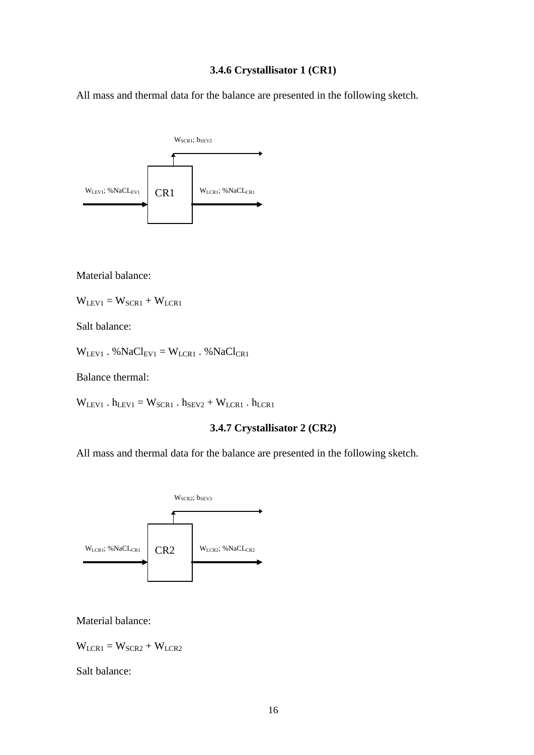### 3.4.6 Crystallisator 1 (CR1)

All mass and thermal data for the balance are presented in the following sketch.

$W_{SCR1}$; $h_{SEV2}$

$W_{LEV1}$; $\%NaCL_{EV1}$ CR1 $W_{LCR1}$; $\%NaCL_{CR1}$

Material balance:

$W_{LEV1} = W_{SCR1} + W_{LCR1}$

Salt balance:

$W_{LEV1} . \%NaCl_{EV1} = W_{LCR1} . \%NaCl_{CR1}$

Balance thermal:

$W_{LEV1} . h_{LEV1} = W_{SCR1} . h_{SEV2} + W_{LCR1} . h_{LCR1}$

### 3.4.7 Crystallisator 2 (CR2)

All mass and thermal data for the balance are presented in the following sketch.

$W_{SCR2}$; $h_{SEV3}$

$W_{LCR1}$; $\%NaCL_{CR1}$ CR2 $W_{LCR2}$; $\%NaCL_{CR2}$

Material balance:

$W_{LCR1} = W_{SCR2} + W_{LCR2}$

Salt balance: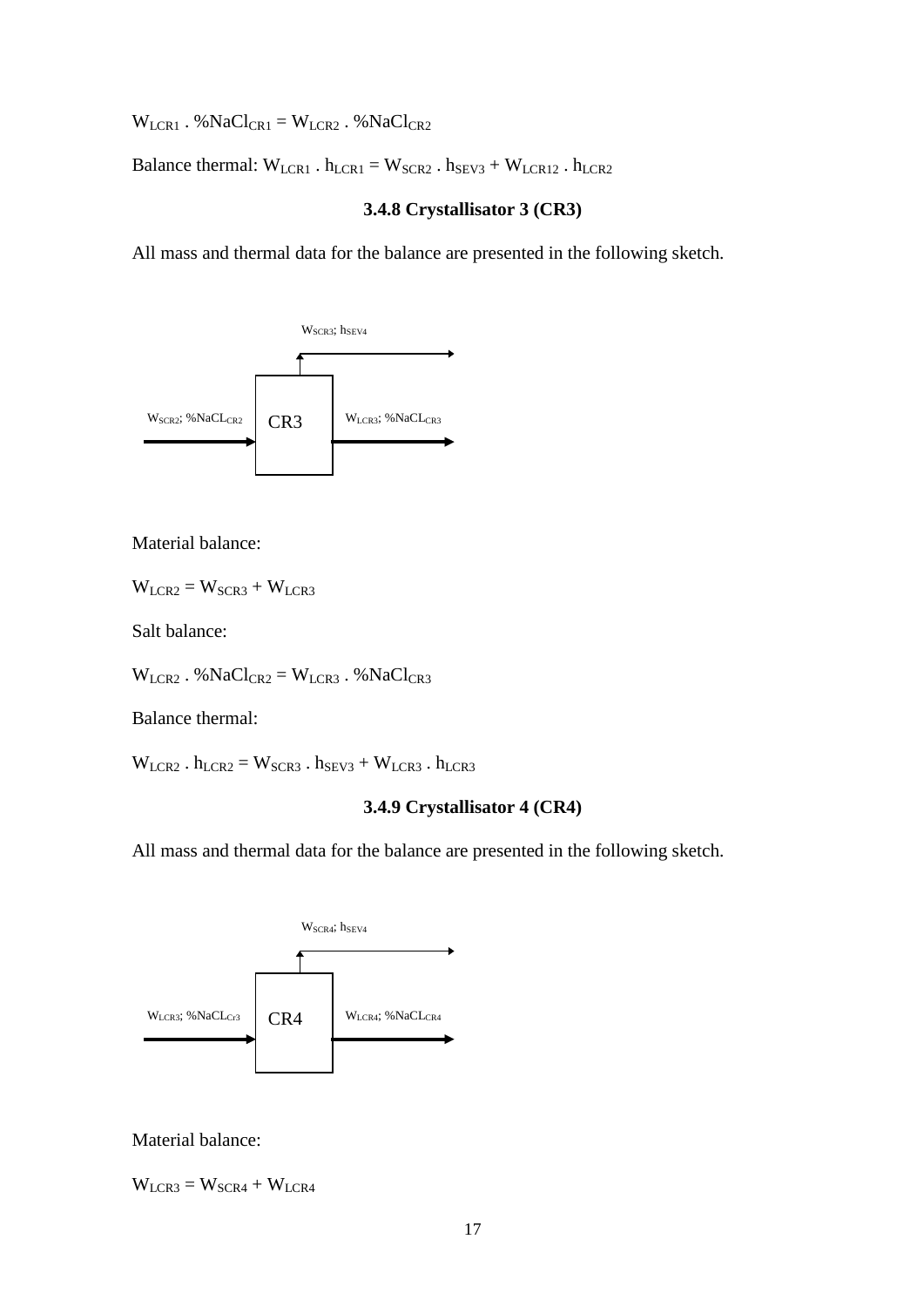$W_{LCR1} . \%NaCl_{CR1} = W_{LCR2} . \%NaCl_{CR2}$

Balance thermal: $W_{LCR1} . h_{LCR1} = W_{SCR2} . h_{SEV3} + W_{LCR12} . h_{LCR2}$

### 3.4.8 Crystallisator 3 (CR3)

All mass and thermal data for the balance are presented in the following sketch.

$W_{SCR3}$; $h_{SEV4}$

$W_{SCR2}$; $\%NaCL_{CR2}$ CR3 $W_{LCR3}$; $\%NaCL_{CR3}$

Material balance:

$W_{LCR2} = W_{SCR3} + W_{LCR3}$

Salt balance:

$W_{LCR2} . \%NaCl_{CR2} = W_{LCR3} . \%NaCl_{CR3}$

Balance thermal:

$W_{LCR2} . h_{LCR2} = W_{SCR3} . h_{SEV3} + W_{LCR3} . h_{LCR3}$

### 3.4.9 Crystallisator 4 (CR4)

All mass and thermal data for the balance are presented in the following sketch.

$W_{SCR4}$; $h_{SEV4}$

$W_{LCR3}$; $\%NaCL_{Cr3}$ CR4 $W_{LCR4}$; $\%NaCL_{CR4}$

Material balance:

$W_{LCR3} = W_{SCR4} + W_{LCR4}$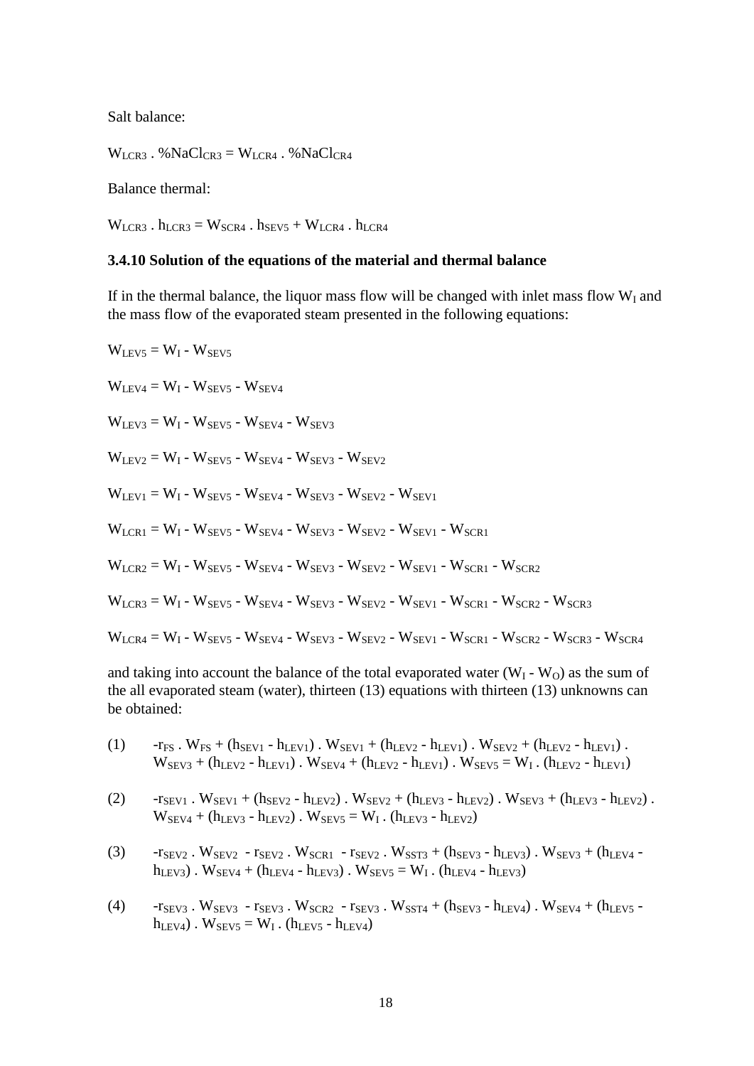Salt balance:

$$W_{LCR3} . \%NaCl_{CR3} = W_{LCR4} . \%NaCl_{CR4}$$

Balance thermal:

$$W_{LCR3} . h_{LCR3} = W_{SCR4} . h_{SEV5} + W_{LCR4} . h_{LCR4}$$

### 3.4.10 Solution of the equations of the material and thermal balance

If in the thermal balance, the liquor mass flow will be changed with inlet mass flow $W_I$ and the mass flow of the evaporated steam presented in the following equations:

$$W_{LEV5} = W_I - W_{SEV5}$$

$$W_{LEV4} = W_I - W_{SEV5} - W_{SEV4}$$

$$W_{LEV3} = W_I - W_{SEV5} - W_{SEV4} - W_{SEV3}$$

$$W_{LEV2} = W_I - W_{SEV5} - W_{SEV4} - W_{SEV3} - W_{SEV2}$$

$$W_{LEV1} = W_I - W_{SEV5} - W_{SEV4} - W_{SEV3} - W_{SEV2} - W_{SEV1}$$

$$W_{LCR1} = W_I - W_{SEV5} - W_{SEV4} - W_{SEV3} - W_{SEV2} - W_{SEV1} - W_{SCR1}$$

$$W_{LCR2} = W_I - W_{SEV5} - W_{SEV4} - W_{SEV3} - W_{SEV2} - W_{SEV1} - W_{SCR1} - W_{SCR2}$$

$$W_{LCR3} = W_I - W_{SEV5} - W_{SEV4} - W_{SEV3} - W_{SEV2} - W_{SEV1} - W_{SCR1} - W_{SCR2} - W_{SCR3}$$

$$W_{LCR4} = W_I - W_{SEV5} - W_{SEV4} - W_{SEV3} - W_{SEV2} - W_{SEV1} - W_{SCR1} - W_{SCR2} - W_{SCR3} - W_{SCR4}$$

and taking into account the balance of the total evaporated water ($W_I - W_O$) as the sum of the all evaporated steam (water), thirteen (13) equations with thirteen (13) unknowns can be obtained:

(1) $-r_{FS} . W_{FS} + (h_{SEV1} - h_{LEV1}) . W_{SEV1} + (h_{LEV2} - h_{LEV1}) . W_{SEV2} + (h_{LEV2} - h_{LEV1}) . W_{SEV3} + (h_{LEV2} - h_{LEV1}) . W_{SEV4} + (h_{LEV2} - h_{LEV1}) . W_{SEV5} = W_I . (h_{LEV2} - h_{LEV1})$

(2) $-r_{SEV1} . W_{SEV1} + (h_{SEV2} - h_{LEV2}) . W_{SEV2} + (h_{LEV3} - h_{LEV2}) . W_{SEV3} + (h_{LEV3} - h_{LEV2}) . W_{SEV4} + (h_{LEV3} - h_{LEV2}) . W_{SEV5} = W_I . (h_{LEV3} - h_{LEV2})$

(3) $-r_{SEV2} . W_{SEV2} - r_{SEV2} . W_{SCR1} - r_{SEV2} . W_{SST3} + (h_{SEV3} - h_{LEV3}) . W_{SEV3} + (h_{LEV4} - h_{LEV3}) . W_{SEV4} + (h_{LEV4} - h_{LEV3}) . W_{SEV5} = W_I . (h_{LEV4} - h_{LEV3})$

(4) $-r_{SEV3} . W_{SEV3} - r_{SEV3} . W_{SCR2} - r_{SEV3} . W_{SST4} + (h_{SEV3} - h_{LEV4}) . W_{SEV4} + (h_{LEV5} - h_{LEV4}) . W_{SEV5} = W_I . (h_{LEV5} - h_{LEV4})$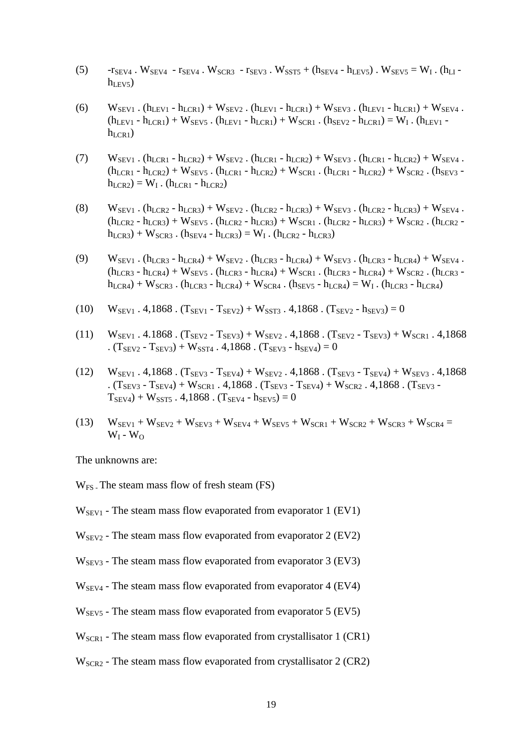(5) $-r_{SEV4} \cdot W_{SEV4} - r_{SEV4} \cdot W_{SCR3} - r_{SEV3} \cdot W_{SST5} + (h_{SEV4} - h_{LEV5}) \cdot W_{SEV5} = W_I \cdot (h_{LI} - h_{LEV5})$

(6) $W_{SEV1} \cdot (h_{LEV1} - h_{LCR1}) + W_{SEV2} \cdot (h_{LEV1} - h_{LCR1}) + W_{SEV3} \cdot (h_{LEV1} - h_{LCR1}) + W_{SEV4} \cdot (h_{LEV1} - h_{LCR1}) + W_{SEV5} \cdot (h_{LEV1} - h_{LCR1}) + W_{SCR1} \cdot (h_{SEV2} - h_{LCR1}) = W_I \cdot (h_{LEV1} - h_{LCR1})$

(7) $W_{SEV1} \cdot (h_{LCR1} - h_{LCR2}) + W_{SEV2} \cdot (h_{LCR1} - h_{LCR2}) + W_{SEV3} \cdot (h_{LCR1} - h_{LCR2}) + W_{SEV4} \cdot (h_{LCR1} - h_{LCR2}) + W_{SEV5} \cdot (h_{LCR1} - h_{LCR2}) + W_{SCR1} \cdot (h_{LCR1} - h_{LCR2}) + W_{SCR2} \cdot (h_{SEV3} - h_{LCR2}) = W_I \cdot (h_{LCR1} - h_{LCR2})$

(8) $W_{SEV1} \cdot (h_{LCR2} - h_{LCR3}) + W_{SEV2} \cdot (h_{LCR2} - h_{LCR3}) + W_{SEV3} \cdot (h_{LCR2} - h_{LCR3}) + W_{SEV4} \cdot (h_{LCR2} - h_{LCR3}) + W_{SEV5} \cdot (h_{LCR2} - h_{LCR3}) + W_{SCR1} \cdot (h_{LCR2} - h_{LCR3}) + W_{SCR2} \cdot (h_{LCR2} - h_{LCR3}) + W_{SCR3} \cdot (h_{SEV4} - h_{LCR3}) = W_I \cdot (h_{LCR2} - h_{LCR3})$

(9) $W_{SEV1} \cdot (h_{LCR3} - h_{LCR4}) + W_{SEV2} \cdot (h_{LCR3} - h_{LCR4}) + W_{SEV3} \cdot (h_{LCR3} - h_{LCR4}) + W_{SEV4} \cdot (h_{LCR3} - h_{LCR4}) + W_{SEV5} \cdot (h_{LCR3} - h_{LCR4}) + W_{SCR1} \cdot (h_{LCR3} - h_{LCR4}) + W_{SCR2} \cdot (h_{LCR3} - h_{LCR4}) + W_{SCR3} \cdot (h_{LCR3} - h_{LCR4}) + W_{SCR4} \cdot (h_{SEV5} - h_{LCR4}) = W_I \cdot (h_{LCR3} - h_{LCR4})$

(10) $W_{SEV1} \cdot 4{,}1868 \cdot (T_{SEV1} - T_{SEV2}) + W_{SST3} \cdot 4{,}1868 \cdot (T_{SEV2} - h_{SEV3}) = 0$

(11) $W_{SEV1} \cdot 4.1868 \cdot (T_{SEV2} - T_{SEV3}) + W_{SEV2} \cdot 4{,}1868 \cdot (T_{SEV2} - T_{SEV3}) + W_{SCR1} \cdot 4{,}1868 \cdot (T_{SEV2} - T_{SEV3}) + W_{SST4} \cdot 4{,}1868 \cdot (T_{SEV3} - h_{SEV4}) = 0$

(12) $W_{SEV1} \cdot 4{,}1868 \cdot (T_{SEV3} - T_{SEV4}) + W_{SEV2} \cdot 4{,}1868 \cdot (T_{SEV3} - T_{SEV4}) + W_{SEV3} \cdot 4{,}1868 \cdot (T_{SEV3} - T_{SEV4}) + W_{SCR1} \cdot 4{,}1868 \cdot (T_{SEV3} - T_{SEV4}) + W_{SCR2} \cdot 4{,}1868 \cdot (T_{SEV3} - T_{SEV4}) + W_{SST5} \cdot 4{,}1868 \cdot (T_{SEV4} - h_{SEV5}) = 0$

(13) $W_{SEV1} + W_{SEV2} + W_{SEV3} + W_{SEV4} + W_{SEV5} + W_{SCR1} + W_{SCR2} + W_{SCR3} + W_{SCR4} = W_I - W_O$

The unknowns are:

$W_{FS}$ - The steam mass flow of fresh steam (FS)

$W_{SEV1}$ - The steam mass flow evaporated from evaporator 1 (EV1)

$W_{SEV2}$ - The steam mass flow evaporated from evaporator 2 (EV2)

$W_{SEV3}$ - The steam mass flow evaporated from evaporator 3 (EV3)

$W_{SEV4}$ - The steam mass flow evaporated from evaporator 4 (EV4)

$W_{SEV5}$ - The steam mass flow evaporated from evaporator 5 (EV5)

$W_{SCR1}$ - The steam mass flow evaporated from crystallisator 1 (CR1)

$W_{SCR2}$ - The steam mass flow evaporated from crystallisator 2 (CR2)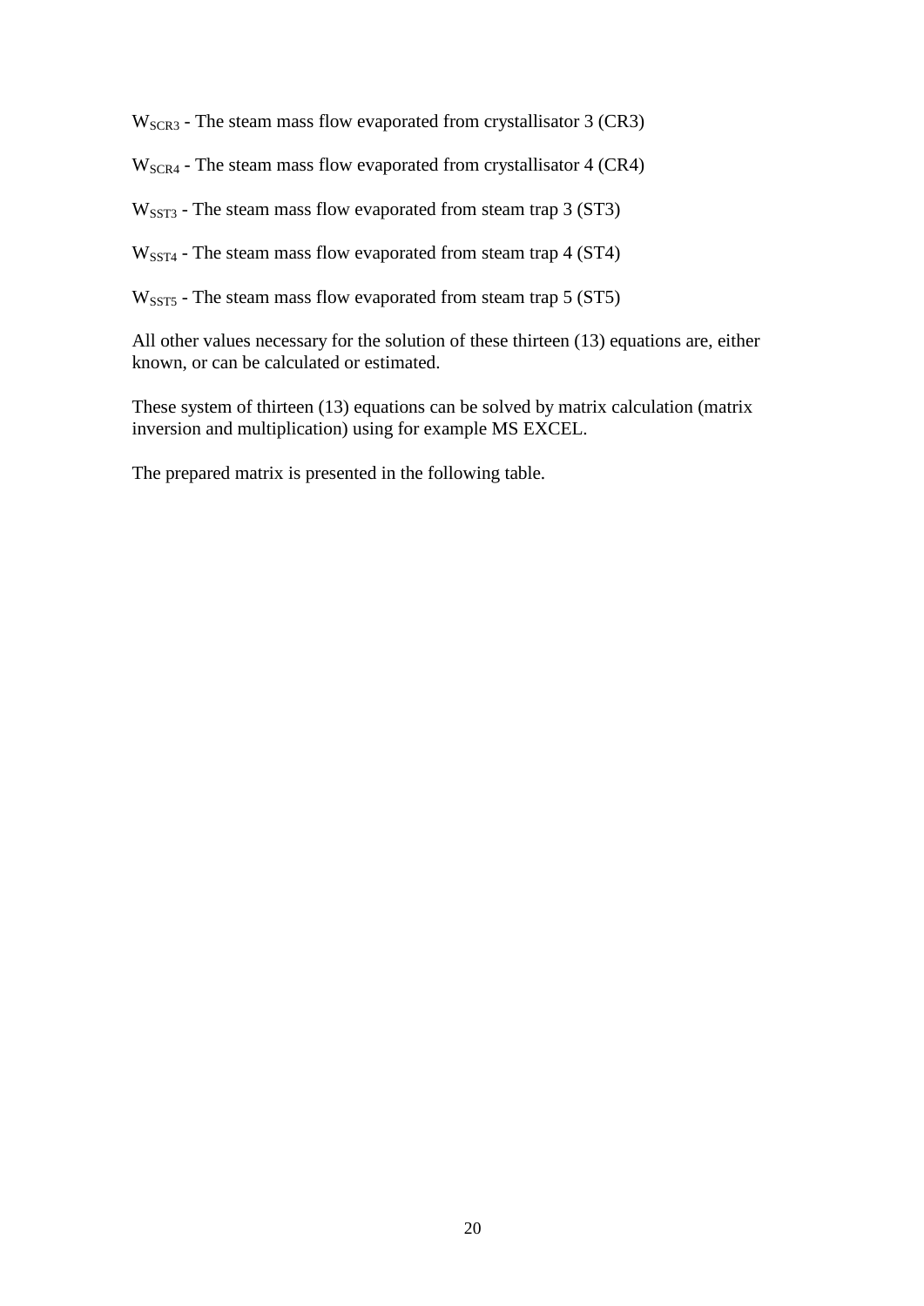$W_{SCR3}$ - The steam mass flow evaporated from crystallisator 3 (CR3)

$W_{SCR4}$ - The steam mass flow evaporated from crystallisator 4 (CR4)

$W_{SST3}$ - The steam mass flow evaporated from steam trap 3 (ST3)

$W_{SST4}$ - The steam mass flow evaporated from steam trap 4 (ST4)

$W_{SST5}$ - The steam mass flow evaporated from steam trap 5 (ST5)

All other values necessary for the solution of these thirteen (13) equations are, either known, or can be calculated or estimated.

These system of thirteen (13) equations can be solved by matrix calculation (matrix inversion and multiplication) using for example MS EXCEL.

The prepared matrix is presented in the following table.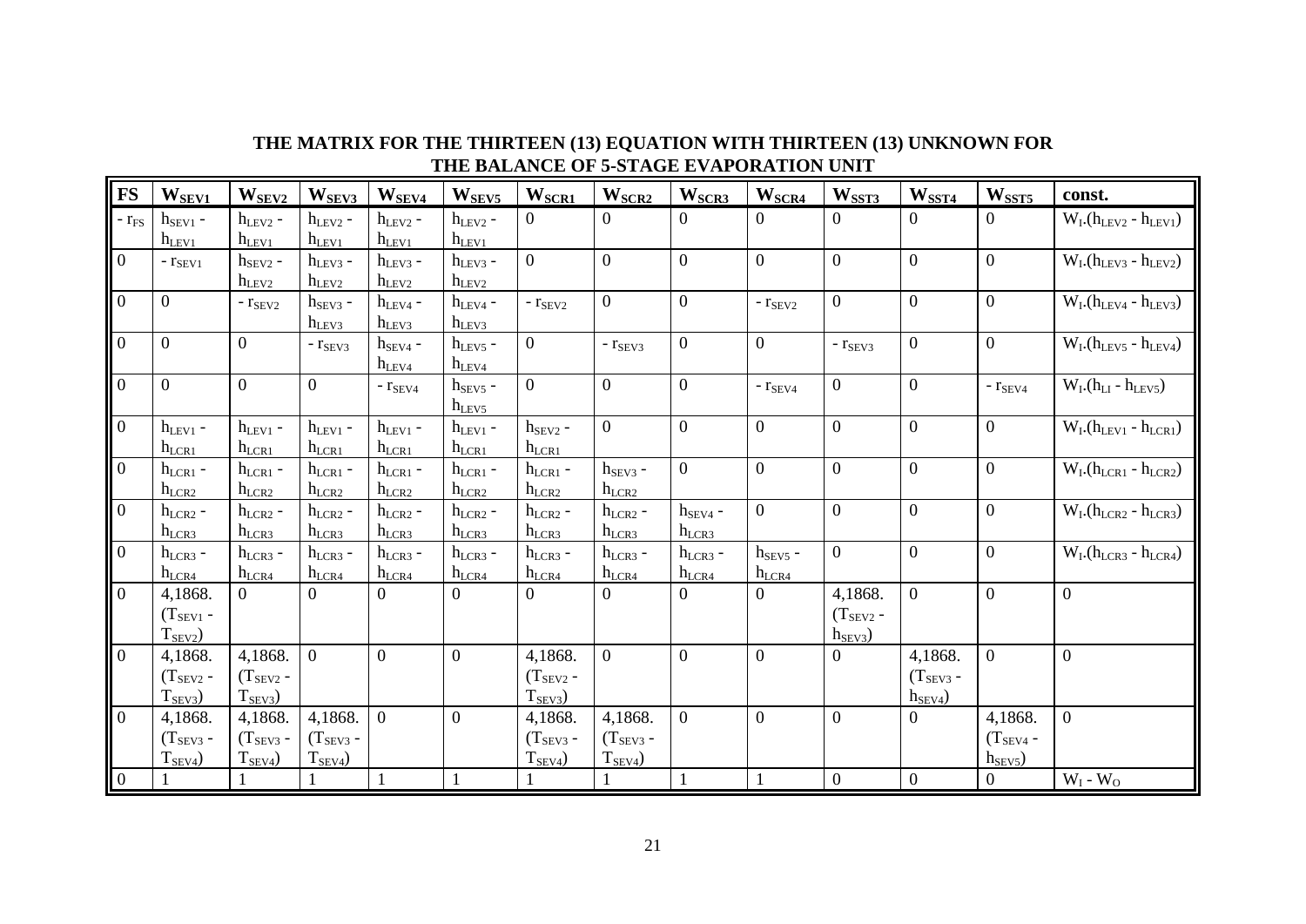**THE MATRIX FOR THE THIRTEEN (13) EQUATION WITH THIRTEEN (13) UNKNOWN FOR THE BALANCE OF 5-STAGE EVAPORATION UNIT**

| FS | $W_{SEV1}$ | $W_{SEV2}$ | $W_{SEV3}$ | $W_{SEV4}$ | $W_{SEV5}$ | $W_{SCR1}$ | $W_{SCR2}$ | $W_{SCR3}$ | $W_{SCR4}$ | $W_{SST3}$ | $W_{SST4}$ | $W_{SST5}$ | const. |
|---|---|---|---|---|---|---|---|---|---|---|---|---|---|
| $- r_{FS}$ | $h_{SEV1} - h_{LEV1}$ | $h_{LEV2} - h_{LEV1}$ | $h_{LEV2} - h_{LEV1}$ | $h_{LEV2} - h_{LEV1}$ | $h_{LEV2} - h_{LEV1}$ | 0 | 0 | 0 | 0 | 0 | 0 | 0 | $W_I.(h_{LEV2} - h_{LEV1})$ |
| 0 | $- r_{SEV1}$ | $h_{SEV2} - h_{LEV2}$ | $h_{LEV3} - h_{LEV2}$ | $h_{LEV3} - h_{LEV2}$ | $h_{LEV3} - h_{LEV2}$ | 0 | 0 | 0 | 0 | 0 | 0 | 0 | $W_I.(h_{LEV3} - h_{LEV2})$ |
| 0 | 0 | $- r_{SEV2}$ | $h_{SEV3} - h_{LEV3}$ | $h_{LEV4} - h_{LEV3}$ | $h_{LEV4} - h_{LEV3}$ | $- r_{SEV2}$ | 0 | 0 | $- r_{SEV2}$ | 0 | 0 | 0 | $W_I.(h_{LEV4} - h_{LEV3})$ |
| 0 | 0 | 0 | $- r_{SEV3}$ | $h_{SEV4} - h_{LEV4}$ | $h_{LEV5} - h_{LEV4}$ | 0 | $- r_{SEV3}$ | 0 | 0 | $- r_{SEV3}$ | 0 | 0 | $W_I.(h_{LEV5} - h_{LEV4})$ |
| 0 | 0 | 0 | 0 | $- r_{SEV4}$ | $h_{SEV5} - h_{LEV5}$ | 0 | 0 | 0 | $- r_{SEV4}$ | 0 | 0 | $- r_{SEV4}$ | $W_I.(h_{LI} - h_{LEV5})$ |
| 0 | $h_{LEV1} - h_{LCR1}$ | $h_{LEV1} - h_{LCR1}$ | $h_{LEV1} - h_{LCR1}$ | $h_{LEV1} - h_{LCR1}$ | $h_{LEV1} - h_{LCR1}$ | $h_{SEV2} - h_{LCR1}$ | 0 | 0 | 0 | 0 | 0 | 0 | $W_I.(h_{LEV1} - h_{LCR1})$ |
| 0 | $h_{LCR1} - h_{LCR2}$ | $h_{LCR1} - h_{LCR2}$ | $h_{LCR1} - h_{LCR2}$ | $h_{LCR1} - h_{LCR2}$ | $h_{LCR1} - h_{LCR2}$ | $h_{LCR1} - h_{LCR2}$ | $h_{SEV3} - h_{LCR2}$ | 0 | 0 | 0 | 0 | 0 | $W_I.(h_{LCR1} - h_{LCR2})$ |
| 0 | $h_{LCR2} - h_{LCR3}$ | $h_{LCR2} - h_{LCR3}$ | $h_{LCR2} - h_{LCR3}$ | $h_{LCR2} - h_{LCR3}$ | $h_{LCR2} - h_{LCR3}$ | $h_{LCR2} - h_{LCR3}$ | $h_{LCR2} - h_{LCR3}$ | $h_{SEV4} - h_{LCR3}$ | 0 | 0 | 0 | 0 | $W_I.(h_{LCR2} - h_{LCR3})$ |
| 0 | $h_{LCR3} - h_{LCR4}$ | $h_{LCR3} - h_{LCR4}$ | $h_{LCR3} - h_{LCR4}$ | $h_{LCR3} - h_{LCR4}$ | $h_{LCR3} - h_{LCR4}$ | $h_{LCR3} - h_{LCR4}$ | $h_{LCR3} - h_{LCR4}$ | $h_{LCR3} - h_{LCR4}$ | $h_{SEV5} - h_{LCR4}$ | 0 | 0 | 0 | $W_I.(h_{LCR3} - h_{LCR4})$ |
| 0 | 4,1868. $(T_{SEV1} - T_{SEV2})$ | 0 | 0 | 0 | 0 | 0 | 0 | 0 | 0 | 4,1868. $(T_{SEV2} - h_{SEV3})$ | 0 | 0 | 0 |
| 0 | 4,1868. $(T_{SEV2} - T_{SEV3})$ | 4,1868. $(T_{SEV2} - T_{SEV3})$ | 0 | 0 | 0 | 4,1868. $(T_{SEV2} - T_{SEV3})$ | 0 | 0 | 0 | 0 | 4,1868. $(T_{SEV3} - h_{SEV4})$ | 0 | 0 |
| 0 | 4,1868. $(T_{SEV3} - T_{SEV4})$ | 4,1868. $(T_{SEV3} - T_{SEV4})$ | 4,1868. $(T_{SEV3} - T_{SEV4})$ | 0 | 0 | 4,1868. $(T_{SEV3} - T_{SEV4})$ | 4,1868. $(T_{SEV3} - T_{SEV4})$ | 0 | 0 | 0 | 0 | 4,1868. $(T_{SEV4} - h_{SEV5})$ | 0 |
| 0 | 1 | 1 | 1 | 1 | 1 | 1 | 1 | 1 | 1 | 0 | 0 | 0 | $W_I - W_O$ |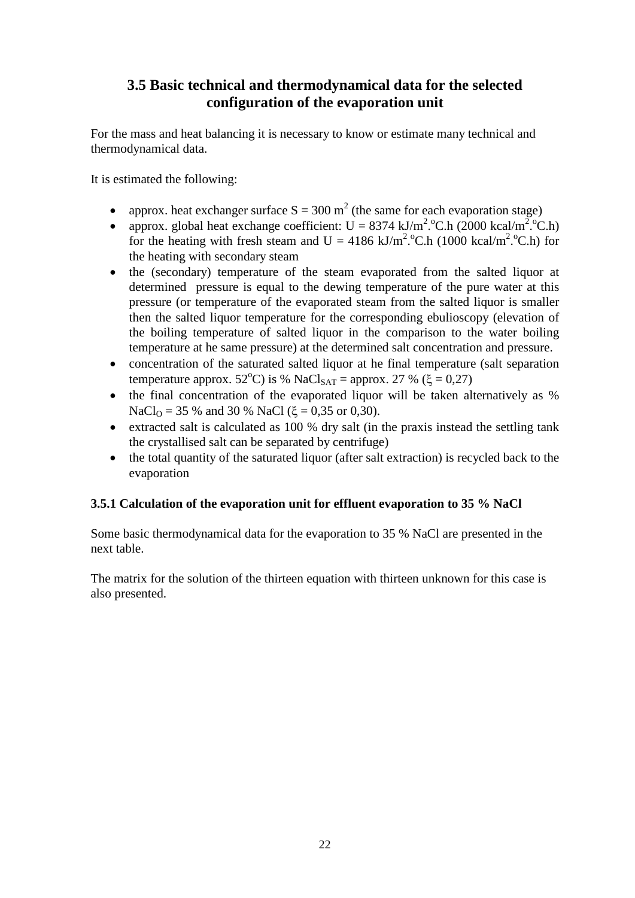## 3.5 Basic technical and thermodynamical data for the selected configuration of the evaporation unit

For the mass and heat balancing it is necessary to know or estimate many technical and thermodynamical data.

It is estimated the following:

- approx. heat exchanger surface $S = 300\ m^2$ (the same for each evaporation stage)
- approx. global heat exchange coefficient: $U = 8374\ kJ/m^2.^oC.h$ ($2000\ kcal/m^2.^oC.h$) for the heating with fresh steam and $U = 4186\ kJ/m^2.^oC.h$ ($1000\ kcal/m^2.^oC.h$) for the heating with secondary steam
- the (secondary) temperature of the steam evaporated from the salted liquor at determined pressure is equal to the dewing temperature of the pure water at this pressure (or temperature of the evaporated steam from the salted liquor is smaller then the salted liquor temperature for the corresponding ebulioscopy (elevation of the boiling temperature of salted liquor in the comparison to the water boiling temperature at he same pressure) at the determined salt concentration and pressure.
- concentration of the saturated salted liquor at he final temperature (salt separation temperature approx. $52^oC$) is $\%\ NaCl_{SAT}$ = approx. 27 % ($\xi = 0,27$)
- the final concentration of the evaporated liquor will be taken alternatively as $\%\ NaCl_O$ = 35 % and 30 % NaCl ($\xi = 0,35$ or $0,30$).
- extracted salt is calculated as 100 % dry salt (in the praxis instead the settling tank the crystallised salt can be separated by centrifuge)
- the total quantity of the saturated liquor (after salt extraction) is recycled back to the evaporation

### 3.5.1 Calculation of the evaporation unit for effluent evaporation to 35 % NaCl

Some basic thermodynamical data for the evaporation to 35 % NaCl are presented in the next table.

The matrix for the solution of the thirteen equation with thirteen unknown for this case is also presented.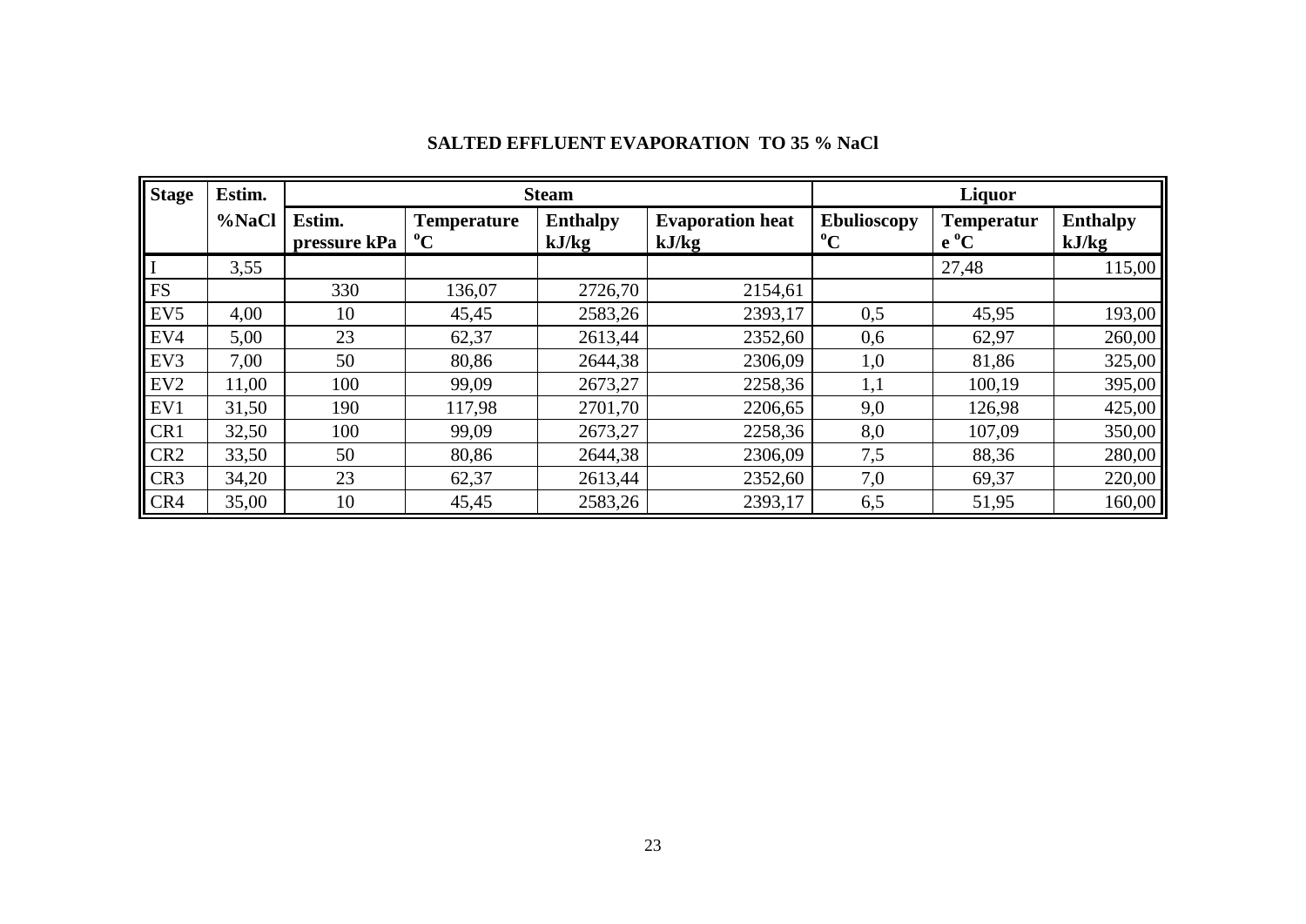## SALTED EFFLUENT EVAPORATION TO 35 % NaCl

| Stage | Estim. | Steam | | | | Liquor | | |
|---|---|---|---|---|---|---|---|---|
| | %NaCl | Estim. pressure kPa | Temperature °C | Enthalpy kJ/kg | Evaporation heat kJ/kg | Ebulioscopy °C | Temperatur e °C | Enthalpy kJ/kg |
| I | 3,55 | | | | | | 27,48 | 115,00 |
| FS | | 330 | 136,07 | 2726,70 | 2154,61 | | | |
| EV5 | 4,00 | 10 | 45,45 | 2583,26 | 2393,17 | 0,5 | 45,95 | 193,00 |
| EV4 | 5,00 | 23 | 62,37 | 2613,44 | 2352,60 | 0,6 | 62,97 | 260,00 |
| EV3 | 7,00 | 50 | 80,86 | 2644,38 | 2306,09 | 1,0 | 81,86 | 325,00 |
| EV2 | 11,00 | 100 | 99,09 | 2673,27 | 2258,36 | 1,1 | 100,19 | 395,00 |
| EV1 | 31,50 | 190 | 117,98 | 2701,70 | 2206,65 | 9,0 | 126,98 | 425,00 |
| CR1 | 32,50 | 100 | 99,09 | 2673,27 | 2258,36 | 8,0 | 107,09 | 350,00 |
| CR2 | 33,50 | 50 | 80,86 | 2644,38 | 2306,09 | 7,5 | 88,36 | 280,00 |
| CR3 | 34,20 | 23 | 62,37 | 2613,44 | 2352,60 | 7,0 | 69,37 | 220,00 |
| CR4 | 35,00 | 10 | 45,45 | 2583,26 | 2393,17 | 6,5 | 51,95 | 160,00 |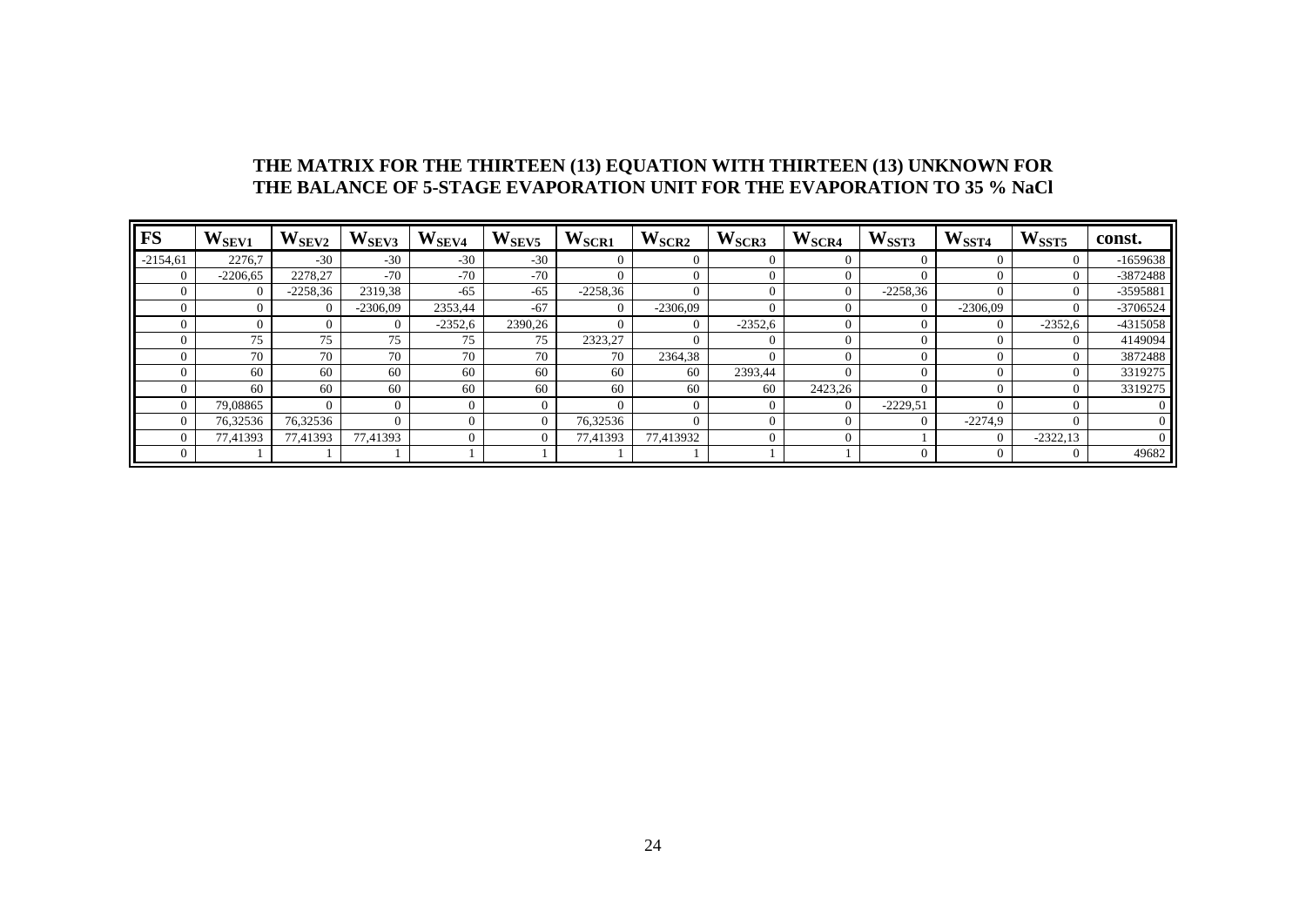## THE MATRIX FOR THE THIRTEEN (13) EQUATION WITH THIRTEEN (13) UNKNOWN FOR THE BALANCE OF 5-STAGE EVAPORATION UNIT FOR THE EVAPORATION TO 35 % NaCl

| FS | $W_{SEV1}$ | $W_{SEV2}$ | $W_{SEV3}$ | $W_{SEV4}$ | $W_{SEV5}$ | $W_{SCR1}$ | $W_{SCR2}$ | $W_{SCR3}$ | $W_{SCR4}$ | $W_{SST3}$ | $W_{SST4}$ | $W_{SST5}$ | const. |
|---|---|---|---|---|---|---|---|---|---|---|---|---|---|
| -2154,61 | 2276,7 | -30 | -30 | -30 | -30 | 0 | 0 | 0 | 0 | 0 | 0 | 0 | -1659638 |
| 0 | -2206,65 | 2278,27 | -70 | -70 | -70 | 0 | 0 | 0 | 0 | 0 | 0 | 0 | -3872488 |
| 0 | 0 | -2258,36 | 2319,38 | -65 | -65 | -2258,36 | 0 | 0 | 0 | -2258,36 | 0 | 0 | -3595881 |
| 0 | 0 | 0 | -2306,09 | 2353,44 | -67 | 0 | -2306,09 | 0 | 0 | 0 | -2306,09 | 0 | -3706524 |
| 0 | 0 | 0 | 0 | -2352,6 | 2390,26 | 0 | 0 | -2352,6 | 0 | 0 | 0 | -2352,6 | -4315058 |
| 0 | 75 | 75 | 75 | 75 | 75 | 2323,27 | 0 | 0 | 0 | 0 | 0 | 0 | 4149094 |
| 0 | 70 | 70 | 70 | 70 | 70 | 70 | 2364,38 | 0 | 0 | 0 | 0 | 0 | 3872488 |
| 0 | 60 | 60 | 60 | 60 | 60 | 60 | 60 | 2393,44 | 0 | 0 | 0 | 0 | 3319275 |
| 0 | 60 | 60 | 60 | 60 | 60 | 60 | 60 | 60 | 2423,26 | 0 | 0 | 0 | 3319275 |
| 0 | 79,08865 | 0 | 0 | 0 | 0 | 0 | 0 | 0 | 0 | -2229,51 | 0 | 0 | 0 |
| 0 | 76,32536 | 76,32536 | 0 | 0 | 0 | 76,32536 | 0 | 0 | 0 | 0 | -2274,9 | 0 | 0 |
| 0 | 77,41393 | 77,41393 | 77,41393 | 0 | 0 | 77,41393 | 77,413932 | 0 | 0 | 1 | 0 | -2322,13 | 0 |
| 0 | 1 | 1 | 1 | 1 | 1 | 1 | 1 | 1 | 1 | 0 | 0 | 0 | 49682 |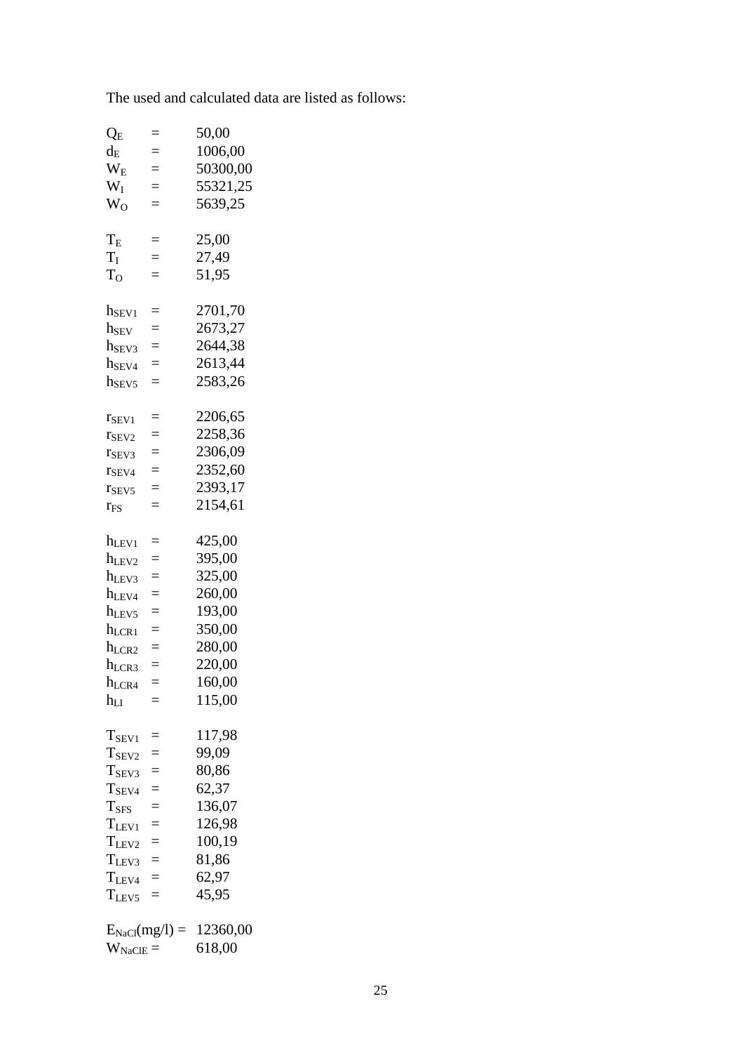The used and calculated data are listed as follows:

$Q_E$ = 50,00
$d_E$ = 1006,00
$W_E$ = 50300,00
$W_I$ = 55321,25
$W_O$ = 5639,25

$T_E$ = 25,00
$T_I$ = 27,49
$T_O$ = 51,95

$h_{SEV1}$ = 2701,70
$h_{SEV}$ = 2673,27
$h_{SEV3}$ = 2644,38
$h_{SEV4}$ = 2613,44
$h_{SEV5}$ = 2583,26

$r_{SEV1}$ = 2206,65
$r_{SEV2}$ = 2258,36
$r_{SEV3}$ = 2306,09
$r_{SEV4}$ = 2352,60
$r_{SEV5}$ = 2393,17
$r_{FS}$ = 2154,61

$h_{LEV1}$ = 425,00
$h_{LEV2}$ = 395,00
$h_{LEV3}$ = 325,00
$h_{LEV4}$ = 260,00
$h_{LEV5}$ = 193,00
$h_{LCR1}$ = 350,00
$h_{LCR2}$ = 280,00
$h_{LCR3}$ = 220,00
$h_{LCR4}$ = 160,00
$h_{LI}$ = 115,00

$T_{SEV1}$ = 117,98
$T_{SEV2}$ = 99,09
$T_{SEV3}$ = 80,86
$T_{SEV4}$ = 62,37
$T_{SFS}$ = 136,07
$T_{LEV1}$ = 126,98
$T_{LEV2}$ = 100,19
$T_{LEV3}$ = 81,86
$T_{LEV4}$ = 62,97
$T_{LEV5}$ = 45,95

$E_{NaCl}$(mg/l) = 12360,00
$W_{NaClE}$ = 618,00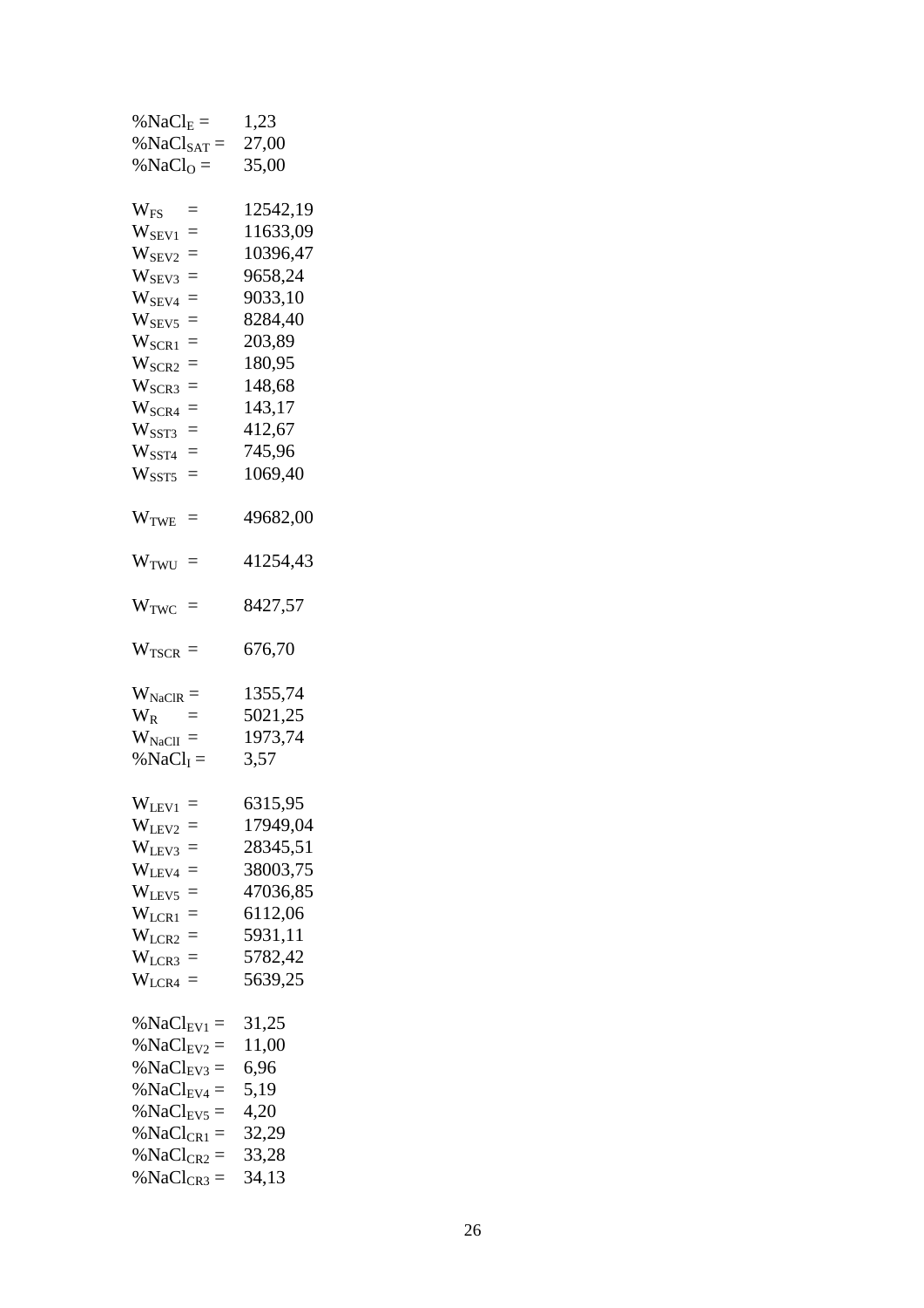$\%NaCl_E =$ 1,23
$\%NaCl_{SAT} =$ 27,00
$\%NaCl_O =$ 35,00

$W_{FS} =$ 12542,19
$W_{SEV1} =$ 11633,09
$W_{SEV2} =$ 10396,47
$W_{SEV3} =$ 9658,24
$W_{SEV4} =$ 9033,10
$W_{SEV5} =$ 8284,40
$W_{SCR1} =$ 203,89
$W_{SCR2} =$ 180,95
$W_{SCR3} =$ 148,68
$W_{SCR4} =$ 143,17
$W_{SST3} =$ 412,67
$W_{SST4} =$ 745,96
$W_{SST5} =$ 1069,40

$W_{TWE} =$ 49682,00

$W_{TWU} =$ 41254,43

$W_{TWC} =$ 8427,57

$W_{TSCR} =$ 676,70

$W_{NaClR} =$ 1355,74
$W_R =$ 5021,25
$W_{NaClI} =$ 1973,74
$\%NaCl_I =$ 3,57

$W_{LEV1} =$ 6315,95
$W_{LEV2} =$ 17949,04
$W_{LEV3} =$ 28345,51
$W_{LEV4} =$ 38003,75
$W_{LEV5} =$ 47036,85
$W_{LCR1} =$ 6112,06
$W_{LCR2} =$ 5931,11
$W_{LCR3} =$ 5782,42
$W_{LCR4} =$ 5639,25

$\%NaCl_{EV1} =$ 31,25
$\%NaCl_{EV2} =$ 11,00
$\%NaCl_{EV3} =$ 6,96
$\%NaCl_{EV4} =$ 5,19
$\%NaCl_{EV5} =$ 4,20
$\%NaCl_{CR1} =$ 32,29
$\%NaCl_{CR2} =$ 33,28
$\%NaCl_{CR3} =$ 34,13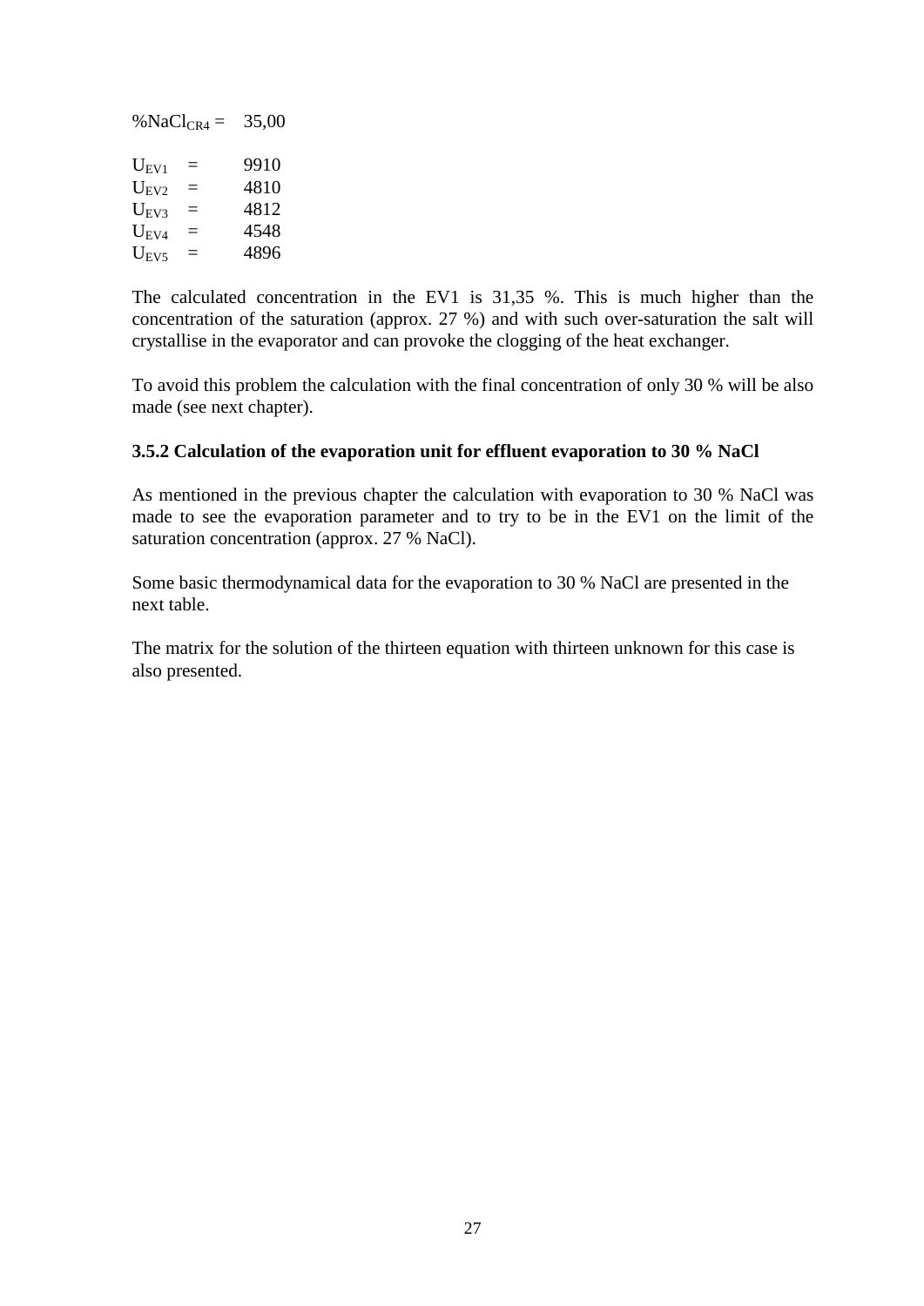$\%NaCl_{CR4}$ = 35,00

$U_{EV1}$ = 9910
$U_{EV2}$ = 4810
$U_{EV3}$ = 4812
$U_{EV4}$ = 4548
$U_{EV5}$ = 4896

The calculated concentration in the EV1 is 31,35 %. This is much higher than the concentration of the saturation (approx. 27 %) and with such over-saturation the salt will crystallise in the evaporator and can provoke the clogging of the heat exchanger.

To avoid this problem the calculation with the final concentration of only 30 % will be also made (see next chapter).

### 3.5.2 Calculation of the evaporation unit for effluent evaporation to 30 % NaCl

As mentioned in the previous chapter the calculation with evaporation to 30 % NaCl was made to see the evaporation parameter and to try to be in the EV1 on the limit of the saturation concentration (approx. 27 % NaCl).

Some basic thermodynamical data for the evaporation to 30 % NaCl are presented in the next table.

The matrix for the solution of the thirteen equation with thirteen unknown for this case is also presented.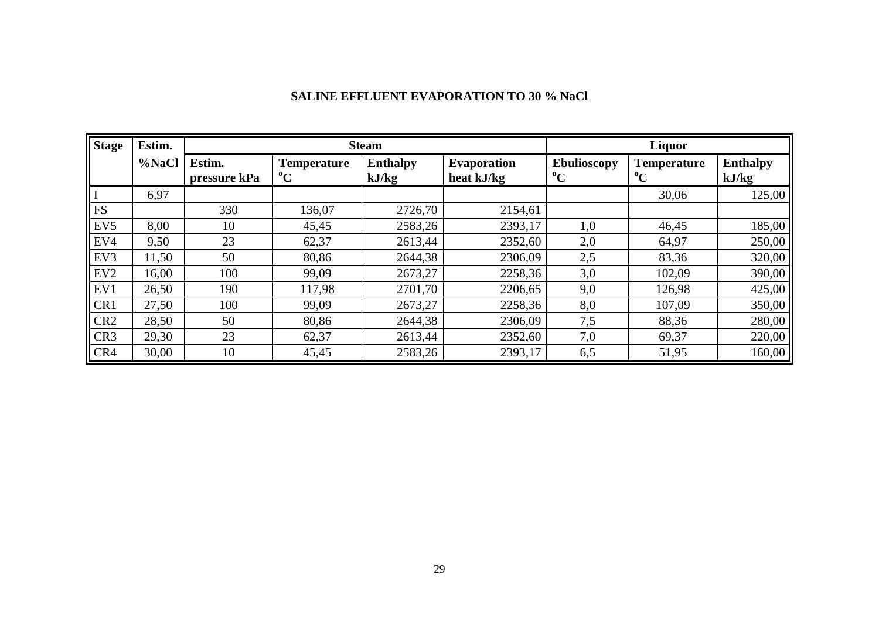## SALINE EFFLUENT EVAPORATION TO 30 % NaCl

| Stage | Estim. | Steam | | | | Liquor | | |
|---|---|---|---|---|---|---|---|---|
| | %NaCl | Estim. pressure kPa | Temperature °C | Enthalpy kJ/kg | Evaporation heat kJ/kg | Ebulioscopy °C | Temperature °C | Enthalpy kJ/kg |
| I | 6,97 | | | | | | 30,06 | 125,00 |
| FS | | 330 | 136,07 | 2726,70 | 2154,61 | | | |
| EV5 | 8,00 | 10 | 45,45 | 2583,26 | 2393,17 | 1,0 | 46,45 | 185,00 |
| EV4 | 9,50 | 23 | 62,37 | 2613,44 | 2352,60 | 2,0 | 64,97 | 250,00 |
| EV3 | 11,50 | 50 | 80,86 | 2644,38 | 2306,09 | 2,5 | 83,36 | 320,00 |
| EV2 | 16,00 | 100 | 99,09 | 2673,27 | 2258,36 | 3,0 | 102,09 | 390,00 |
| EV1 | 26,50 | 190 | 117,98 | 2701,70 | 2206,65 | 9,0 | 126,98 | 425,00 |
| CR1 | 27,50 | 100 | 99,09 | 2673,27 | 2258,36 | 8,0 | 107,09 | 350,00 |
| CR2 | 28,50 | 50 | 80,86 | 2644,38 | 2306,09 | 7,5 | 88,36 | 280,00 |
| CR3 | 29,30 | 23 | 62,37 | 2613,44 | 2352,60 | 7,0 | 69,37 | 220,00 |
| CR4 | 30,00 | 10 | 45,45 | 2583,26 | 2393,17 | 6,5 | 51,95 | 160,00 |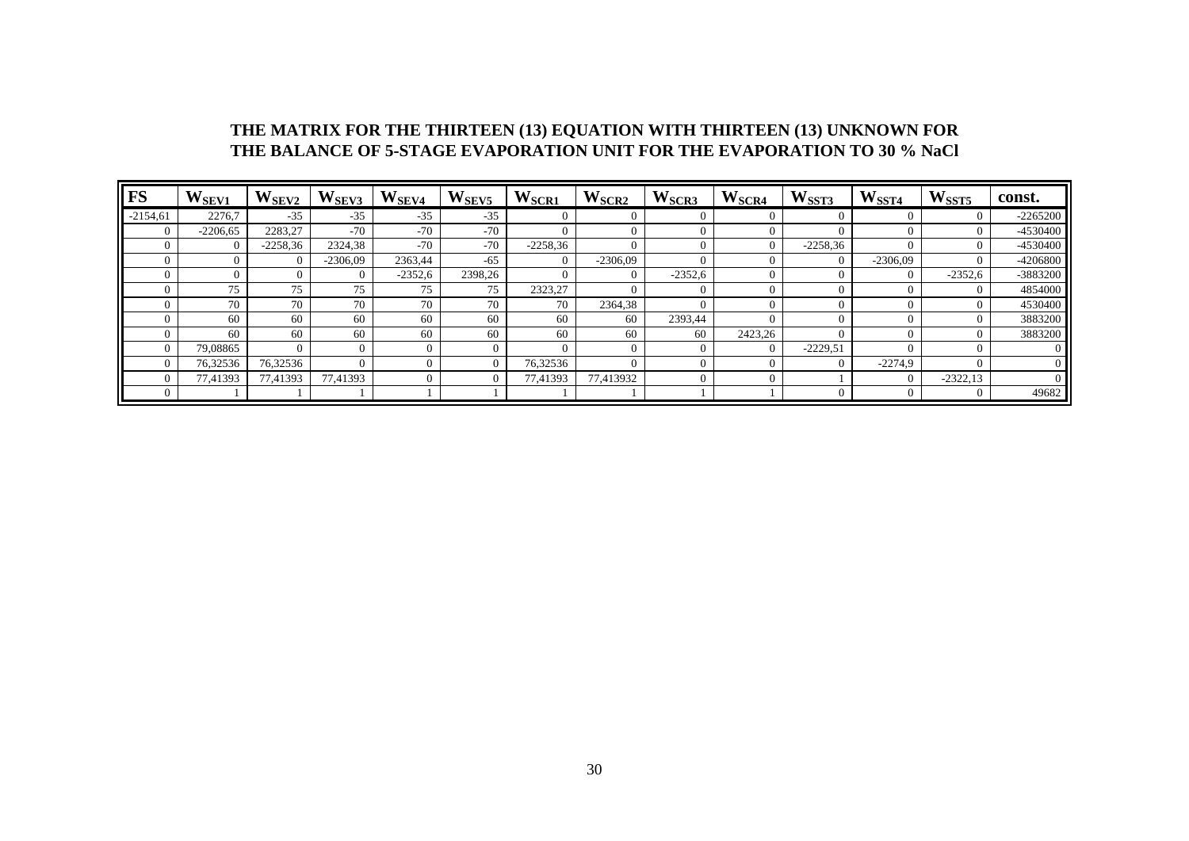## THE MATRIX FOR THE THIRTEEN (13) EQUATION WITH THIRTEEN (13) UNKNOWN FOR THE BALANCE OF 5-STAGE EVAPORATION UNIT FOR THE EVAPORATION TO 30 % NaCl

| FS | $W_{SEV1}$ | $W_{SEV2}$ | $W_{SEV3}$ | $W_{SEV4}$ | $W_{SEV5}$ | $W_{SCR1}$ | $W_{SCR2}$ | $W_{SCR3}$ | $W_{SCR4}$ | $W_{SST3}$ | $W_{SST4}$ | $W_{SST5}$ | const. |
|---|---|---|---|---|---|---|---|---|---|---|---|---|---|
| -2154,61 | 2276,7 | -35 | -35 | -35 | -35 | 0 | 0 | 0 | 0 | 0 | 0 | 0 | -2265200 |
| 0 | -2206,65 | 2283,27 | -70 | -70 | -70 | 0 | 0 | 0 | 0 | 0 | 0 | 0 | -4530400 |
| 0 | 0 | -2258,36 | 2324,38 | -70 | -70 | -2258,36 | 0 | 0 | 0 | -2258,36 | 0 | 0 | -4530400 |
| 0 | 0 | 0 | -2306,09 | 2363,44 | -65 | 0 | -2306,09 | 0 | 0 | 0 | -2306,09 | 0 | -4206800 |
| 0 | 0 | 0 | 0 | -2352,6 | 2398,26 | 0 | 0 | -2352,6 | 0 | 0 | 0 | -2352,6 | -3883200 |
| 0 | 75 | 75 | 75 | 75 | 75 | 2323,27 | 0 | 0 | 0 | 0 | 0 | 0 | 4854000 |
| 0 | 70 | 70 | 70 | 70 | 70 | 70 | 2364,38 | 0 | 0 | 0 | 0 | 0 | 4530400 |
| 0 | 60 | 60 | 60 | 60 | 60 | 60 | 60 | 2393,44 | 0 | 0 | 0 | 0 | 3883200 |
| 0 | 60 | 60 | 60 | 60 | 60 | 60 | 60 | 60 | 2423,26 | 0 | 0 | 0 | 3883200 |
| 0 | 79,08865 | 0 | 0 | 0 | 0 | 0 | 0 | 0 | 0 | -2229,51 | 0 | 0 | 0 |
| 0 | 76,32536 | 76,32536 | 0 | 0 | 0 | 76,32536 | 0 | 0 | 0 | 0 | -2274,9 | 0 | 0 |
| 0 | 77,41393 | 77,41393 | 77,41393 | 0 | 0 | 77,41393 | 77,413932 | 0 | 0 | 1 | 0 | -2322,13 | 0 |
| 0 | 1 | 1 | 1 | 1 | 1 | 1 | 1 | 1 | 1 | 0 | 0 | 0 | 49682 |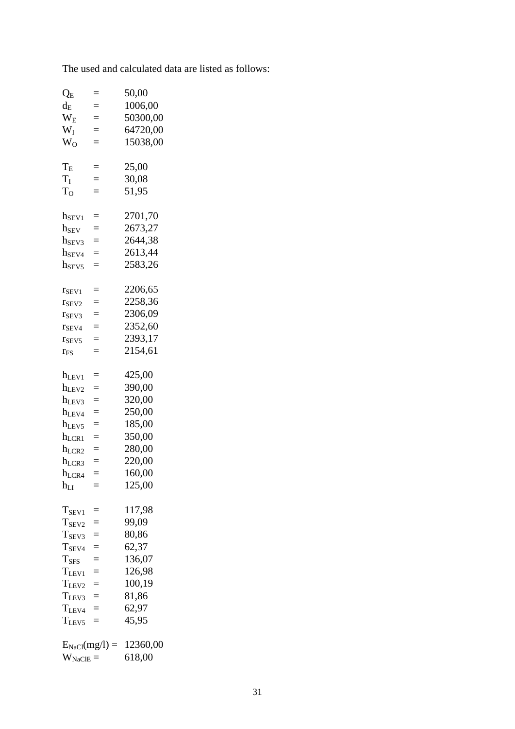The used and calculated data are listed as follows:

$Q_E$ = 50,00
$d_E$ = 1006,00
$W_E$ = 50300,00
$W_I$ = 64720,00
$W_O$ = 15038,00

$T_E$ = 25,00
$T_I$ = 30,08
$T_O$ = 51,95

$h_{SEV1}$ = 2701,70
$h_{SEV}$ = 2673,27
$h_{SEV3}$ = 2644,38
$h_{SEV4}$ = 2613,44
$h_{SEV5}$ = 2583,26

$r_{SEV1}$ = 2206,65
$r_{SEV2}$ = 2258,36
$r_{SEV3}$ = 2306,09
$r_{SEV4}$ = 2352,60
$r_{SEV5}$ = 2393,17
$r_{FS}$ = 2154,61

$h_{LEV1}$ = 425,00
$h_{LEV2}$ = 390,00
$h_{LEV3}$ = 320,00
$h_{LEV4}$ = 250,00
$h_{LEV5}$ = 185,00
$h_{LCR1}$ = 350,00
$h_{LCR2}$ = 280,00
$h_{LCR3}$ = 220,00
$h_{LCR4}$ = 160,00
$h_{LI}$ = 125,00

$T_{SEV1}$ = 117,98
$T_{SEV2}$ = 99,09
$T_{SEV3}$ = 80,86
$T_{SEV4}$ = 62,37
$T_{SFS}$ = 136,07
$T_{LEV1}$ = 126,98
$T_{LEV2}$ = 100,19
$T_{LEV3}$ = 81,86
$T_{LEV4}$ = 62,97
$T_{LEV5}$ = 45,95

$E_{NaCl}$(mg/l) = 12360,00
$W_{NaClE}$ = 618,00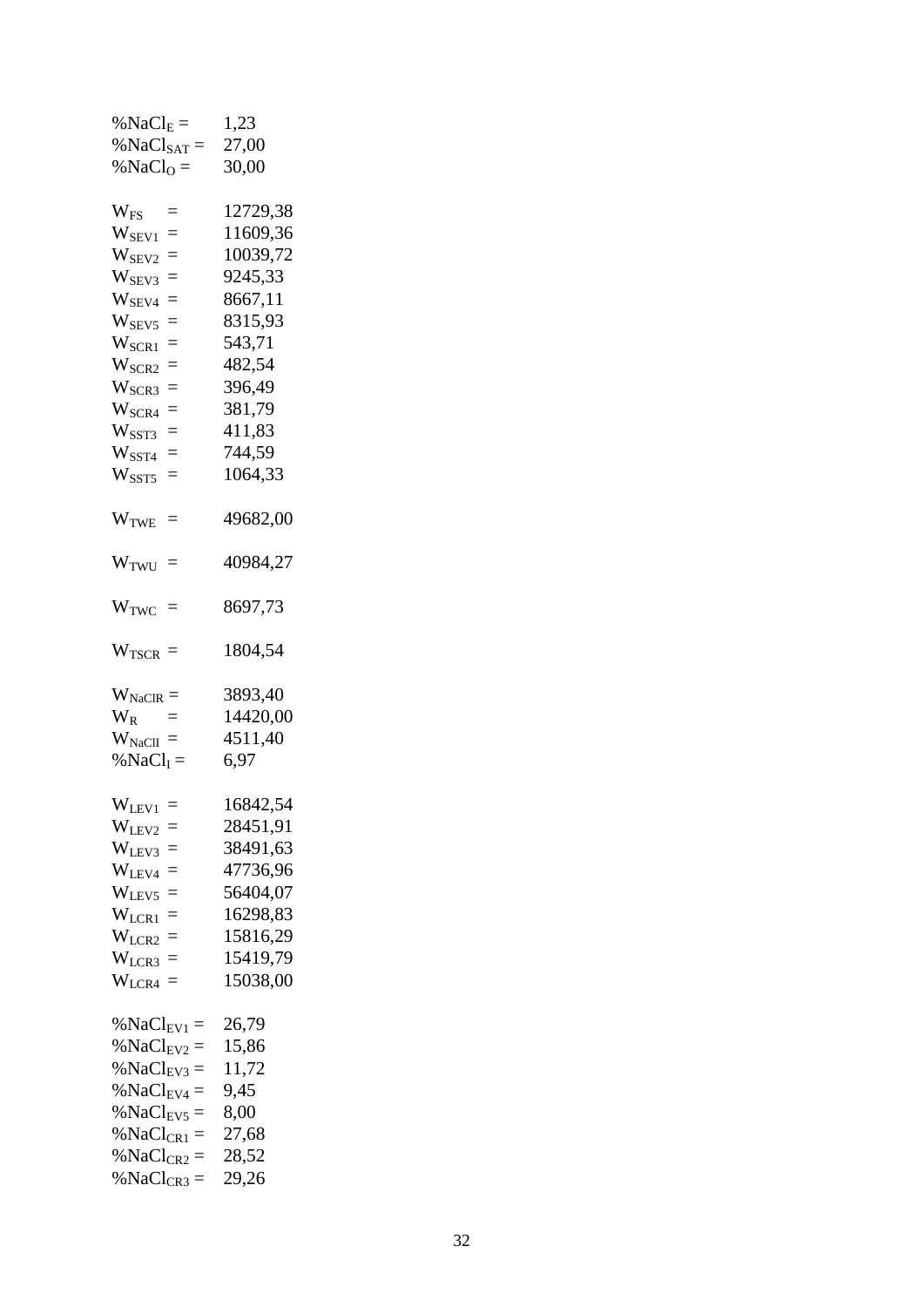$\%NaCl_E =$ 1,23
$\%NaCl_{SAT} =$ 27,00
$\%NaCl_O =$ 30,00

$W_{FS} =$ 12729,38
$W_{SEV1} =$ 11609,36
$W_{SEV2} =$ 10039,72
$W_{SEV3} =$ 9245,33
$W_{SEV4} =$ 8667,11
$W_{SEV5} =$ 8315,93
$W_{SCR1} =$ 543,71
$W_{SCR2} =$ 482,54
$W_{SCR3} =$ 396,49
$W_{SCR4} =$ 381,79
$W_{SST3} =$ 411,83
$W_{SST4} =$ 744,59
$W_{SST5} =$ 1064,33

$W_{TWE} =$ 49682,00

$W_{TWU} =$ 40984,27

$W_{TWC} =$ 8697,73

$W_{TSCR} =$ 1804,54

$W_{NaClR} =$ 3893,40
$W_R =$ 14420,00
$W_{NaClI} =$ 4511,40
$\%NaCl_I =$ 6,97

$W_{LEV1} =$ 16842,54
$W_{LEV2} =$ 28451,91
$W_{LEV3} =$ 38491,63
$W_{LEV4} =$ 47736,96
$W_{LEV5} =$ 56404,07
$W_{LCR1} =$ 16298,83
$W_{LCR2} =$ 15816,29
$W_{LCR3} =$ 15419,79
$W_{LCR4} =$ 15038,00

$\%NaCl_{EV1} =$ 26,79
$\%NaCl_{EV2} =$ 15,86
$\%NaCl_{EV3} =$ 11,72
$\%NaCl_{EV4} =$ 9,45
$\%NaCl_{EV5} =$ 8,00
$\%NaCl_{CR1} =$ 27,68
$\%NaCl_{CR2} =$ 28,52
$\%NaCl_{CR3} =$ 29,26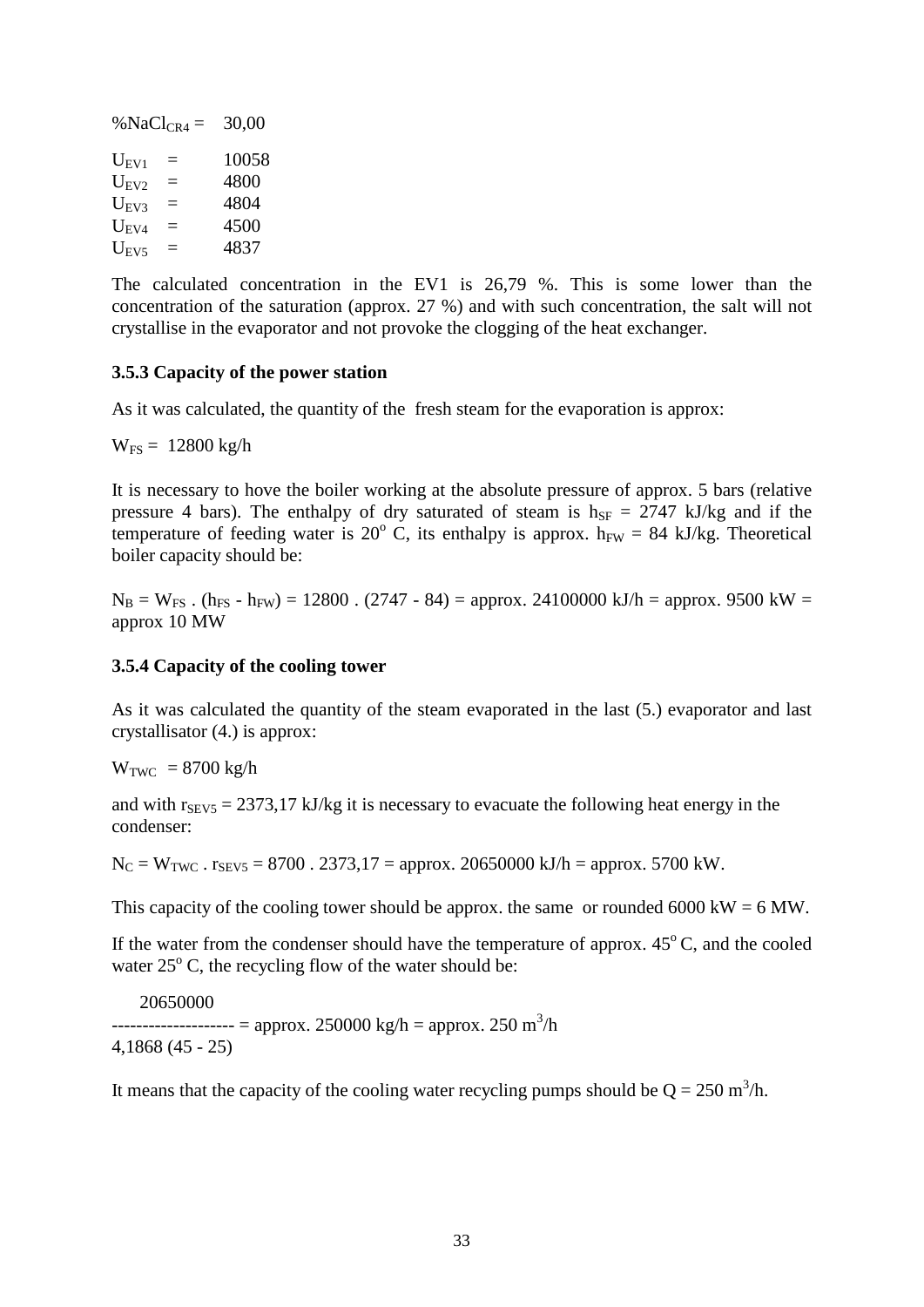$\%NaCl_{CR4}$ = 30,00

$U_{EV1}$ = 10058
$U_{EV2}$ = 4800
$U_{EV3}$ = 4804
$U_{EV4}$ = 4500
$U_{EV5}$ = 4837

The calculated concentration in the EV1 is 26,79 %. This is some lower than the concentration of the saturation (approx. 27 %) and with such concentration, the salt will not crystallise in the evaporator and not provoke the clogging of the heat exchanger.

### 3.5.3 Capacity of the power station

As it was calculated, the quantity of the fresh steam for the evaporation is approx:

$W_{FS}$ = 12800 kg/h

It is necessary to hove the boiler working at the absolute pressure of approx. 5 bars (relative pressure 4 bars). The enthalpy of dry saturated of steam is $h_{SF}$ = 2747 kJ/kg and if the temperature of feeding water is 20° C, its enthalpy is approx. $h_{FW}$ = 84 kJ/kg. Theoretical boiler capacity should be:

$N_B = W_{FS} \cdot (h_{FS} - h_{FW}) = 12800 \cdot (2747 - 84)$ = approx. 24100000 kJ/h = approx. 9500 kW = approx 10 MW

### 3.5.4 Capacity of the cooling tower

As it was calculated the quantity of the steam evaporated in the last (5.) evaporator and last crystallisator (4.) is approx:

$W_{TWC}$ = 8700 kg/h

and with $r_{SEV5}$ = 2373,17 kJ/kg it is necessary to evacuate the following heat energy in the condenser:

$N_C = W_{TWC} \cdot r_{SEV5} = 8700 \cdot 2373{,}17$ = approx. 20650000 kJ/h = approx. 5700 kW.

This capacity of the cooling tower should be approx. the same or rounded 6000 kW = 6 MW.

If the water from the condenser should have the temperature of approx. 45° C, and the cooled water 25° C, the recycling flow of the water should be:

$$\frac{20650000}{4{,}1868\,(45 - 25)} = \text{approx. } 250000 \text{ kg/h} = \text{approx. } 250 \text{ m}^3\text{/h}$$

It means that the capacity of the cooling water recycling pumps should be Q = 250 $m^3$/h.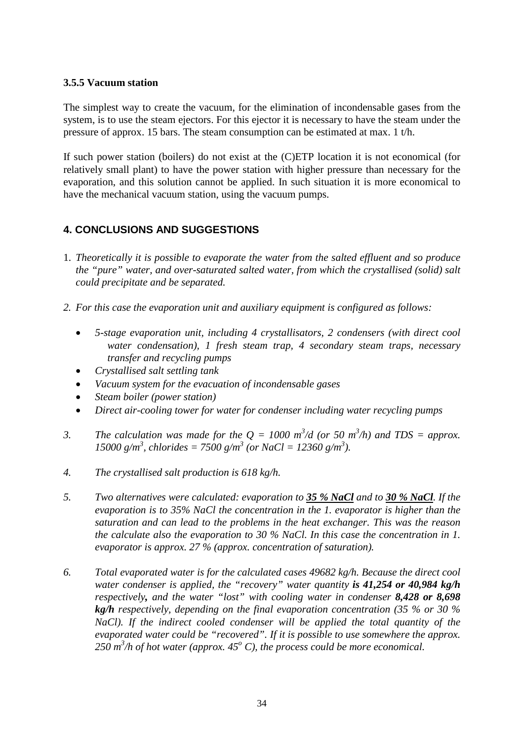### 3.5.5 Vacuum station

The simplest way to create the vacuum, for the elimination of incondensable gases from the system, is to use the steam ejectors. For this ejector it is necessary to have the steam under the pressure of approx. 15 bars. The steam consumption can be estimated at max. 1 t/h.

If such power station (boilers) do not exist at the (C)ETP location it is not economical (for relatively small plant) to have the power station with higher pressure than necessary for the evaporation, and this solution cannot be applied. In such situation it is more economical to have the mechanical vacuum station, using the vacuum pumps.

## 4. CONCLUSIONS AND SUGGESTIONS

1. *Theoretically it is possible to evaporate the water from the salted effluent and so produce the "pure" water, and over-saturated salted water, from which the crystallised (solid) salt could precipitate and be separated.*

2. *For this case the evaporation unit and auxiliary equipment is configured as follows:*

   - *5-stage evaporation unit, including 4 crystallisators, 2 condensers (with direct cool water condensation), 1 fresh steam trap, 4 secondary steam traps, necessary transfer and recycling pumps*
   - *Crystallised salt settling tank*
   - *Vacuum system for the evacuation of incondensable gases*
   - *Steam boiler (power station)*
   - *Direct air-cooling tower for water for condenser including water recycling pumps*

3. *The calculation was made for the Q = 1000 $m^3$/d (or 50 $m^3$/h) and TDS = approx. 15000 g/$m^3$, chlorides = 7500 g/$m^3$ (or NaCl = 12360 g/$m^3$).*

4. *The crystallised salt production is 618 kg/h.*

5. *Two alternatives were calculated: evaporation to* ***35 % NaCl*** *and to* ***30 % NaCl****. If the evaporation is to 35% NaCl the concentration in the 1. evaporator is higher than the saturation and can lead to the problems in the heat exchanger. This was the reason the calculate also the evaporation to 30 % NaCl. In this case the concentration in 1. evaporator is approx. 27 % (approx. concentration of saturation).*

6. *Total evaporated water is for the calculated cases 49682 kg/h. Because the direct cool water condenser is applied, the "recovery" water quantity* ***is 41,254 or 40,984 kg/h*** *respectively****,*** *and the water "lost" with cooling water in condenser* ***8,428 or 8,698 kg/h*** *respectively, depending on the final evaporation concentration (35 % or 30 % NaCl). If the indirect cooled condenser will be applied the total quantity of the evaporated water could be "recovered". If it is possible to use somewhere the approx. 250 $m^3$/h of hot water (approx. 45$^o$ C), the process could be more economical.*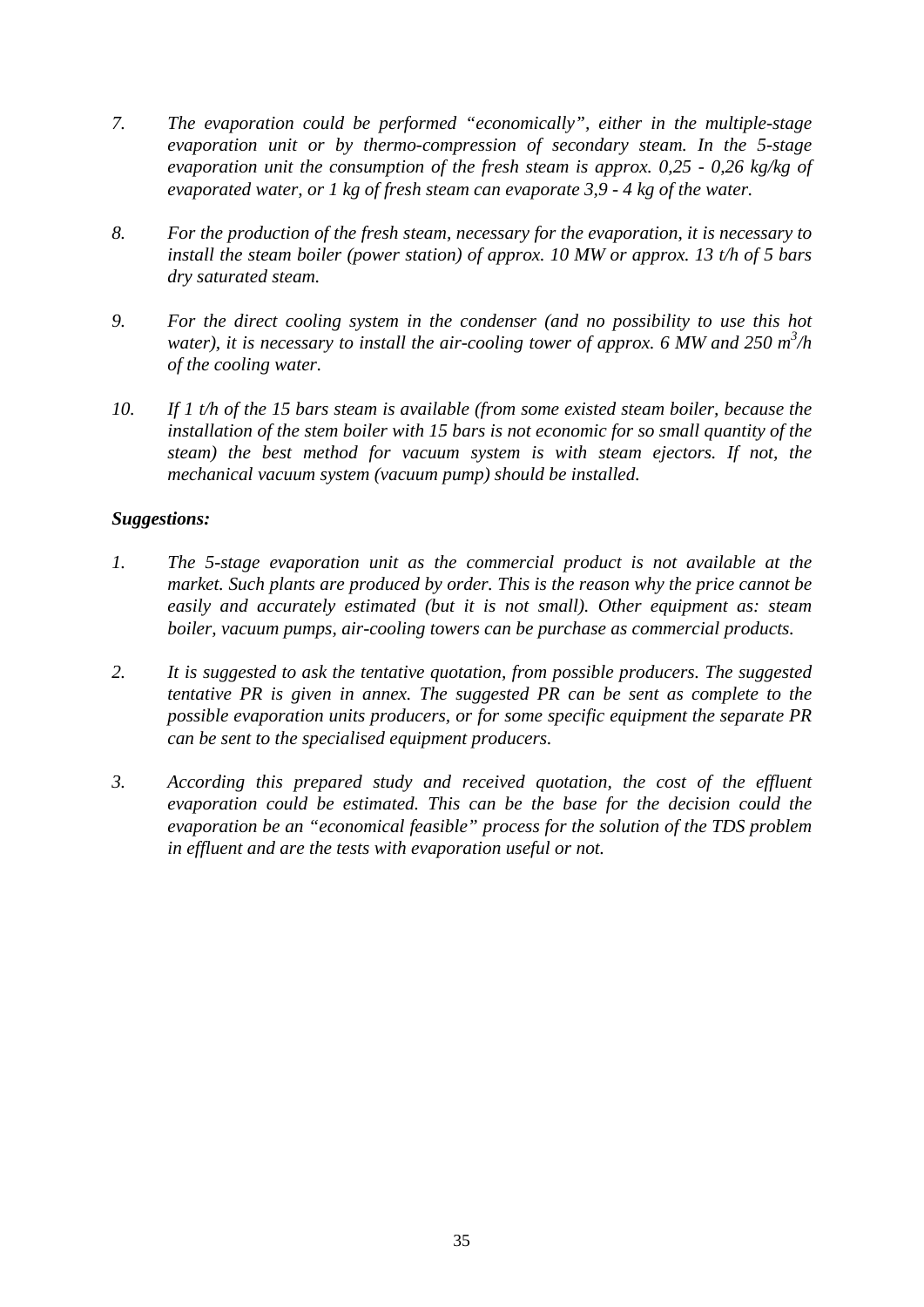7. *The evaporation could be performed "economically", either in the multiple-stage evaporation unit or by thermo-compression of secondary steam. In the 5-stage evaporation unit the consumption of the fresh steam is approx. 0,25 - 0,26 kg/kg of evaporated water, or 1 kg of fresh steam can evaporate 3,9 - 4 kg of the water.*

8. *For the production of the fresh steam, necessary for the evaporation, it is necessary to install the steam boiler (power station) of approx. 10 MW or approx. 13 t/h of 5 bars dry saturated steam.*

9. *For the direct cooling system in the condenser (and no possibility to use this hot water), it is necessary to install the air-cooling tower of approx. 6 MW and 250 $m^3$/h of the cooling water.*

10. *If 1 t/h of the 15 bars steam is available (from some existed steam boiler, because the installation of the stem boiler with 15 bars is not economic for so small quantity of the steam) the best method for vacuum system is with steam ejectors. If not, the mechanical vacuum system (vacuum pump) should be installed.*

***Suggestions:***

1. *The 5-stage evaporation unit as the commercial product is not available at the market. Such plants are produced by order. This is the reason why the price cannot be easily and accurately estimated (but it is not small). Other equipment as: steam boiler, vacuum pumps, air-cooling towers can be purchase as commercial products.*

2. *It is suggested to ask the tentative quotation, from possible producers. The suggested tentative PR is given in annex. The suggested PR can be sent as complete to the possible evaporation units producers, or for some specific equipment the separate PR can be sent to the specialised equipment producers.*

3. *According this prepared study and received quotation, the cost of the effluent evaporation could be estimated. This can be the base for the decision could the evaporation be an "economical feasible" process for the solution of the TDS problem in effluent and are the tests with evaporation useful or not.*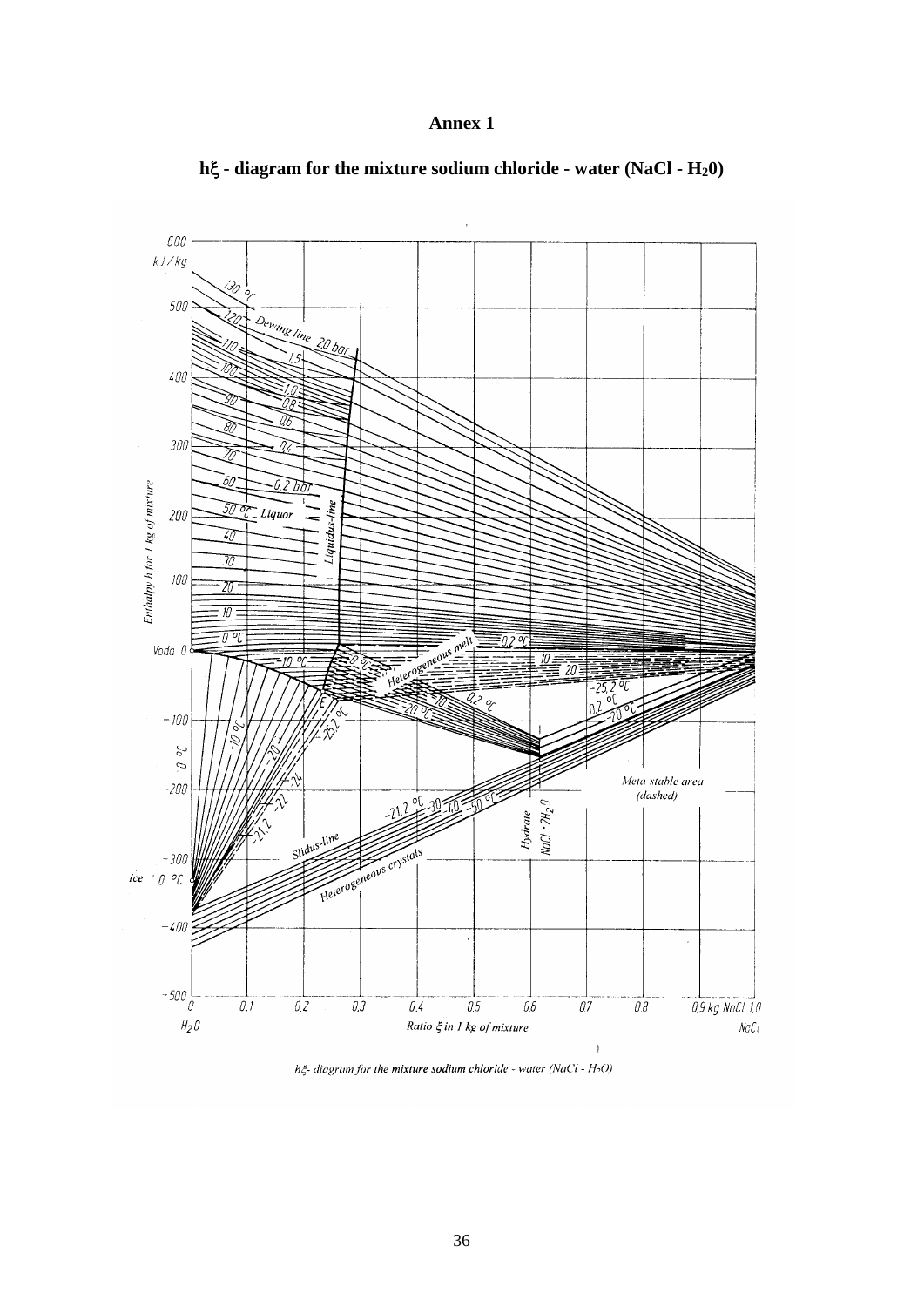**Annex 1**

**hξ - diagram for the mixture sodium chloride - water (NaCl - $H_2$0)**

*hξ- diagram for the mixture sodium chloride - water (NaCl - $H_2O$)*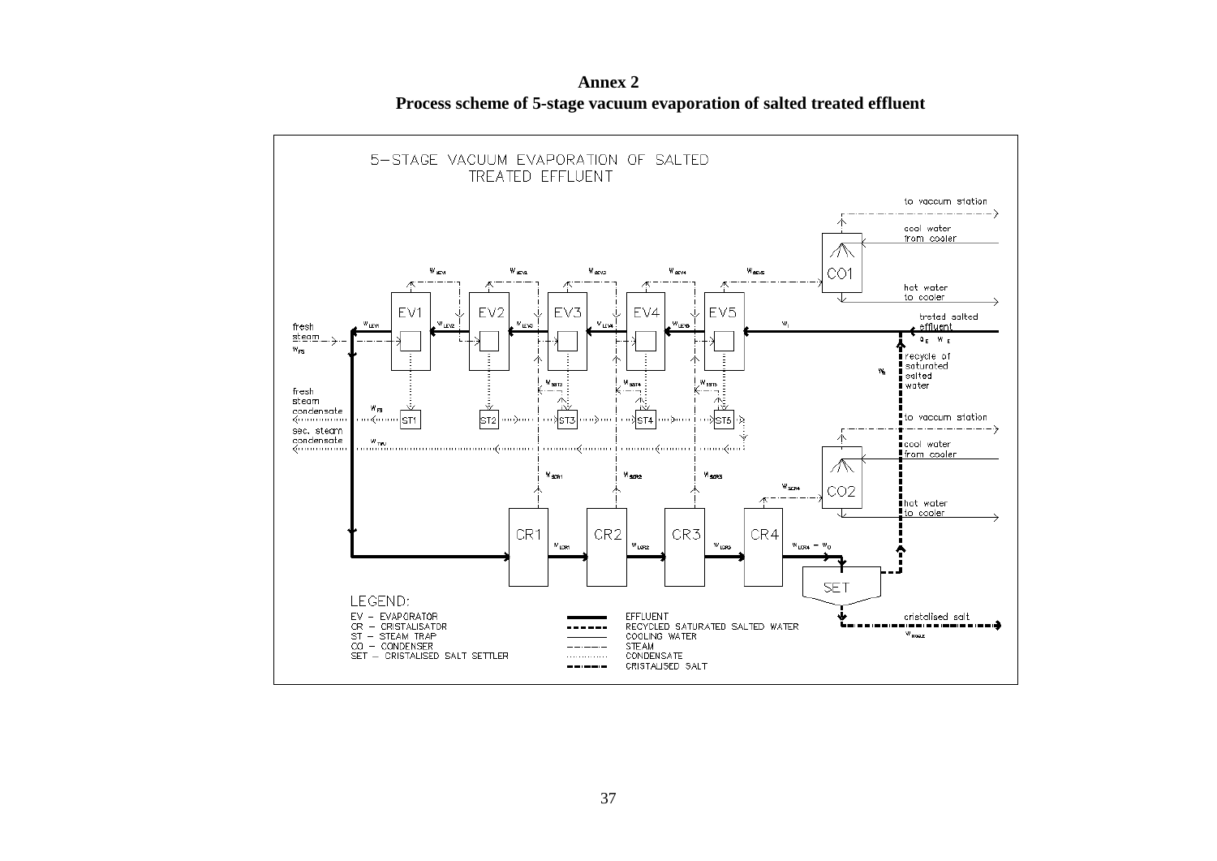**Annex 2**

**Process scheme of 5-stage vacuum evaporation of salted treated effluent**

5–STAGE VACUUM EVAPORATION OF SALTED TREATED EFFLUENT

to vaccum station

cool water from cooler

CO1

hot water to cooler

$w_{SEV1}$ $w_{SEV2}$ $w_{SEV3}$ $w_{SEV4}$ $w_{SEV5}$

EV1 EV2 EV3 EV4 EV5

fresh steam $w_{FS}$

$w_{LEV1}$ $w_{LEV2}$ $w_{LEV3}$ $w_{LEV4}$ $w_{LEV5}$ $w_I$

treted salted effluent $q_E$ $w_E$

recycle of saturated salted water $w_R$

$w_{SST3}$ $w_{SST4}$ $w_{SST5}$

fresh steam condensate $w_{FS}$

ST1 ST2 ST3 ST4 ST5

sec. steam condensate $w_{TSV}$

to vaccum station

cool water from cooler

$w_{SCR1}$ $w_{SCR2}$ $w_{SCR3}$ $w_{SCR4}$

CO2

hot water to cooler

CR1 CR2 CR3 CR4

$w_{LCR1}$ $w_{LCR2}$ $w_{LCR3}$ $w_{LCR4} = w_O$

SET

cristalised salt $w_{NaCl}$

LEGEND:

EV – EVAPORATOR
CR – CRISTALISATOR
ST – STEAM TRAP
CO – CONDENSER
SET – CRISTALISED SALT SETTLER

EFFLUENT
RECYCLED SATURATED SALTED WATER
COOLING WATER
STEAM
CONDENSATE
CRISTALISED SALT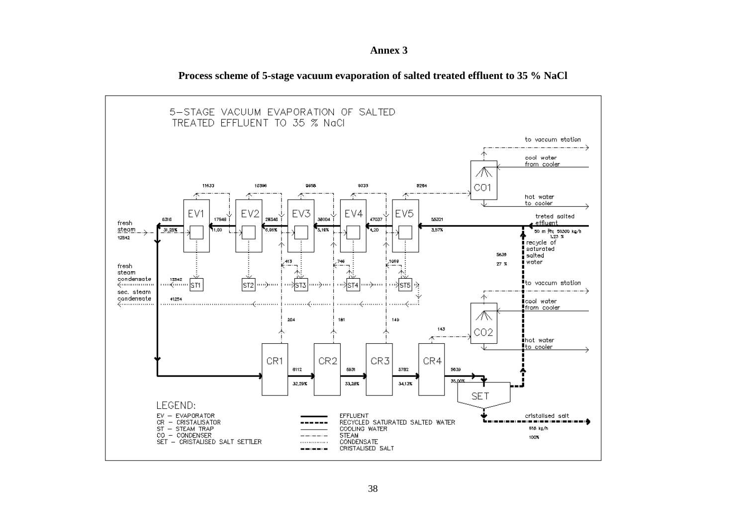# Annex 3

## Process scheme of 5-stage vacuum evaporation of salted treated effluent to 35 % NaCl

5–STAGE VACUUM EVAPORATION OF SALTED TREATED EFFLUENT TO 35 % NaCl

to vaccum station

cool water from cooler

CO1

hot water to cooler

11633 10396 9658 9033 8284

EV1 EV2 EV3 EV4 EV5

fresh steam 12542

6316 31,25% 17948 11,00 28346 6,96% 38004 5,18% 47037 4,20 55321 3,57%

treted salted effluent

50 m³/h; 50300 kg/h 1,23 %

recycle of saturated salted water

5639 27 %

413 746 1069

fresh steam condensate 12542 ST1 ST2 ST3 ST4 ST5

sec. steam condensate 41254

to vaccum station

cool water from cooler

204 181 149

143

CO2

hot water to cooler

CR1 CR2 CR3 CR4

6112 32,29% 5931 33,28% 5782 34,13% 5639 35,00%

SET

cristalised salt 618 kg/h 100%

LEGEND:

EV – EVAPORATOR
CR – CRISTALISATOR
ST – STEAM TRAP
CO – CONDENSER
SET – CRISTALISED SALT SETTLER

EFFLUENT
RECYCLED SATURATED SALTED WATER
COOLING WATER
STEAM
CONDENSATE
CRISTALISED SALT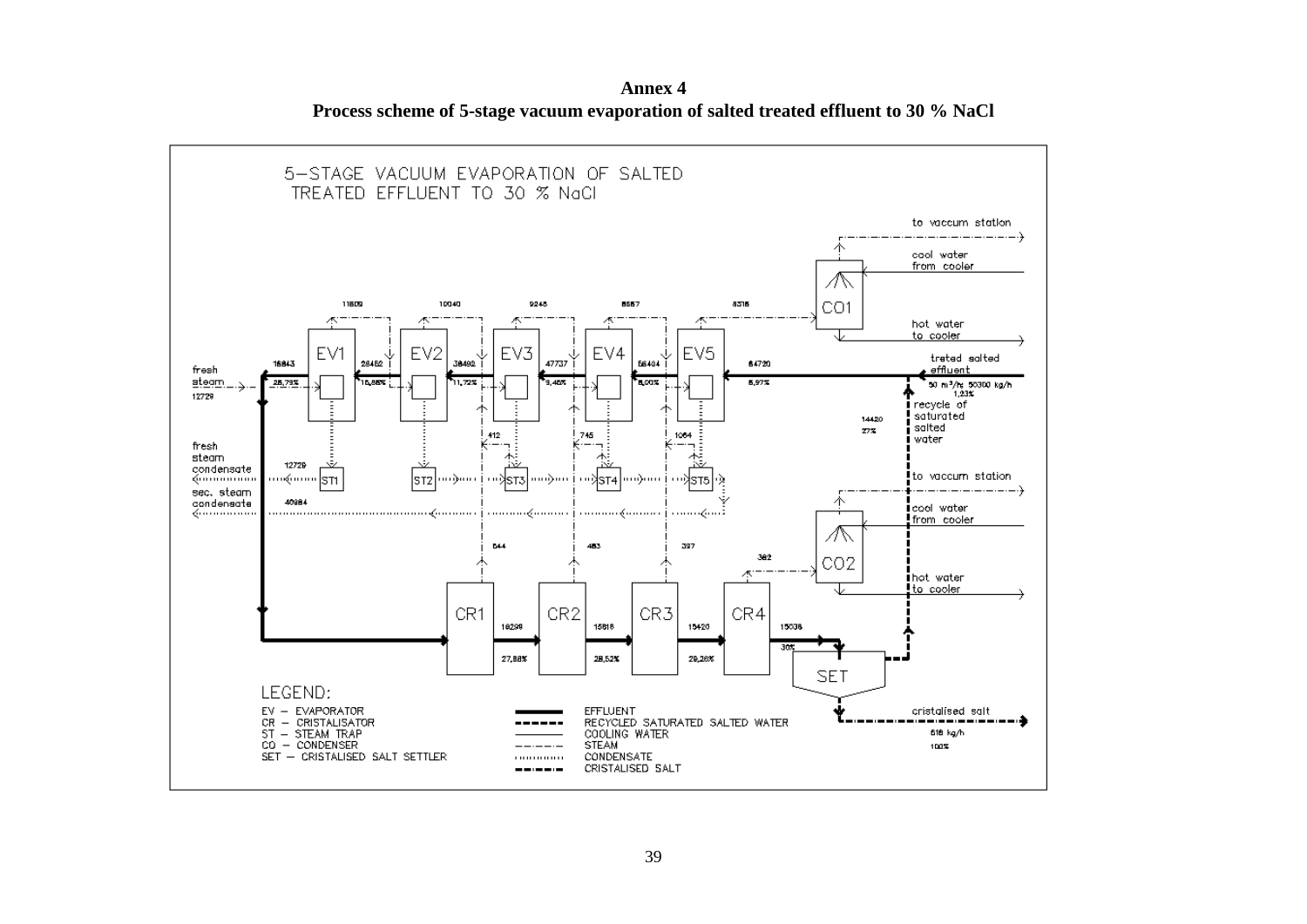**Annex 4**

**Process scheme of 5-stage vacuum evaporation of salted treated effluent to 30 % NaCl**

5–STAGE VACUUM EVAPORATION OF SALTED TREATED EFFLUENT TO 30 % NaCl

to vaccum station

cool water from cooler

CO1

hot water to cooler

11809 10040 9248 8657 8318

EV1 EV2 EV3 EV4 EV5

fresh steam 12729

16843 28,79%

28452 15,88%

38492 11,72%

47737 9,46%

56404 8,00%

64720 6,97%

treted salted effluent 50 m³/h; 50300 kg/h 1,23%

recycle of saturated salted water 14420 27%

412 745 1064

fresh steam condensate 12729

ST1 ST2 ST3 ST4 ST5

sec. steam condensate 40984

to vaccum station

cool water from cooler

544 483 397 382

CO2

hot water to cooler

CR1 CR2 CR3 CR4

16299 27,88%

15816 28,52%

15420 29,26%

15038 30%

SET

cristalised salt 618 kg/h 100%

LEGEND:

EV – EVAPORATOR
CR – CRISTALISATOR
ST – STEAM TRAP
CO – CONDENSER
SET – CRISTALISED SALT SETTLER

EFFLUENT
RECYCLED SATURATED SALTED WATER
COOLING WATER
STEAM
CONDENSATE
CRISTALISED SALT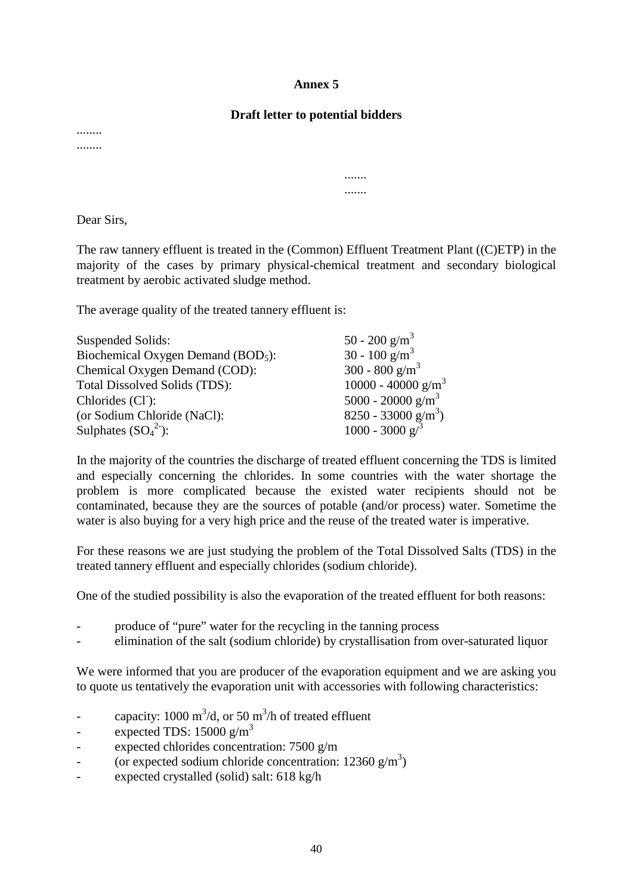**Annex 5**

**Draft letter to potential bidders**

........
........

.......
.......

Dear Sirs,

The raw tannery effluent is treated in the (Common) Effluent Treatment Plant ((C)ETP) in the majority of the cases by primary physical-chemical treatment and secondary biological treatment by aerobic activated sludge method.

The average quality of the treated tannery effluent is:

| | |
|---|---|
| Suspended Solids: | 50 - 200 $g/m^3$ |
| Biochemical Oxygen Demand ($BOD_5$): | 30 - 100 $g/m^3$ |
| Chemical Oxygen Demand (COD): | 300 - 800 $g/m^3$ |
| Total Dissolved Solids (TDS): | 10000 - 40000 $g/m^3$ |
| Chlorides ($Cl^-$): | 5000 - 20000 $g/m^3$ |
| (or Sodium Chloride (NaCl): | 8250 - 33000 $g/m^3$) |
| Sulphates ($SO_4^{2-}$): | 1000 - 3000 $g/^3$ |

In the majority of the countries the discharge of treated effluent concerning the TDS is limited and especially concerning the chlorides. In some countries with the water shortage the problem is more complicated because the existed water recipients should not be contaminated, because they are the sources of potable (and/or process) water. Sometime the water is also buying for a very high price and the reuse of the treated water is imperative.

For these reasons we are just studying the problem of the Total Dissolved Salts (TDS) in the treated tannery effluent and especially chlorides (sodium chloride).

One of the studied possibility is also the evaporation of the treated effluent for both reasons:

- produce of "pure" water for the recycling in the tanning process
- elimination of the salt (sodium chloride) by crystallisation from over-saturated liquor

We were informed that you are producer of the evaporation equipment and we are asking you to quote us tentatively the evaporation unit with accessories with following characteristics:

- capacity: 1000 $m^3$/d, or 50 $m^3$/h of treated effluent
- expected TDS: 15000 $g/m^3$
- expected chlorides concentration: 7500 g/m
- (or expected sodium chloride concentration: 12360 $g/m^3$)
- expected crystalled (solid) salt: 618 kg/h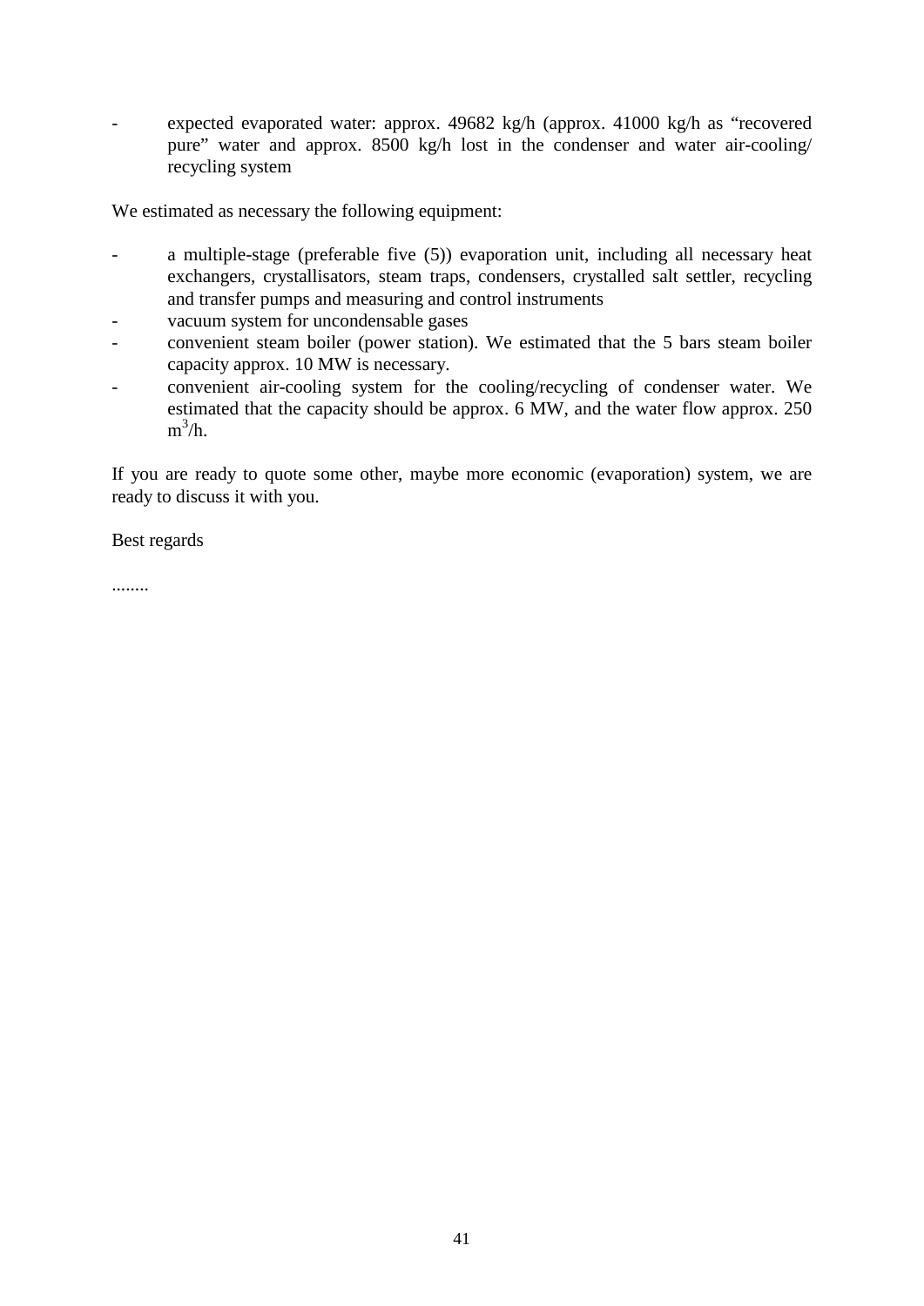- expected evaporated water: approx. 49682 kg/h (approx. 41000 kg/h as "recovered pure" water and approx. 8500 kg/h lost in the condenser and water air-cooling/ recycling system

We estimated as necessary the following equipment:

- a multiple-stage (preferable five (5)) evaporation unit, including all necessary heat exchangers, crystallisators, steam traps, condensers, crystalled salt settler, recycling and transfer pumps and measuring and control instruments
- vacuum system for uncondensable gases
- convenient steam boiler (power station). We estimated that the 5 bars steam boiler capacity approx. 10 MW is necessary.
- convenient air-cooling system for the cooling/recycling of condenser water. We estimated that the capacity should be approx. 6 MW, and the water flow approx. 250 $m^3$/h.

If you are ready to quote some other, maybe more economic (evaporation) system, we are ready to discuss it with you.

Best regards

........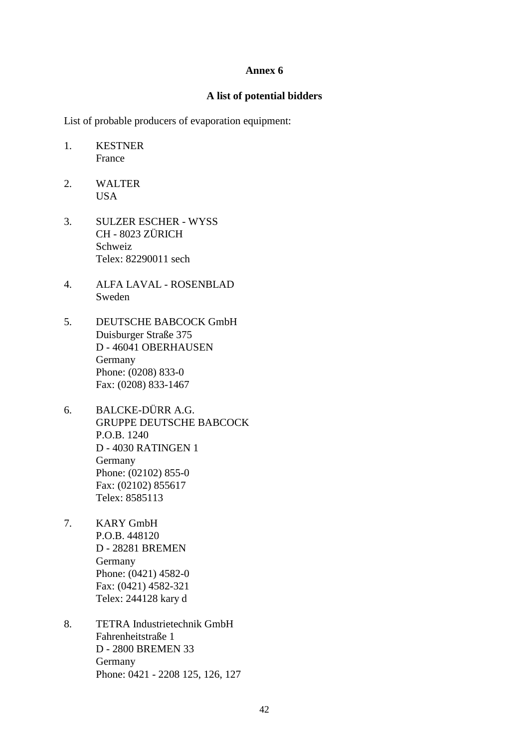## Annex 6

### A list of potential bidders

List of probable producers of evaporation equipment:

1. KESTNER
   France

2. WALTER
   USA

3. SULZER ESCHER - WYSS
   CH - 8023 ZÜRICH
   Schweiz
   Telex: 82290011 sech

4. ALFA LAVAL - ROSENBLAD
   Sweden

5. DEUTSCHE BABCOCK GmbH
   Duisburger Straße 375
   D - 46041 OBERHAUSEN
   Germany
   Phone: (0208) 833-0
   Fax: (0208) 833-1467

6. BALCKE-DÜRR A.G.
   GRUPPE DEUTSCHE BABCOCK
   P.O.B. 1240
   D - 4030 RATINGEN 1
   Germany
   Phone: (02102) 855-0
   Fax: (02102) 855617
   Telex: 8585113

7. KARY GmbH
   P.O.B. 448120
   D - 28281 BREMEN
   Germany
   Phone: (0421) 4582-0
   Fax: (0421) 4582-321
   Telex: 244128 kary d

8. TETRA Industrietechnik GmbH
   Fahrenheitstraße 1
   D - 2800 BREMEN 33
   Germany
   Phone: 0421 - 2208 125, 126, 127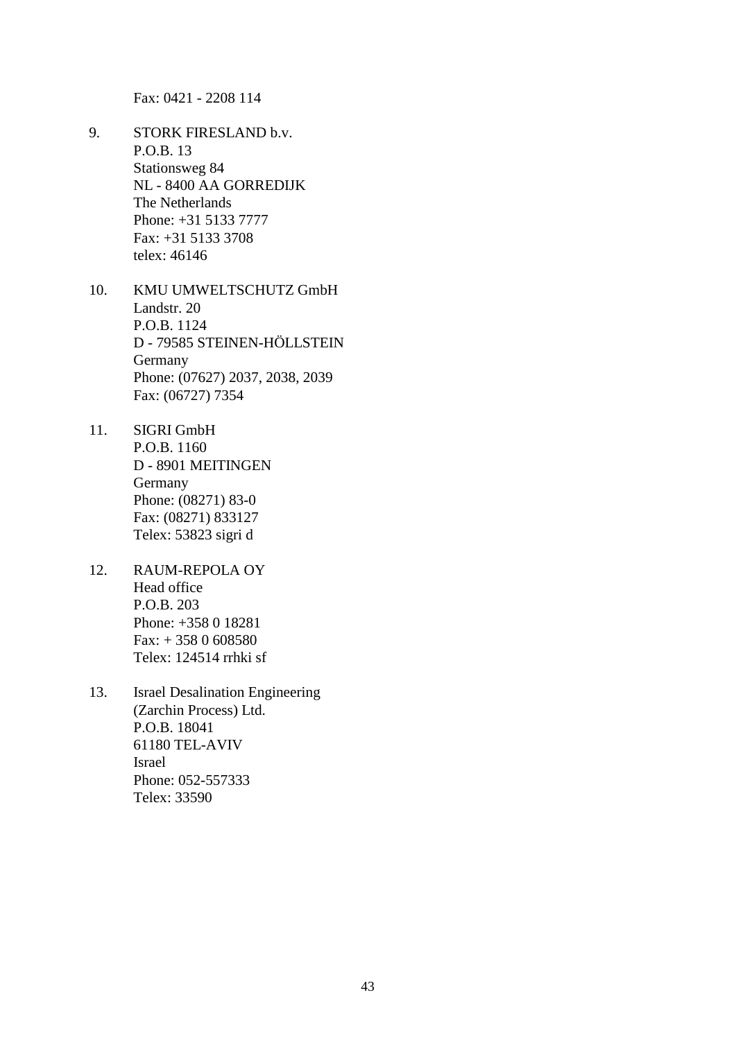Fax: 0421 - 2208 114

9. STORK FIRESLAND b.v.
   P.O.B. 13
   Stationsweg 84
   NL - 8400 AA GORREDIJK
   The Netherlands
   Phone: +31 5133 7777
   Fax: +31 5133 3708
   telex: 46146

10. KMU UMWELTSCHUTZ GmbH
    Landstr. 20
    P.O.B. 1124
    D - 79585 STEINEN-HÖLLSTEIN
    Germany
    Phone: (07627) 2037, 2038, 2039
    Fax: (06727) 7354

11. SIGRI GmbH
    P.O.B. 1160
    D - 8901 MEITINGEN
    Germany
    Phone: (08271) 83-0
    Fax: (08271) 833127
    Telex: 53823 sigri d

12. RAUM-REPOLA OY
    Head office
    P.O.B. 203
    Phone: +358 0 18281
    Fax: + 358 0 608580
    Telex: 124514 rrhki sf

13. Israel Desalination Engineering
    (Zarchin Process) Ltd.
    P.O.B. 18041
    61180 TEL-AVIV
    Israel
    Phone: 052-557333
    Telex: 33590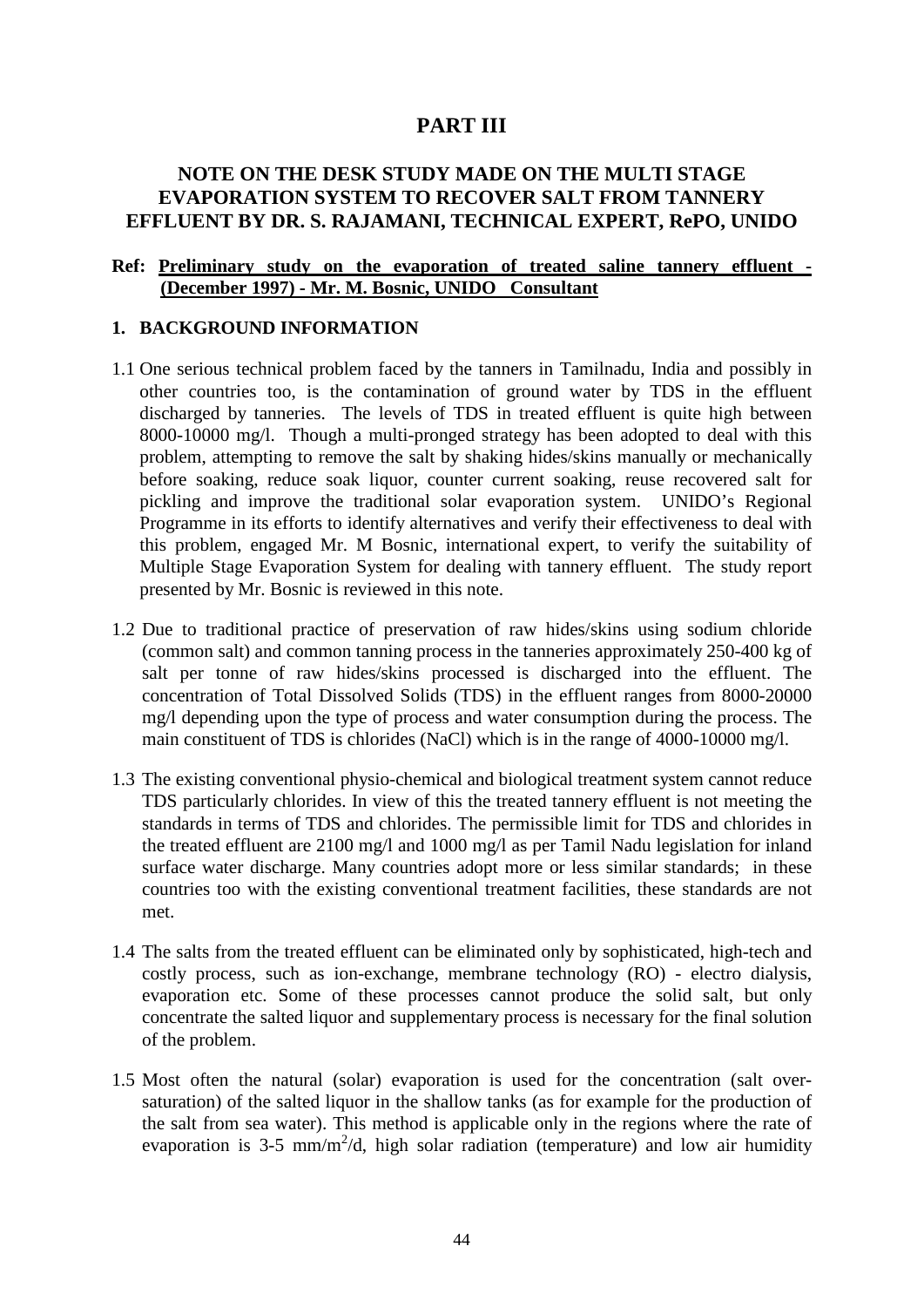# PART III

## NOTE ON THE DESK STUDY MADE ON THE MULTI STAGE EVAPORATION SYSTEM TO RECOVER SALT FROM TANNERY EFFLUENT BY DR. S. RAJAMANI, TECHNICAL EXPERT, RePO, UNIDO

**Ref: Preliminary study on the evaporation of treated saline tannery effluent - (December 1997) - Mr. M. Bosnic, UNIDO Consultant**

### 1. BACKGROUND INFORMATION

1.1 One serious technical problem faced by the tanners in Tamilnadu, India and possibly in other countries too, is the contamination of ground water by TDS in the effluent discharged by tanneries. The levels of TDS in treated effluent is quite high between 8000-10000 mg/l. Though a multi-pronged strategy has been adopted to deal with this problem, attempting to remove the salt by shaking hides/skins manually or mechanically before soaking, reduce soak liquor, counter current soaking, reuse recovered salt for pickling and improve the traditional solar evaporation system. UNIDO's Regional Programme in its efforts to identify alternatives and verify their effectiveness to deal with this problem, engaged Mr. M Bosnic, international expert, to verify the suitability of Multiple Stage Evaporation System for dealing with tannery effluent. The study report presented by Mr. Bosnic is reviewed in this note.

1.2 Due to traditional practice of preservation of raw hides/skins using sodium chloride (common salt) and common tanning process in the tanneries approximately 250-400 kg of salt per tonne of raw hides/skins processed is discharged into the effluent. The concentration of Total Dissolved Solids (TDS) in the effluent ranges from 8000-20000 mg/l depending upon the type of process and water consumption during the process. The main constituent of TDS is chlorides (NaCl) which is in the range of 4000-10000 mg/l.

1.3 The existing conventional physio-chemical and biological treatment system cannot reduce TDS particularly chlorides. In view of this the treated tannery effluent is not meeting the standards in terms of TDS and chlorides. The permissible limit for TDS and chlorides in the treated effluent are 2100 mg/l and 1000 mg/l as per Tamil Nadu legislation for inland surface water discharge. Many countries adopt more or less similar standards; in these countries too with the existing conventional treatment facilities, these standards are not met.

1.4 The salts from the treated effluent can be eliminated only by sophisticated, high-tech and costly process, such as ion-exchange, membrane technology (RO) - electro dialysis, evaporation etc. Some of these processes cannot produce the solid salt, but only concentrate the salted liquor and supplementary process is necessary for the final solution of the problem.

1.5 Most often the natural (solar) evaporation is used for the concentration (salt over-saturation) of the salted liquor in the shallow tanks (as for example for the production of the salt from sea water). This method is applicable only in the regions where the rate of evaporation is 3-5 mm/m$^2$/d, high solar radiation (temperature) and low air humidity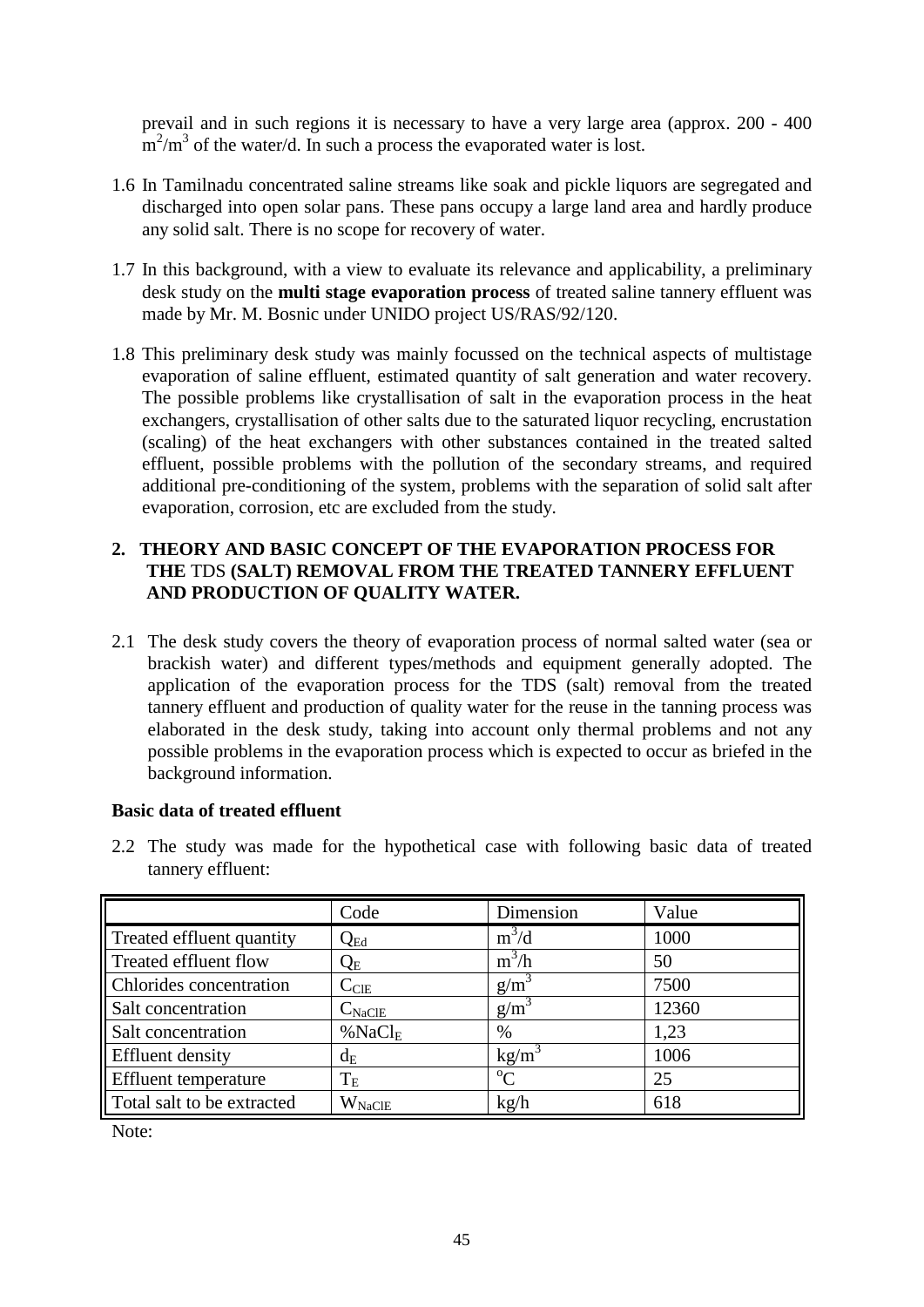prevail and in such regions it is necessary to have a very large area (approx. 200 - 400 $m^2/m^3$ of the water/d. In such a process the evaporated water is lost.

1.6 In Tamilnadu concentrated saline streams like soak and pickle liquors are segregated and discharged into open solar pans. These pans occupy a large land area and hardly produce any solid salt. There is no scope for recovery of water.

1.7 In this background, with a view to evaluate its relevance and applicability, a preliminary desk study on the **multi stage evaporation process** of treated saline tannery effluent was made by Mr. M. Bosnic under UNIDO project US/RAS/92/120.

1.8 This preliminary desk study was mainly focussed on the technical aspects of multistage evaporation of saline effluent, estimated quantity of salt generation and water recovery. The possible problems like crystallisation of salt in the evaporation process in the heat exchangers, crystallisation of other salts due to the saturated liquor recycling, encrustation (scaling) of the heat exchangers with other substances contained in the treated salted effluent, possible problems with the pollution of the secondary streams, and required additional pre-conditioning of the system, problems with the separation of solid salt after evaporation, corrosion, etc are excluded from the study.

## 2. THEORY AND BASIC CONCEPT OF THE EVAPORATION PROCESS FOR THE TDS (SALT) REMOVAL FROM THE TREATED TANNERY EFFLUENT AND PRODUCTION OF QUALITY WATER.

2.1 The desk study covers the theory of evaporation process of normal salted water (sea or brackish water) and different types/methods and equipment generally adopted. The application of the evaporation process for the TDS (salt) removal from the treated tannery effluent and production of quality water for the reuse in the tanning process was elaborated in the desk study, taking into account only thermal problems and not any possible problems in the evaporation process which is expected to occur as briefed in the background information.

**Basic data of treated effluent**

2.2 The study was made for the hypothetical case with following basic data of treated tannery effluent:

| | Code | Dimension | Value |
|---|---|---|---|
| Treated effluent quantity | $Q_{Ed}$ | $m^3/d$ | 1000 |
| Treated effluent flow | $Q_E$ | $m^3/h$ | 50 |
| Chlorides concentration | $C_{ClE}$ | $g/m^3$ | 7500 |
| Salt concentration | $C_{NaClE}$ | $g/m^3$ | 12360 |
| Salt concentration | $\%NaCl_E$ | % | 1,23 |
| Effluent density | $d_E$ | $kg/m^3$ | 1006 |
| Effluent temperature | $T_E$ | $^oC$ | 25 |
| Total salt to be extracted | $W_{NaClE}$ | kg/h | 618 |

Note: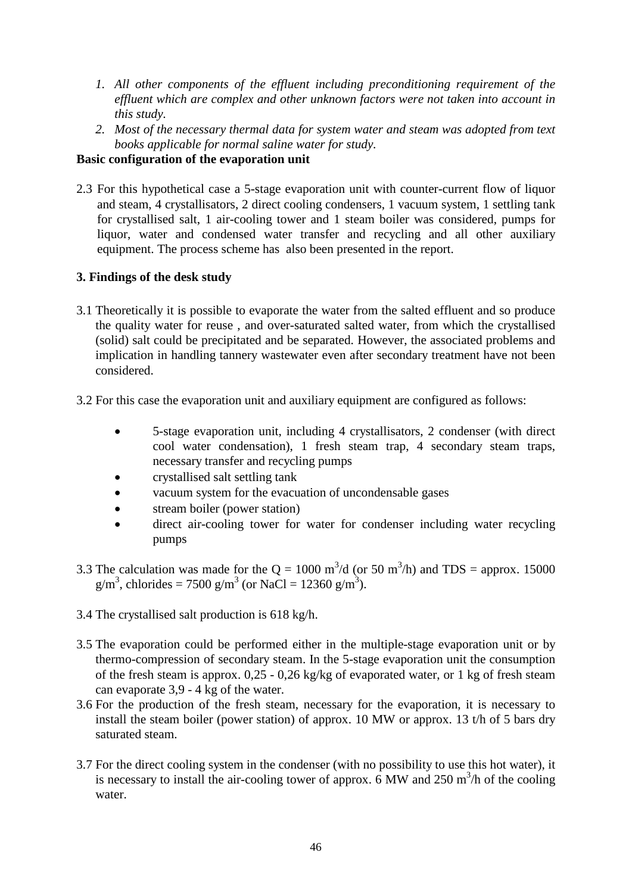1. *All other components of the effluent including preconditioning requirement of the effluent which are complex and other unknown factors were not taken into account in this study.*
2. *Most of the necessary thermal data for system water and steam was adopted from text books applicable for normal saline water for study.*

**Basic configuration of the evaporation unit**

2.3 For this hypothetical case a 5-stage evaporation unit with counter-current flow of liquor and steam, 4 crystallisators, 2 direct cooling condensers, 1 vacuum system, 1 settling tank for crystallised salt, 1 air-cooling tower and 1 steam boiler was considered, pumps for liquor, water and condensed water transfer and recycling and all other auxiliary equipment. The process scheme has also been presented in the report.

**3. Findings of the desk study**

3.1 Theoretically it is possible to evaporate the water from the salted effluent and so produce the quality water for reuse , and over-saturated salted water, from which the crystallised (solid) salt could be precipitated and be separated. However, the associated problems and implication in handling tannery wastewater even after secondary treatment have not been considered.

3.2 For this case the evaporation unit and auxiliary equipment are configured as follows:

- 5-stage evaporation unit, including 4 crystallisators, 2 condenser (with direct cool water condensation), 1 fresh steam trap, 4 secondary steam traps, necessary transfer and recycling pumps
- crystallised salt settling tank
- vacuum system for the evacuation of uncondensable gases
- stream boiler (power station)
- direct air-cooling tower for water for condenser including water recycling pumps

3.3 The calculation was made for the Q = 1000 $m^3$/d (or 50 $m^3$/h) and TDS = approx. 15000 g/$m^3$, chlorides = 7500 g/$m^3$ (or NaCl = 12360 g/$m^3$).

3.4 The crystallised salt production is 618 kg/h.

3.5 The evaporation could be performed either in the multiple-stage evaporation unit or by thermo-compression of secondary steam. In the 5-stage evaporation unit the consumption of the fresh steam is approx. 0,25 - 0,26 kg/kg of evaporated water, or 1 kg of fresh steam can evaporate 3,9 - 4 kg of the water.

3.6 For the production of the fresh steam, necessary for the evaporation, it is necessary to install the steam boiler (power station) of approx. 10 MW or approx. 13 t/h of 5 bars dry saturated steam.

3.7 For the direct cooling system in the condenser (with no possibility to use this hot water), it is necessary to install the air-cooling tower of approx. 6 MW and 250 $m^3$/h of the cooling water.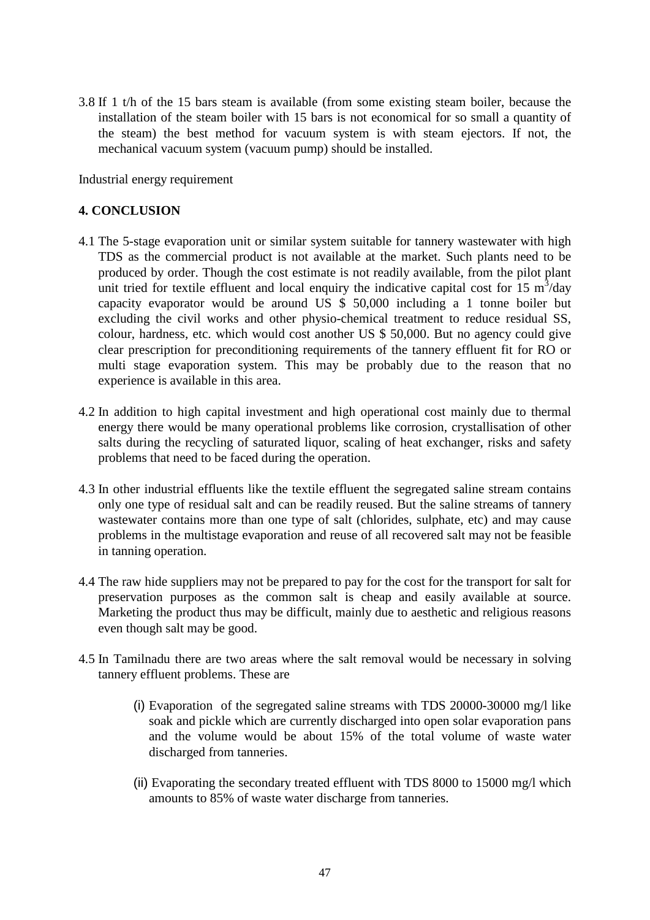3.8 If 1 t/h of the 15 bars steam is available (from some existing steam boiler, because the installation of the steam boiler with 15 bars is not economical for so small a quantity of the steam) the best method for vacuum system is with steam ejectors. If not, the mechanical vacuum system (vacuum pump) should be installed.

Industrial energy requirement

## 4. CONCLUSION

4.1 The 5-stage evaporation unit or similar system suitable for tannery wastewater with high TDS as the commercial product is not available at the market. Such plants need to be produced by order. Though the cost estimate is not readily available, from the pilot plant unit tried for textile effluent and local enquiry the indicative capital cost for 15 $m^3$/day capacity evaporator would be around US $ 50,000 including a 1 tonne boiler but excluding the civil works and other physio-chemical treatment to reduce residual SS, colour, hardness, etc. which would cost another US $ 50,000. But no agency could give clear prescription for preconditioning requirements of the tannery effluent fit for RO or multi stage evaporation system. This may be probably due to the reason that no experience is available in this area.

4.2 In addition to high capital investment and high operational cost mainly due to thermal energy there would be many operational problems like corrosion, crystallisation of other salts during the recycling of saturated liquor, scaling of heat exchanger, risks and safety problems that need to be faced during the operation.

4.3 In other industrial effluents like the textile effluent the segregated saline stream contains only one type of residual salt and can be readily reused. But the saline streams of tannery wastewater contains more than one type of salt (chlorides, sulphate, etc) and may cause problems in the multistage evaporation and reuse of all recovered salt may not be feasible in tanning operation.

4.4 The raw hide suppliers may not be prepared to pay for the cost for the transport for salt for preservation purposes as the common salt is cheap and easily available at source. Marketing the product thus may be difficult, mainly due to aesthetic and religious reasons even though salt may be good.

4.5 In Tamilnadu there are two areas where the salt removal would be necessary in solving tannery effluent problems. These are

   (i) Evaporation of the segregated saline streams with TDS 20000-30000 mg/l like soak and pickle which are currently discharged into open solar evaporation pans and the volume would be about 15% of the total volume of waste water discharged from tanneries.

   (ii) Evaporating the secondary treated effluent with TDS 8000 to 15000 mg/l which amounts to 85% of waste water discharge from tanneries.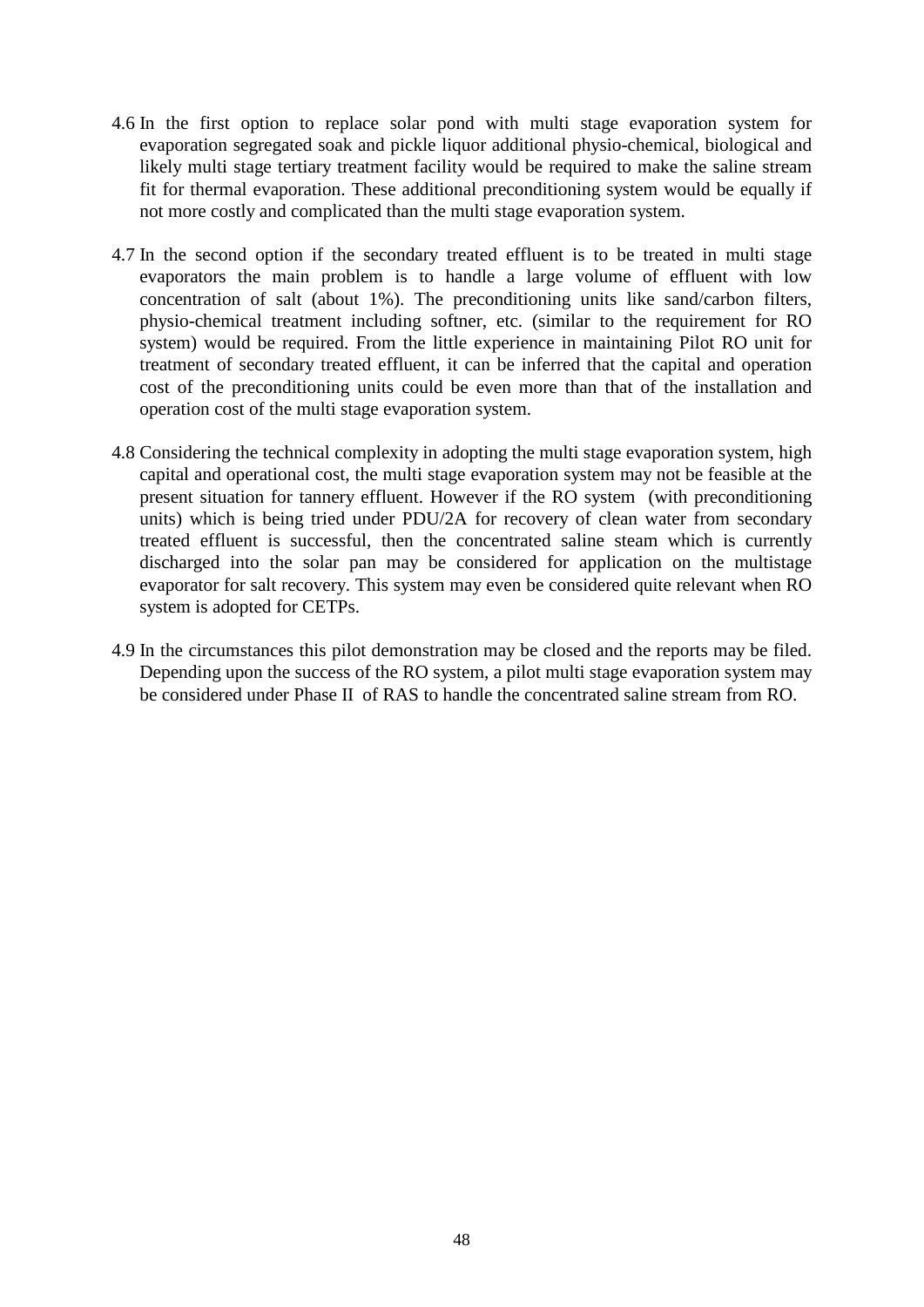4.6 In the first option to replace solar pond with multi stage evaporation system for evaporation segregated soak and pickle liquor additional physio-chemical, biological and likely multi stage tertiary treatment facility would be required to make the saline stream fit for thermal evaporation. These additional preconditioning system would be equally if not more costly and complicated than the multi stage evaporation system.

4.7 In the second option if the secondary treated effluent is to be treated in multi stage evaporators the main problem is to handle a large volume of effluent with low concentration of salt (about 1%). The preconditioning units like sand/carbon filters, physio-chemical treatment including softner, etc. (similar to the requirement for RO system) would be required. From the little experience in maintaining Pilot RO unit for treatment of secondary treated effluent, it can be inferred that the capital and operation cost of the preconditioning units could be even more than that of the installation and operation cost of the multi stage evaporation system.

4.8 Considering the technical complexity in adopting the multi stage evaporation system, high capital and operational cost, the multi stage evaporation system may not be feasible at the present situation for tannery effluent. However if the RO system (with preconditioning units) which is being tried under PDU/2A for recovery of clean water from secondary treated effluent is successful, then the concentrated saline steam which is currently discharged into the solar pan may be considered for application on the multistage evaporator for salt recovery. This system may even be considered quite relevant when RO system is adopted for CETPs.

4.9 In the circumstances this pilot demonstration may be closed and the reports may be filed. Depending upon the success of the RO system, a pilot multi stage evaporation system may be considered under Phase II of RAS to handle the concentrated saline stream from RO.